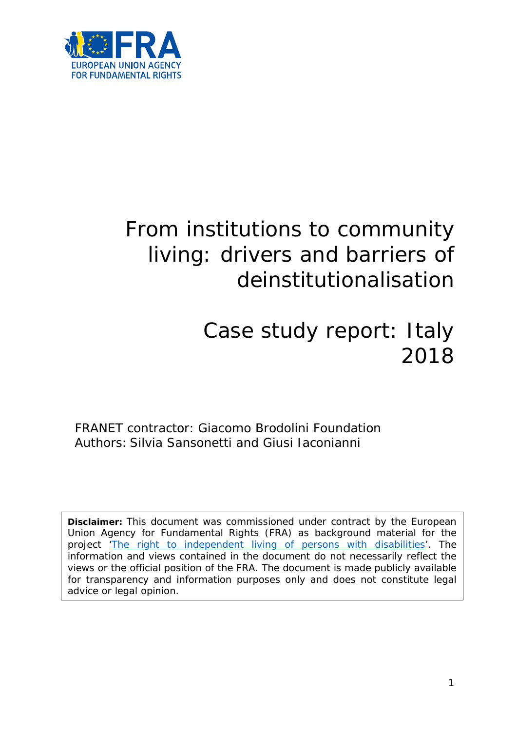EUROPEAN UNION AGENCY FOR FUNDAMENTAL RIGHTS

# From institutions to community living: drivers and barriers of deinstitutionalisation

# Case study report: Italy 2018

FRANET contractor: Giacomo Brodolini Foundation
Authors: Silvia Sansonetti and Giusi Iaconianni

**Disclaimer:** This document was commissioned under contract by the European Union Agency for Fundamental Rights (FRA) as background material for the project 'The right to independent living of persons with disabilities'. The information and views contained in the document do not necessarily reflect the views or the official position of the FRA. The document is made publicly available for transparency and information purposes only and does not constitute legal advice or legal opinion.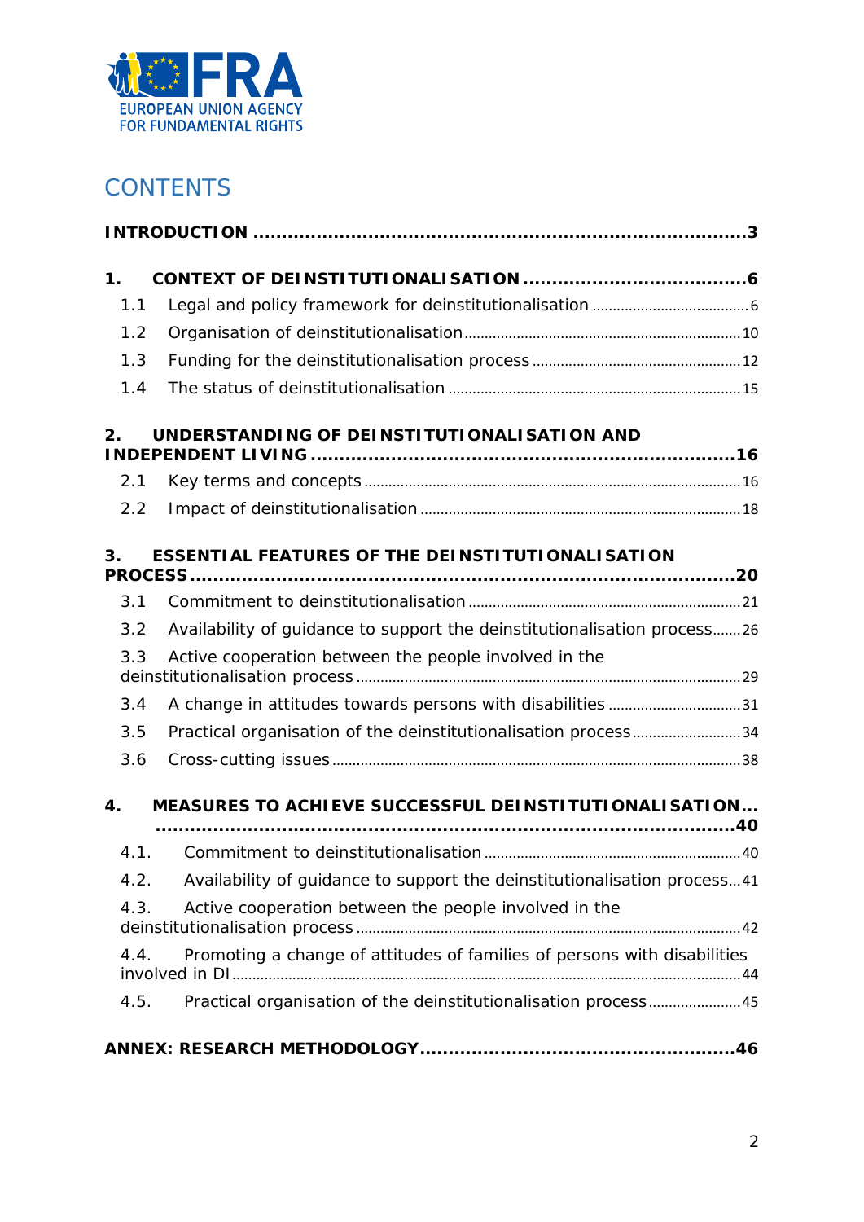FRA
EUROPEAN UNION AGENCY
FOR FUNDAMENTAL RIGHTS

# CONTENTS

**INTRODUCTION** ....................................................................................**3**

**1. CONTEXT OF DEINSTITUTIONALISATION** .......................................**6**

- 1.1 Legal and policy framework for deinstitutionalisation ...................................... 6
- 1.2 Organisation of deinstitutionalisation .................................................................... 10
- 1.3 Funding for the deinstitutionalisation process .................................................... 12
- 1.4 The status of deinstitutionalisation ....................................................................... 15

**2. UNDERSTANDING OF DEINSTITUTIONALISATION AND INDEPENDENT LIVING** ........................................................................**16**

- 2.1 Key terms and concepts ............................................................................................. 16
- 2.2 Impact of deinstitutionalisation ................................................................................ 18

**3. ESSENTIAL FEATURES OF THE DEINSTITUTIONALISATION PROCESS** ...............................................................................................**20**

- 3.1 Commitment to deinstitutionalisation ................................................................... 21
- 3.2 Availability of guidance to support the deinstitutionalisation process....... 26
- 3.3 Active cooperation between the people involved in the deinstitutionalisation process ............................................................................................... 29
- 3.4 A change in attitudes towards persons with disabilities ................................. 31
- 3.5 Practical organisation of the deinstitutionalisation process........................... 34
- 3.6 Cross-cutting issues ..................................................................................................... 38

**4. MEASURES TO ACHIEVE SUCCESSFUL DEINSTITUTIONALISATION... ...........................................................................................................40**

- 4.1. Commitment to deinstitutionalisation ............................................................... 40
- 4.2. Availability of guidance to support the deinstitutionalisation process... 41
- 4.3. Active cooperation between the people involved in the deinstitutionalisation process ............................................................................................... 42
- 4.4. Promoting a change of attitudes of families of persons with disabilities involved in DI ............................................................................................................... 44
- 4.5. Practical organisation of the deinstitutionalisation process ....................... 45

**ANNEX: RESEARCH METHODOLOGY** ......................................................**46**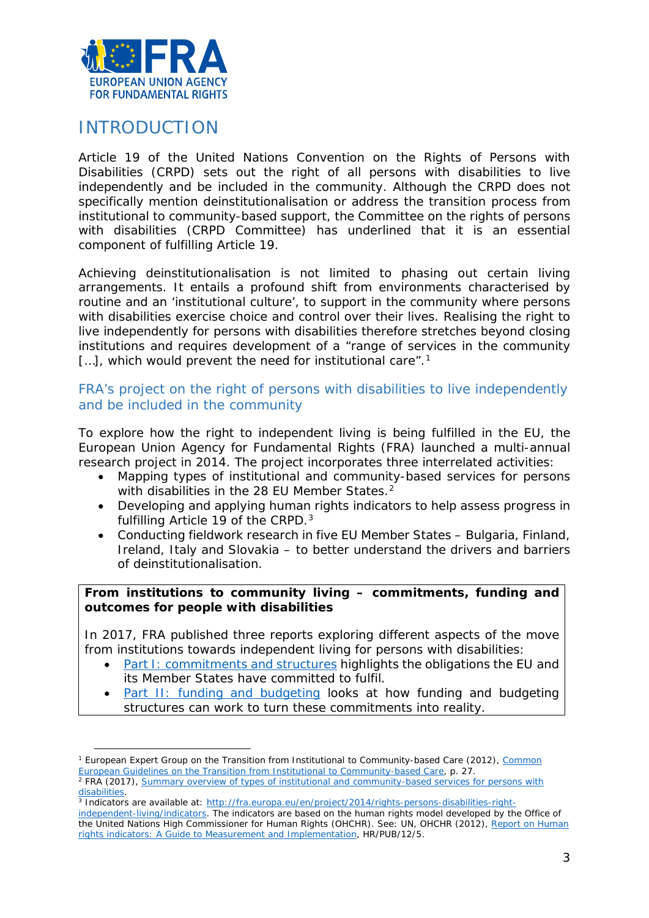# INTRODUCTION

Article 19 of the United Nations Convention on the Rights of Persons with Disabilities (CRPD) sets out the right of all persons with disabilities to live independently and be included in the community. Although the CRPD does not specifically mention deinstitutionalisation or address the transition process from institutional to community-based support, the Committee on the rights of persons with disabilities (CRPD Committee) has underlined that it is an essential component of fulfilling Article 19.

Achieving deinstitutionalisation is not limited to phasing out certain living arrangements. It entails a profound shift from environments characterised by routine and an 'institutional culture', to support in the community where persons with disabilities exercise choice and control over their lives. Realising the right to live independently for persons with disabilities therefore stretches beyond closing institutions and requires development of a "range of services in the community […], which would prevent the need for institutional care".[1]

## FRA's project on the right of persons with disabilities to live independently and be included in the community

To explore how the right to independent living is being fulfilled in the EU, the European Union Agency for Fundamental Rights (FRA) launched a multi-annual research project in 2014. The project incorporates three interrelated activities:

- Mapping types of institutional and community-based services for persons with disabilities in the 28 EU Member States.[2]
- Developing and applying human rights indicators to help assess progress in fulfilling Article 19 of the CRPD.[3]
- Conducting fieldwork research in five EU Member States – Bulgaria, Finland, Ireland, Italy and Slovakia – to better understand the drivers and barriers of deinstitutionalisation.

**From institutions to community living – commitments, funding and outcomes for people with disabilities**

In 2017, FRA published three reports exploring different aspects of the move from institutions towards independent living for persons with disabilities:

- Part I: commitments and structures highlights the obligations the EU and its Member States have committed to fulfil.
- Part II: funding and budgeting looks at how funding and budgeting structures can work to turn these commitments into reality.

---

[1] European Expert Group on the Transition from Institutional to Community-based Care (2012), Common European Guidelines on the Transition from Institutional to Community-based Care, p. 27.

[2] FRA (2017), Summary overview of types of institutional and community-based services for persons with disabilities.

[3] Indicators are available at: http://fra.europa.eu/en/project/2014/rights-persons-disabilities-right-independent-living/indicators. The indicators are based on the human rights model developed by the Office of the United Nations High Commissioner for Human Rights (OHCHR). See: UN, OHCHR (2012), Report on Human rights indicators: A Guide to Measurement and Implementation, HR/PUB/12/5.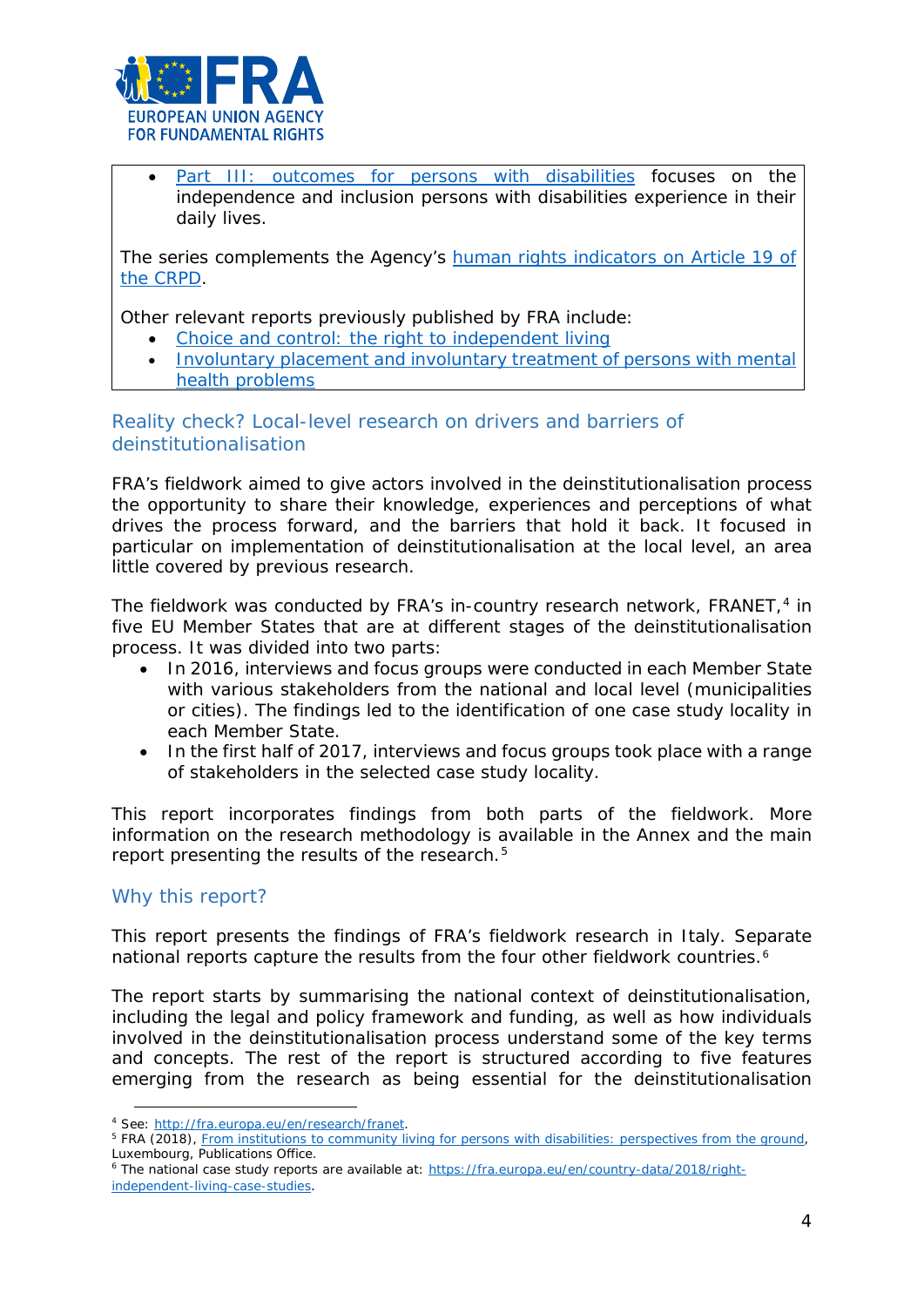- Part III: outcomes for persons with disabilities focuses on the independence and inclusion persons with disabilities experience in their daily lives.

The series complements the Agency's human rights indicators on Article 19 of the CRPD.

Other relevant reports previously published by FRA include:

- Choice and control: the right to independent living
- Involuntary placement and involuntary treatment of persons with mental health problems

## Reality check? Local-level research on drivers and barriers of deinstitutionalisation

FRA's fieldwork aimed to give actors involved in the deinstitutionalisation process the opportunity to share their knowledge, experiences and perceptions of what drives the process forward, and the barriers that hold it back. It focused in particular on implementation of deinstitutionalisation at the local level, an area little covered by previous research.

The fieldwork was conducted by FRA's in-country research network, FRANET,[4] in five EU Member States that are at different stages of the deinstitutionalisation process. It was divided into two parts:

- In 2016, interviews and focus groups were conducted in each Member State with various stakeholders from the national and local level (municipalities or cities). The findings led to the identification of one case study locality in each Member State.
- In the first half of 2017, interviews and focus groups took place with a range of stakeholders in the selected case study locality.

This report incorporates findings from both parts of the fieldwork. More information on the research methodology is available in the Annex and the main report presenting the results of the research.[5]

## Why this report?

This report presents the findings of FRA's fieldwork research in Italy. Separate national reports capture the results from the four other fieldwork countries.[6]

The report starts by summarising the national context of deinstitutionalisation, including the legal and policy framework and funding, as well as how individuals involved in the deinstitutionalisation process understand some of the key terms and concepts. The rest of the report is structured according to five features emerging from the research as being essential for the deinstitutionalisation

---

[4] See: http://fra.europa.eu/en/research/franet.

[5] FRA (2018), From institutions to community living for persons with disabilities: perspectives from the ground, Luxembourg, Publications Office.

[6] The national case study reports are available at: https://fra.europa.eu/en/country-data/2018/right-independent-living-case-studies.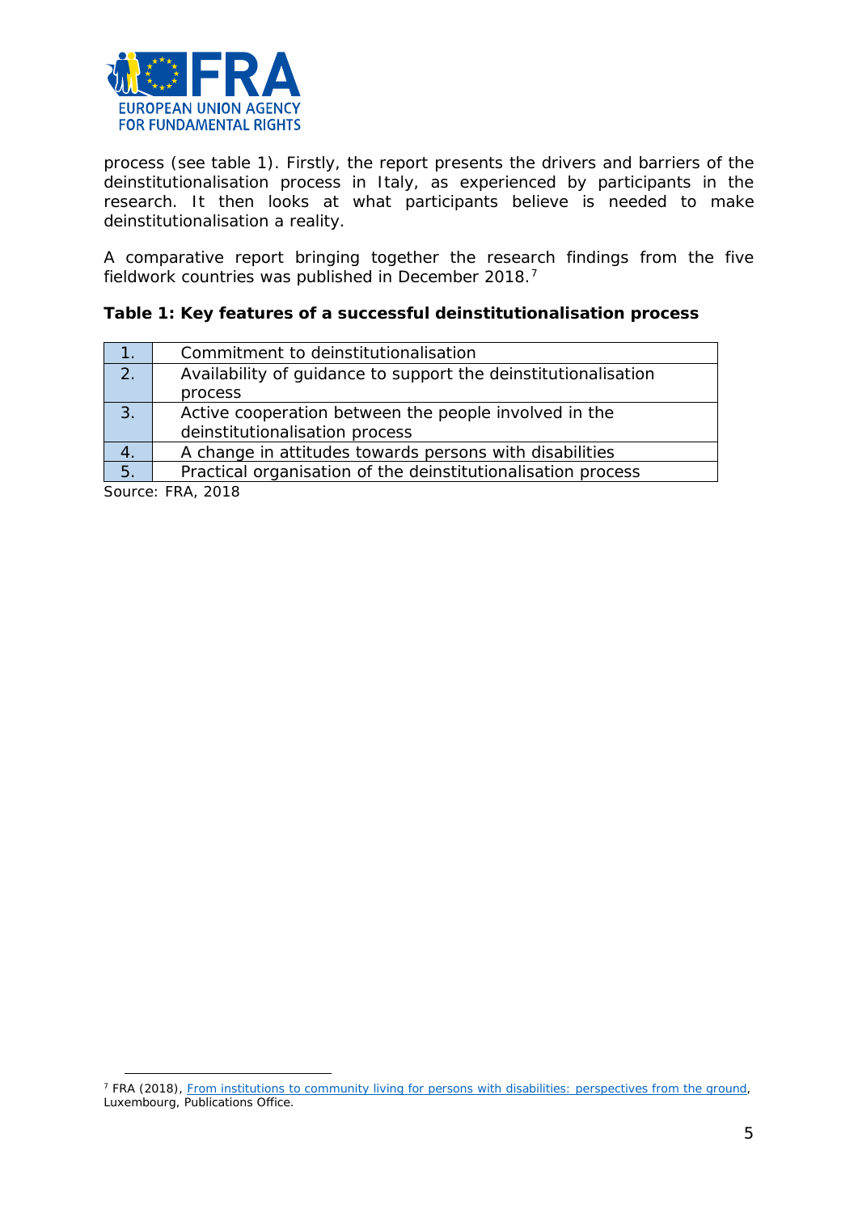process (see table 1). Firstly, the report presents the drivers and barriers of the deinstitutionalisation process in Italy, as experienced by participants in the research. It then looks at what participants believe is needed to make deinstitutionalisation a reality.

A comparative report bringing together the research findings from the five fieldwork countries was published in December 2018.[7]

**Table 1: Key features of a successful deinstitutionalisation process**

| | |
|---|---|
| 1. | Commitment to deinstitutionalisation |
| 2. | Availability of guidance to support the deinstitutionalisation process |
| 3. | Active cooperation between the people involved in the deinstitutionalisation process |
| 4. | A change in attitudes towards persons with disabilities |
| 5. | Practical organisation of the deinstitutionalisation process |

Source: FRA, 2018

[7] FRA (2018), From institutions to community living for persons with disabilities: perspectives from the ground, Luxembourg, Publications Office.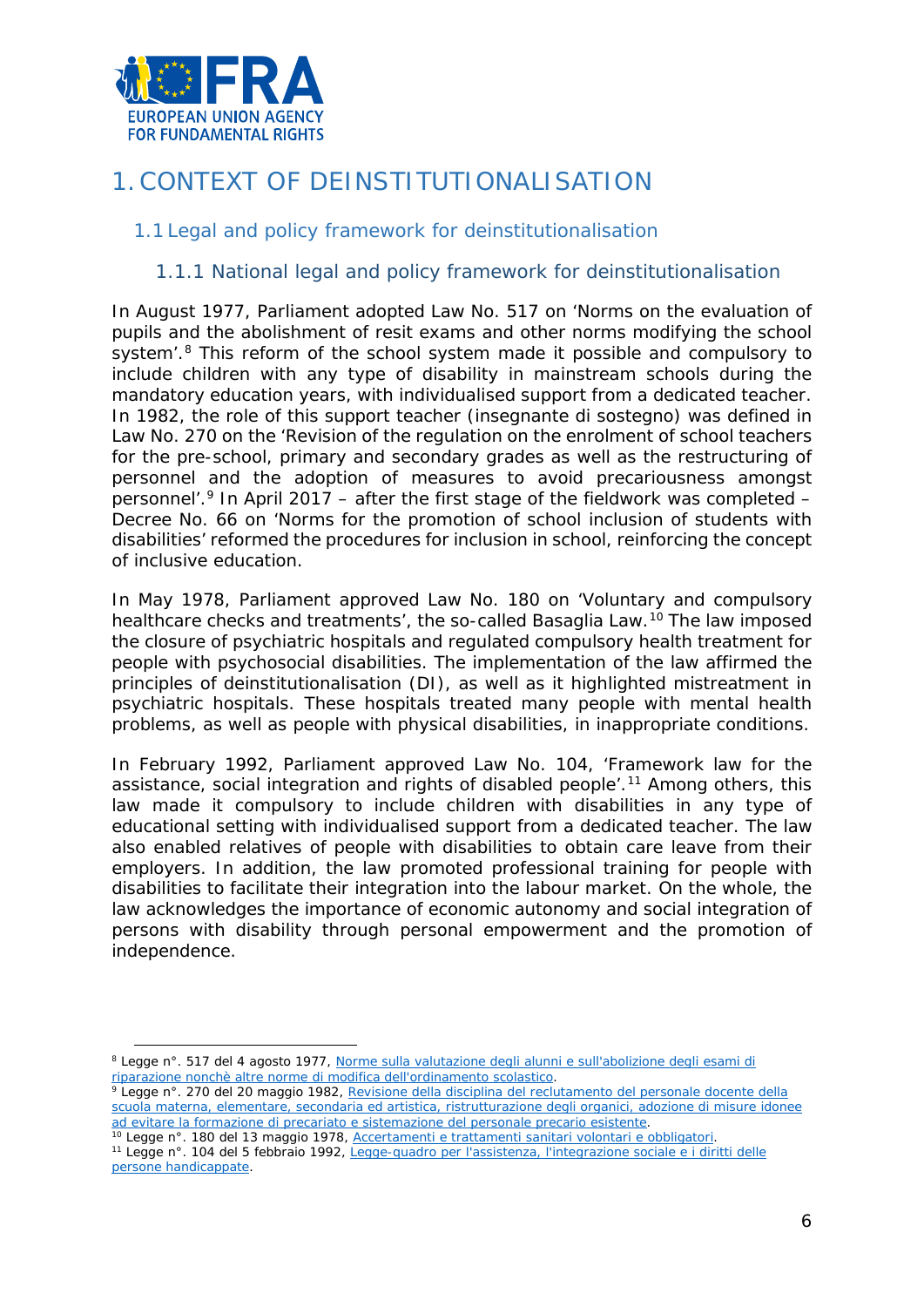# 1. CONTEXT OF DEINSTITUTIONALISATION

## 1.1 Legal and policy framework for deinstitutionalisation

### 1.1.1 National legal and policy framework for deinstitutionalisation

In August 1977, Parliament adopted Law No. 517 on 'Norms on the evaluation of pupils and the abolishment of resit exams and other norms modifying the school system'.[8] This reform of the school system made it possible and compulsory to include children with any type of disability in mainstream schools during the mandatory education years, with individualised support from a dedicated teacher. In 1982, the role of this support teacher (*insegnante di sostegno*) was defined in Law No. 270 on the 'Revision of the regulation on the enrolment of school teachers for the pre-school, primary and secondary grades as well as the restructuring of personnel and the adoption of measures to avoid precariousness amongst personnel'.[9] In April 2017 – after the first stage of the fieldwork was completed – Decree No. 66 on 'Norms for the promotion of school inclusion of students with disabilities' reformed the procedures for inclusion in school, reinforcing the concept of inclusive education.

In May 1978, Parliament approved Law No. 180 on 'Voluntary and compulsory healthcare checks and treatments', the so-called Basaglia Law.[10] The law imposed the closure of psychiatric hospitals and regulated compulsory health treatment for people with psychosocial disabilities. The implementation of the law affirmed the principles of deinstitutionalisation (DI), as well as it highlighted mistreatment in psychiatric hospitals. These hospitals treated many people with mental health problems, as well as people with physical disabilities, in inappropriate conditions.

In February 1992, Parliament approved Law No. 104, 'Framework law for the assistance, social integration and rights of disabled people'.[11] Among others, this law made it compulsory to include children with disabilities in any type of educational setting with individualised support from a dedicated teacher. The law also enabled relatives of people with disabilities to obtain care leave from their employers. In addition, the law promoted professional training for people with disabilities to facilitate their integration into the labour market. On the whole, the law acknowledges the importance of economic autonomy and social integration of persons with disability through personal empowerment and the promotion of independence.

---

[8] Legge n°. 517 del 4 agosto 1977, Norme sulla valutazione degli alunni e sull'abolizione degli esami di riparazione nonchè altre norme di modifica dell'ordinamento scolastico.

[9] Legge n°. 270 del 20 maggio 1982, Revisione della disciplina del reclutamento del personale docente della scuola materna, elementare, secondaria ed artistica, ristrutturazione degli organici, adozione di misure idonee ad evitare la formazione di precariato e sistemazione del personale precario esistente.

[10] Legge n°. 180 del 13 maggio 1978, Accertamenti e trattamenti sanitari volontari e obbligatori.

[11] Legge n°. 104 del 5 febbraio 1992, Legge-quadro per l'assistenza, l'integrazione sociale e i diritti delle persone handicappate.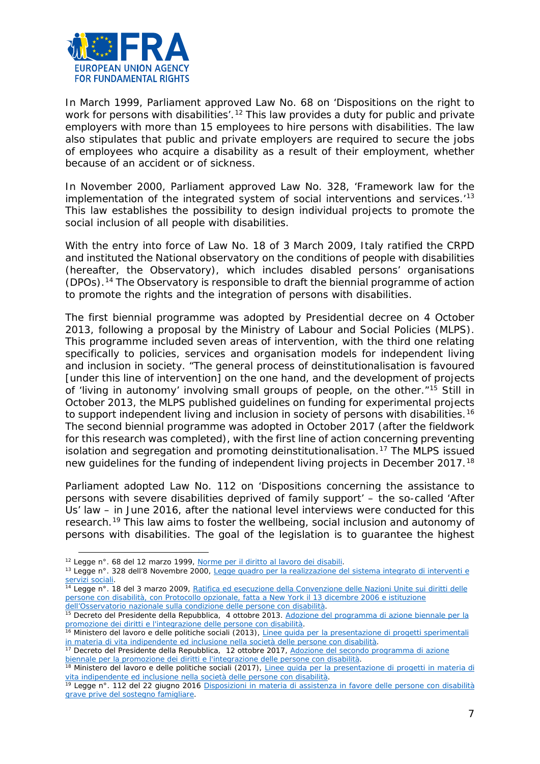In March 1999, Parliament approved Law No. 68 on 'Dispositions on the right to work for persons with disabilities'.[12] This law provides a duty for public and private employers with more than 15 employees to hire persons with disabilities. The law also stipulates that public and private employers are required to secure the jobs of employees who acquire a disability as a result of their employment, whether because of an accident or of sickness.

In November 2000, Parliament approved Law No. 328, 'Framework law for the implementation of the integrated system of social interventions and services.'[13] This law establishes the possibility to design individual projects to promote the social inclusion of all people with disabilities.

With the entry into force of Law No. 18 of 3 March 2009, Italy ratified the CRPD and instituted the National observatory on the conditions of people with disabilities (hereafter, the Observatory), which includes disabled persons' organisations (DPOs).[14] The Observatory is responsible to draft the biennial programme of action to promote the rights and the integration of persons with disabilities.

The first biennial programme was adopted by Presidential decree on 4 October 2013, following a proposal by the Ministry of Labour and Social Policies (MLPS). This programme included seven areas of intervention, with the third one relating specifically to policies, services and organisation models for independent living and inclusion in society. "The general process of deinstitutionalisation is favoured [under this line of intervention] on the one hand, and the development of projects of 'living in autonomy' involving small groups of people, on the other."[15] Still in October 2013, the MLPS published guidelines on funding for experimental projects to support independent living and inclusion in society of persons with disabilities.[16] The second biennial programme was adopted in October 2017 (after the fieldwork for this research was completed), with the first line of action concerning preventing isolation and segregation and promoting deinstitutionalisation.[17] The MLPS issued new guidelines for the funding of independent living projects in December 2017.[18]

Parliament adopted Law No. 112 on 'Dispositions concerning the assistance to persons with severe disabilities deprived of family support' – the so-called 'After Us' law – in June 2016, after the national level interviews were conducted for this research.[19] This law aims to foster the wellbeing, social inclusion and autonomy of persons with disabilities. The goal of the legislation is to guarantee the highest

---

[12] Legge n°. 68 del 12 marzo 1999, Norme per il diritto al lavoro dei disabili.

[13] Legge n°. 328 dell'8 Novembre 2000, Legge quadro per la realizzazione del sistema integrato di interventi e servizi sociali.

[14] Legge n°. 18 del 3 marzo 2009, Ratifica ed esecuzione della Convenzione delle Nazioni Unite sui diritti delle persone con disabilità, con Protocollo opzionale, fatta a New York il 13 dicembre 2006 e istituzione dell'Osservatorio nazionale sulla condizione delle persone con disabilità.

[15] Decreto del Presidente della Repubblica, 4 ottobre 2013. Adozione del programma di azione biennale per la promozione dei diritti e l'integrazione delle persone con disabilità.

[16] Ministero del lavoro e delle politiche sociali (2013), Linee guida per la presentazione di progetti sperimentali in materia di vita indipendente ed inclusione nella società delle persone con disabilità.

[17] Decreto del Presidente della Repubblica, 12 ottobre 2017, Adozione del secondo programma di azione biennale per la promozione dei diritti e l'integrazione delle persone con disabilità.

[18] Ministero del lavoro e delle politiche sociali (2017), Linee guida per la presentazione di progetti in materia di vita indipendente ed inclusione nella società delle persone con disabilità.

[19] Legge n°. 112 del 22 giugno 2016 Disposizioni in materia di assistenza in favore delle persone con disabilità grave prive del sostegno famigliare.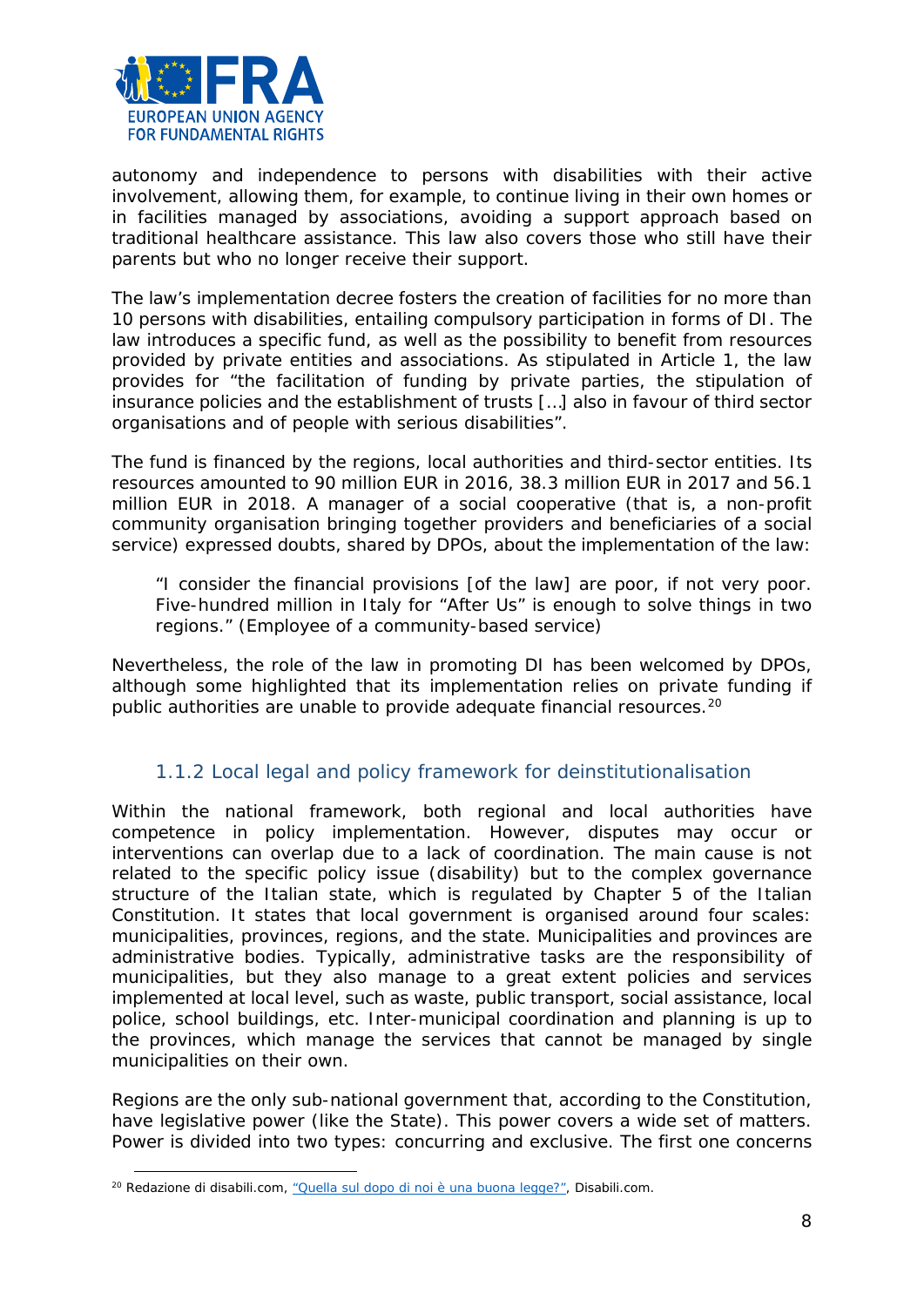autonomy and independence to persons with disabilities with their active involvement, allowing them, for example, to continue living in their own homes or in facilities managed by associations, avoiding a support approach based on traditional healthcare assistance. This law also covers those who still have their parents but who no longer receive their support.

The law's implementation decree fosters the creation of facilities for no more than 10 persons with disabilities, entailing compulsory participation in forms of DI. The law introduces a specific fund, as well as the possibility to benefit from resources provided by private entities and associations. As stipulated in Article 1, the law provides for "the facilitation of funding by private parties, the stipulation of insurance policies and the establishment of trusts […] also in favour of third sector organisations and of people with serious disabilities".

The fund is financed by the regions, local authorities and third-sector entities. Its resources amounted to 90 million EUR in 2016, 38.3 million EUR in 2017 and 56.1 million EUR in 2018. A manager of a social cooperative (that is, a non-profit community organisation bringing together providers and beneficiaries of a social service) expressed doubts, shared by DPOs, about the implementation of the law:

> "I consider the financial provisions [of the law] are poor, if not very poor. Five-hundred million in Italy for "After Us" is enough to solve things in two regions." (Employee of a community-based service)

Nevertheless, the role of the law in promoting DI has been welcomed by DPOs, although some highlighted that its implementation relies on private funding if public authorities are unable to provide adequate financial resources.[20]

### 1.1.2 Local legal and policy framework for deinstitutionalisation

Within the national framework, both regional and local authorities have competence in policy implementation. However, disputes may occur or interventions can overlap due to a lack of coordination. The main cause is not related to the specific policy issue (disability) but to the complex governance structure of the Italian state, which is regulated by Chapter 5 of the Italian Constitution. It states that local government is organised around four scales: municipalities, provinces, regions, and the state. Municipalities and provinces are administrative bodies. Typically, administrative tasks are the responsibility of municipalities, but they also manage to a great extent policies and services implemented at local level, such as waste, public transport, social assistance, local police, school buildings, etc. Inter-municipal coordination and planning is up to the provinces, which manage the services that cannot be managed by single municipalities on their own.

Regions are the only sub-national government that, according to the Constitution, have legislative power (like the State). This power covers a wide set of matters. Power is divided into two types: concurring and exclusive. The first one concerns

---

[20] Redazione di disabili.com, "Quella sul dopo di noi è una buona legge?", Disabili.com.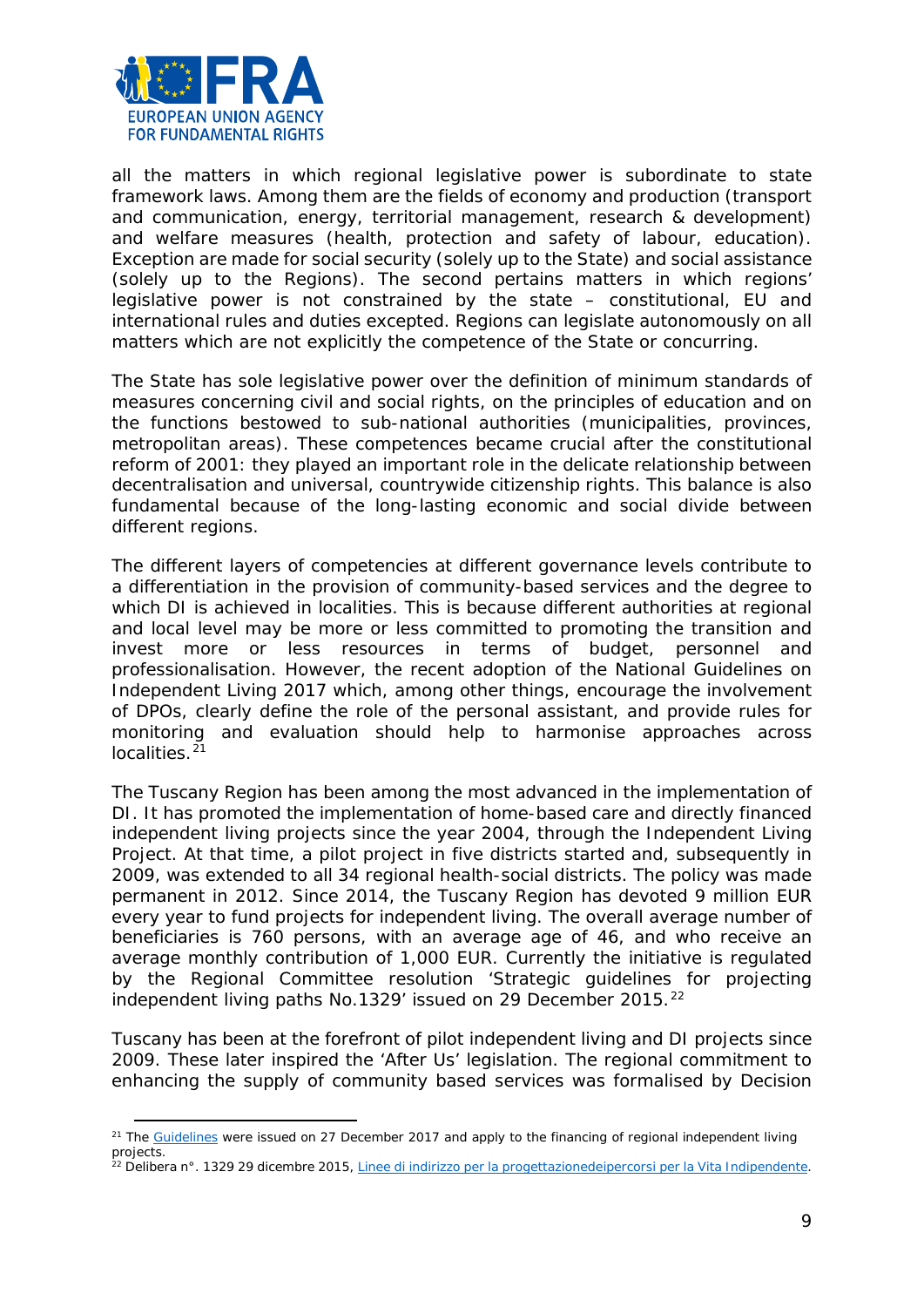all the matters in which regional legislative power is subordinate to state framework laws. Among them are the fields of economy and production (transport and communication, energy, territorial management, research & development) and welfare measures (health, protection and safety of labour, education). Exception are made for social security (solely up to the State) and social assistance (solely up to the Regions). The second pertains matters in which regions' legislative power is not constrained by the state – constitutional, EU and international rules and duties excepted. Regions can legislate autonomously on all matters which are not explicitly the competence of the State or concurring.

The State has sole legislative power over the definition of minimum standards of measures concerning civil and social rights, on the principles of education and on the functions bestowed to sub-national authorities (municipalities, provinces, metropolitan areas). These competences became crucial after the constitutional reform of 2001: they played an important role in the delicate relationship between decentralisation and universal, countrywide citizenship rights. This balance is also fundamental because of the long-lasting economic and social divide between different regions.

The different layers of competencies at different governance levels contribute to a differentiation in the provision of community-based services and the degree to which DI is achieved in localities. This is because different authorities at regional and local level may be more or less committed to promoting the transition and invest more or less resources in terms of budget, personnel and professionalisation. However, the recent adoption of the National Guidelines on Independent Living 2017 which, among other things, encourage the involvement of DPOs, clearly define the role of the personal assistant, and provide rules for monitoring and evaluation should help to harmonise approaches across localities.[21]

The Tuscany Region has been among the most advanced in the implementation of DI. It has promoted the implementation of home-based care and directly financed independent living projects since the year 2004, through the Independent Living Project. At that time, a pilot project in five districts started and, subsequently in 2009, was extended to all 34 regional health-social districts. The policy was made permanent in 2012. Since 2014, the Tuscany Region has devoted 9 million EUR every year to fund projects for independent living. The overall average number of beneficiaries is 760 persons, with an average age of 46, and who receive an average monthly contribution of 1,000 EUR. Currently the initiative is regulated by the Regional Committee resolution 'Strategic guidelines for projecting independent living paths No.1329' issued on 29 December 2015.[22]

Tuscany has been at the forefront of pilot independent living and DI projects since 2009. These later inspired the 'After Us' legislation. The regional commitment to enhancing the supply of community based services was formalised by Decision

---

[21] The Guidelines were issued on 27 December 2017 and apply to the financing of regional independent living projects.

[22] Delibera n°. 1329 29 dicembre 2015, Linee di indirizzo per la progettazionedeipercorsi per la Vita Indipendente.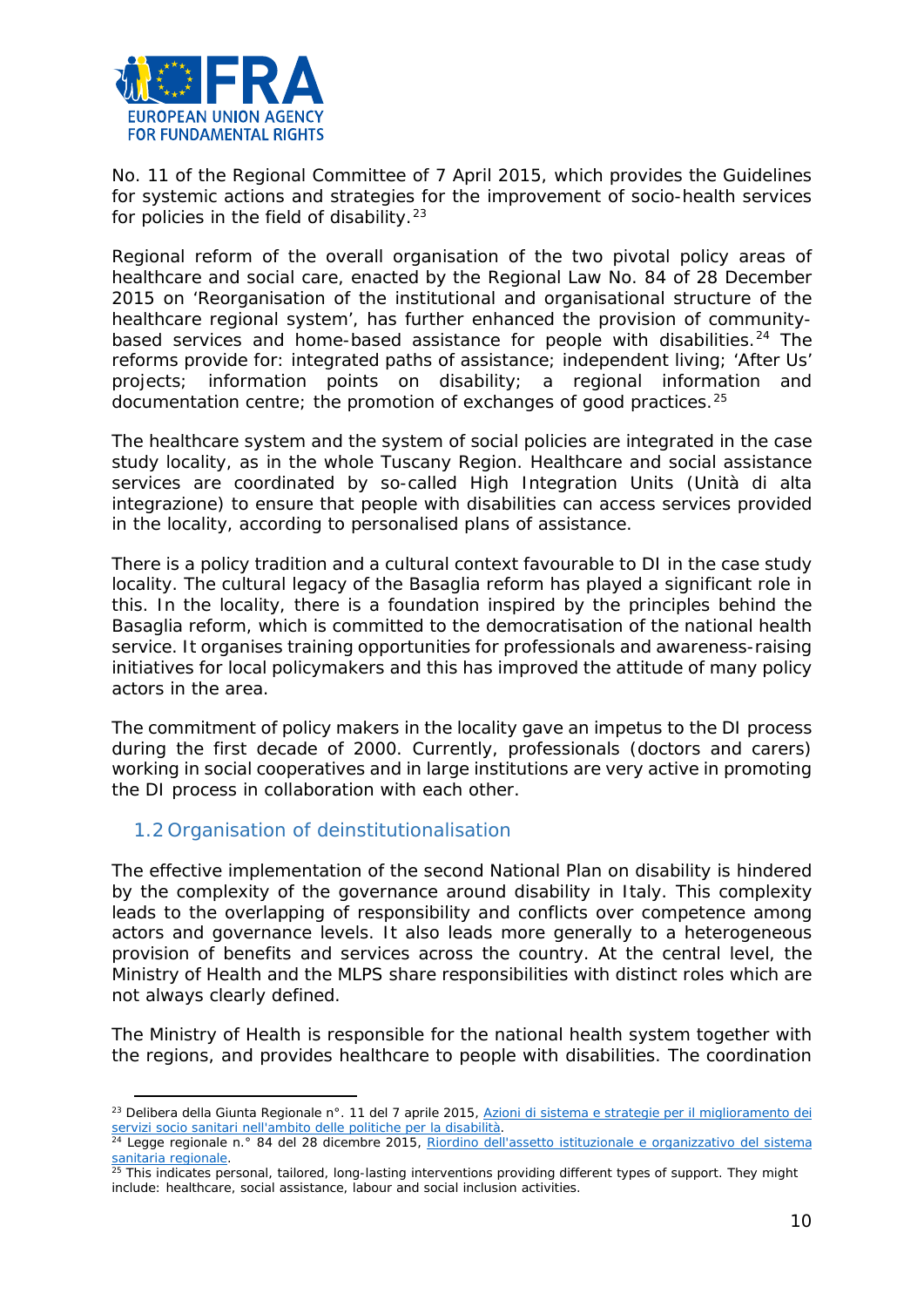No. 11 of the Regional Committee of 7 April 2015, which provides the Guidelines for systemic actions and strategies for the improvement of socio-health services for policies in the field of disability.[23]

Regional reform of the overall organisation of the two pivotal policy areas of healthcare and social care, enacted by the Regional Law No. 84 of 28 December 2015 on 'Reorganisation of the institutional and organisational structure of the healthcare regional system', has further enhanced the provision of community-based services and home-based assistance for people with disabilities.[24] The reforms provide for: integrated paths of assistance; independent living; 'After Us' projects; information points on disability; a regional information and documentation centre; the promotion of exchanges of good practices.[25]

The healthcare system and the system of social policies are integrated in the case study locality, as in the whole Tuscany Region. Healthcare and social assistance services are coordinated by so-called High Integration Units (Unità di alta integrazione) to ensure that people with disabilities can access services provided in the locality, according to personalised plans of assistance.

There is a policy tradition and a cultural context favourable to DI in the case study locality. The cultural legacy of the Basaglia reform has played a significant role in this. In the locality, there is a foundation inspired by the principles behind the Basaglia reform, which is committed to the democratisation of the national health service. It organises training opportunities for professionals and awareness-raising initiatives for local policymakers and this has improved the attitude of many policy actors in the area.

The commitment of policy makers in the locality gave an impetus to the DI process during the first decade of 2000. Currently, professionals (doctors and carers) working in social cooperatives and in large institutions are very active in promoting the DI process in collaboration with each other.

## 1.2 Organisation of deinstitutionalisation

The effective implementation of the second National Plan on disability is hindered by the complexity of the governance around disability in Italy. This complexity leads to the overlapping of responsibility and conflicts over competence among actors and governance levels. It also leads more generally to a heterogeneous provision of benefits and services across the country. At the central level, the Ministry of Health and the MLPS share responsibilities with distinct roles which are not always clearly defined.

The Ministry of Health is responsible for the national health system together with the regions, and provides healthcare to people with disabilities. The coordination

---

[23] Delibera della Giunta Regionale n°. 11 del 7 aprile 2015, Azioni di sistema e strategie per il miglioramento dei servizi socio sanitari nell'ambito delle politiche per la disabilità.

[24] Legge regionale n.° 84 del 28 dicembre 2015, Riordino dell'assetto istituzionale e organizzativo del sistema sanitaria regionale.

[25] This indicates personal, tailored, long-lasting interventions providing different types of support. They might include: healthcare, social assistance, labour and social inclusion activities.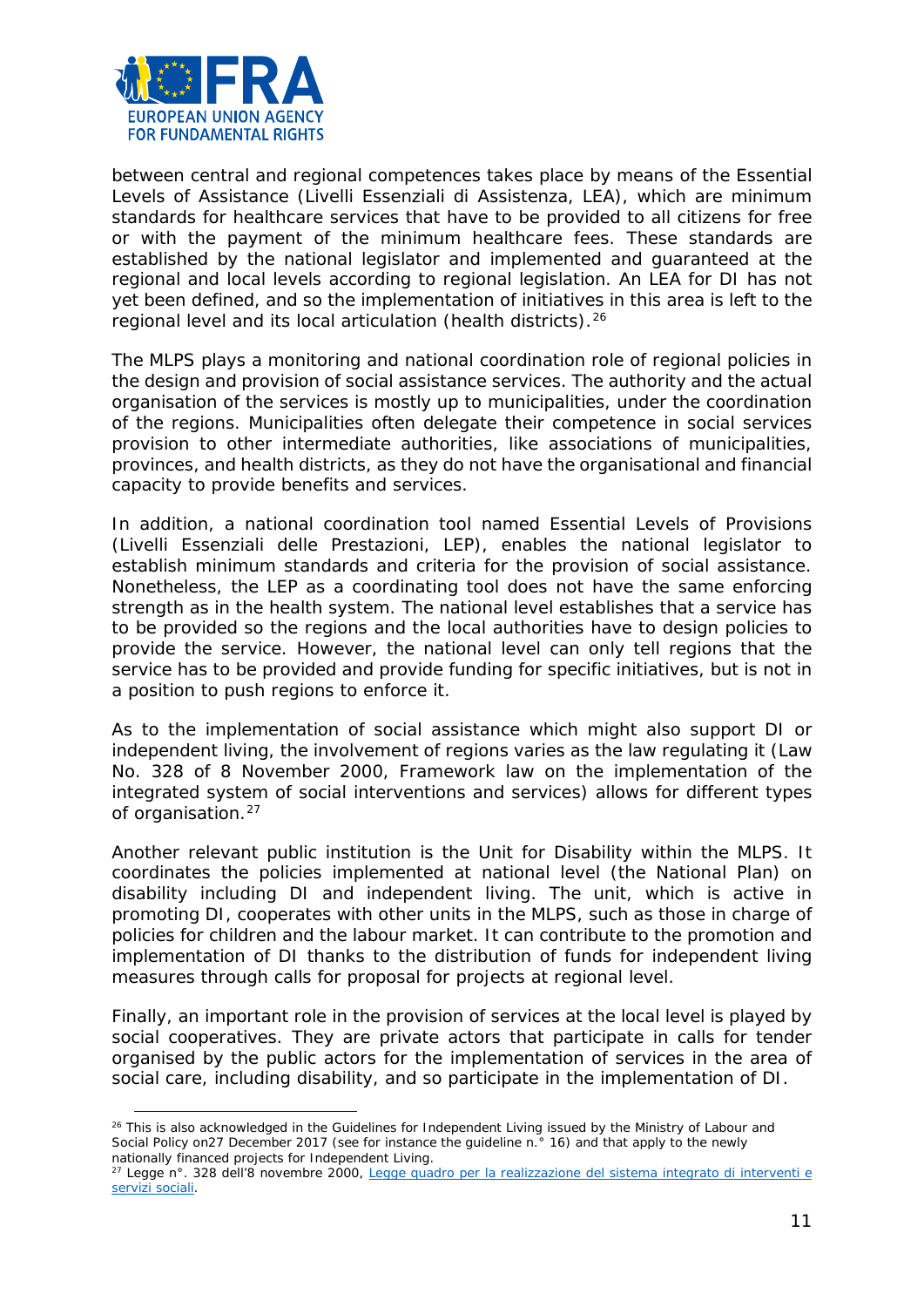between central and regional competences takes place by means of the Essential Levels of Assistance (Livelli Essenziali di Assistenza, LEA), which are minimum standards for healthcare services that have to be provided to all citizens for free or with the payment of the minimum healthcare fees. These standards are established by the national legislator and implemented and guaranteed at the regional and local levels according to regional legislation. An LEA for DI has not yet been defined, and so the implementation of initiatives in this area is left to the regional level and its local articulation (health districts).[26]

The MLPS plays a monitoring and national coordination role of regional policies in the design and provision of social assistance services. The authority and the actual organisation of the services is mostly up to municipalities, under the coordination of the regions. Municipalities often delegate their competence in social services provision to other intermediate authorities, like associations of municipalities, provinces, and health districts, as they do not have the organisational and financial capacity to provide benefits and services.

In addition, a national coordination tool named Essential Levels of Provisions (Livelli Essenziali delle Prestazioni, LEP), enables the national legislator to establish minimum standards and criteria for the provision of social assistance. Nonetheless, the LEP as a coordinating tool does not have the same enforcing strength as in the health system. The national level establishes that a service has to be provided so the regions and the local authorities have to design policies to provide the service. However, the national level can only tell regions that the service has to be provided and provide funding for specific initiatives, but is not in a position to push regions to enforce it.

As to the implementation of social assistance which might also support DI or independent living, the involvement of regions varies as the law regulating it (Law No. 328 of 8 November 2000, Framework law on the implementation of the integrated system of social interventions and services) allows for different types of organisation.[27]

Another relevant public institution is the Unit for Disability within the MLPS. It coordinates the policies implemented at national level (the National Plan) on disability including DI and independent living. The unit, which is active in promoting DI, cooperates with other units in the MLPS, such as those in charge of policies for children and the labour market. It can contribute to the promotion and implementation of DI thanks to the distribution of funds for independent living measures through calls for proposal for projects at regional level.

Finally, an important role in the provision of services at the local level is played by social cooperatives. They are private actors that participate in calls for tender organised by the public actors for the implementation of services in the area of social care, including disability, and so participate in the implementation of DI.

---

[26] This is also acknowledged in the Guidelines for Independent Living issued by the Ministry of Labour and Social Policy on27 December 2017 (see for instance the guideline n.° 16) and that apply to the newly nationally financed projects for Independent Living.

[27] Legge n°. 328 dell'8 novembre 2000, [Legge quadro per la realizzazione del sistema integrato di interventi e servizi sociali](#).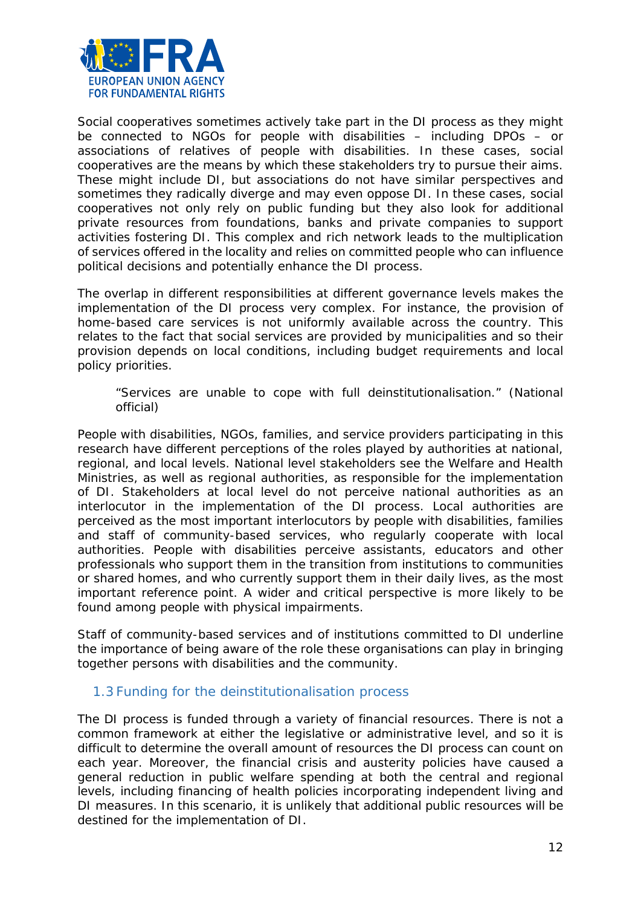Social cooperatives sometimes actively take part in the DI process as they might be connected to NGOs for people with disabilities – including DPOs – or associations of relatives of people with disabilities. In these cases, social cooperatives are the means by which these stakeholders try to pursue their aims. These might include DI, but associations do not have similar perspectives and sometimes they radically diverge and may even oppose DI. In these cases, social cooperatives not only rely on public funding but they also look for additional private resources from foundations, banks and private companies to support activities fostering DI. This complex and rich network leads to the multiplication of services offered in the locality and relies on committed people who can influence political decisions and potentially enhance the DI process.

The overlap in different responsibilities at different governance levels makes the implementation of the DI process very complex. For instance, the provision of home-based care services is not uniformly available across the country. This relates to the fact that social services are provided by municipalities and so their provision depends on local conditions, including budget requirements and local policy priorities.

> *"Services are unable to cope with full deinstitutionalisation."* (National official)

People with disabilities, NGOs, families, and service providers participating in this research have different perceptions of the roles played by authorities at national, regional, and local levels. National level stakeholders see the Welfare and Health Ministries, as well as regional authorities, as responsible for the implementation of DI. Stakeholders at local level do not perceive national authorities as an interlocutor in the implementation of the DI process. Local authorities are perceived as the most important interlocutors by people with disabilities, families and staff of community-based services, who regularly cooperate with local authorities. People with disabilities perceive assistants, educators and other professionals who support them in the transition from institutions to communities or shared homes, and who currently support them in their daily lives, as the most important reference point. A wider and critical perspective is more likely to be found among people with physical impairments.

Staff of community-based services and of institutions committed to DI underline the importance of being aware of the role these organisations can play in bringing together persons with disabilities and the community.

### 1.3 Funding for the deinstitutionalisation process

The DI process is funded through a variety of financial resources. There is not a common framework at either the legislative or administrative level, and so it is difficult to determine the overall amount of resources the DI process can count on each year. Moreover, the financial crisis and austerity policies have caused a general reduction in public welfare spending at both the central and regional levels, including financing of health policies incorporating independent living and DI measures. In this scenario, it is unlikely that additional public resources will be destined for the implementation of DI.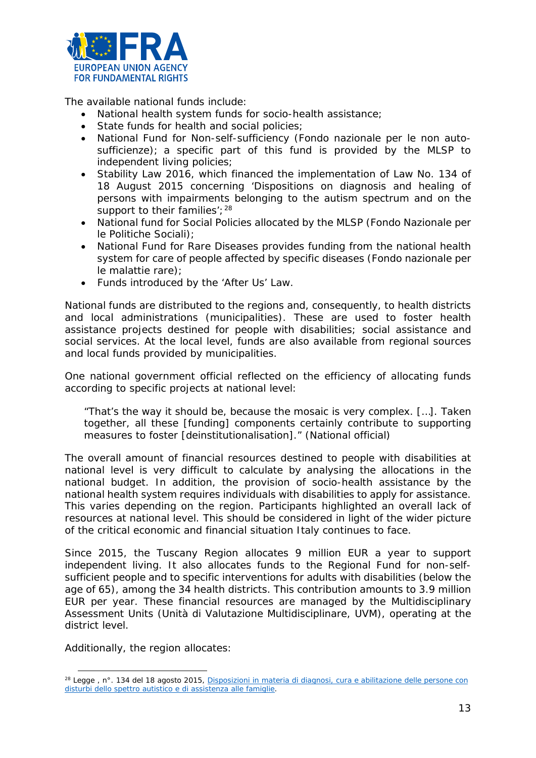The available national funds include:

- National health system funds for socio-health assistance;
- State funds for health and social policies;
- National Fund for Non-self-sufficiency (Fondo nazionale per le non auto-sufficienze); a specific part of this fund is provided by the MLSP to independent living policies;
- Stability Law 2016, which financed the implementation of Law No. 134 of 18 August 2015 concerning 'Dispositions on diagnosis and healing of persons with impairments belonging to the autism spectrum and on the support to their families';[28]
- National fund for Social Policies allocated by the MLSP (Fondo Nazionale per le Politiche Sociali);
- National Fund for Rare Diseases provides funding from the national health system for care of people affected by specific diseases (Fondo nazionale per le malattie rare);
- Funds introduced by the 'After Us' Law.

National funds are distributed to the regions and, consequently, to health districts and local administrations (municipalities). These are used to foster health assistance projects destined for people with disabilities; social assistance and social services. At the local level, funds are also available from regional sources and local funds provided by municipalities.

One national government official reflected on the efficiency of allocating funds according to specific projects at national level:

> "That's the way it should be, because the mosaic is very complex. […]. Taken together, all these [funding] components certainly contribute to supporting measures to foster [deinstitutionalisation]." (National official)

The overall amount of financial resources destined to people with disabilities at national level is very difficult to calculate by analysing the allocations in the national budget. In addition, the provision of socio-health assistance by the national health system requires individuals with disabilities to apply for assistance. This varies depending on the region. Participants highlighted an overall lack of resources at national level. This should be considered in light of the wider picture of the critical economic and financial situation Italy continues to face.

Since 2015, the Tuscany Region allocates 9 million EUR a year to support independent living. It also allocates funds to the Regional Fund for non-self-sufficient people and to specific interventions for adults with disabilities (below the age of 65), among the 34 health districts. This contribution amounts to 3.9 million EUR per year. These financial resources are managed by the Multidisciplinary Assessment Units (Unità di Valutazione Multidisciplinare, UVM), operating at the district level.

Additionally, the region allocates:

[28] Legge , n°. 134 del 18 agosto 2015, Disposizioni in materia di diagnosi, cura e abilitazione delle persone con disturbi dello spettro autistico e di assistenza alle famiglie.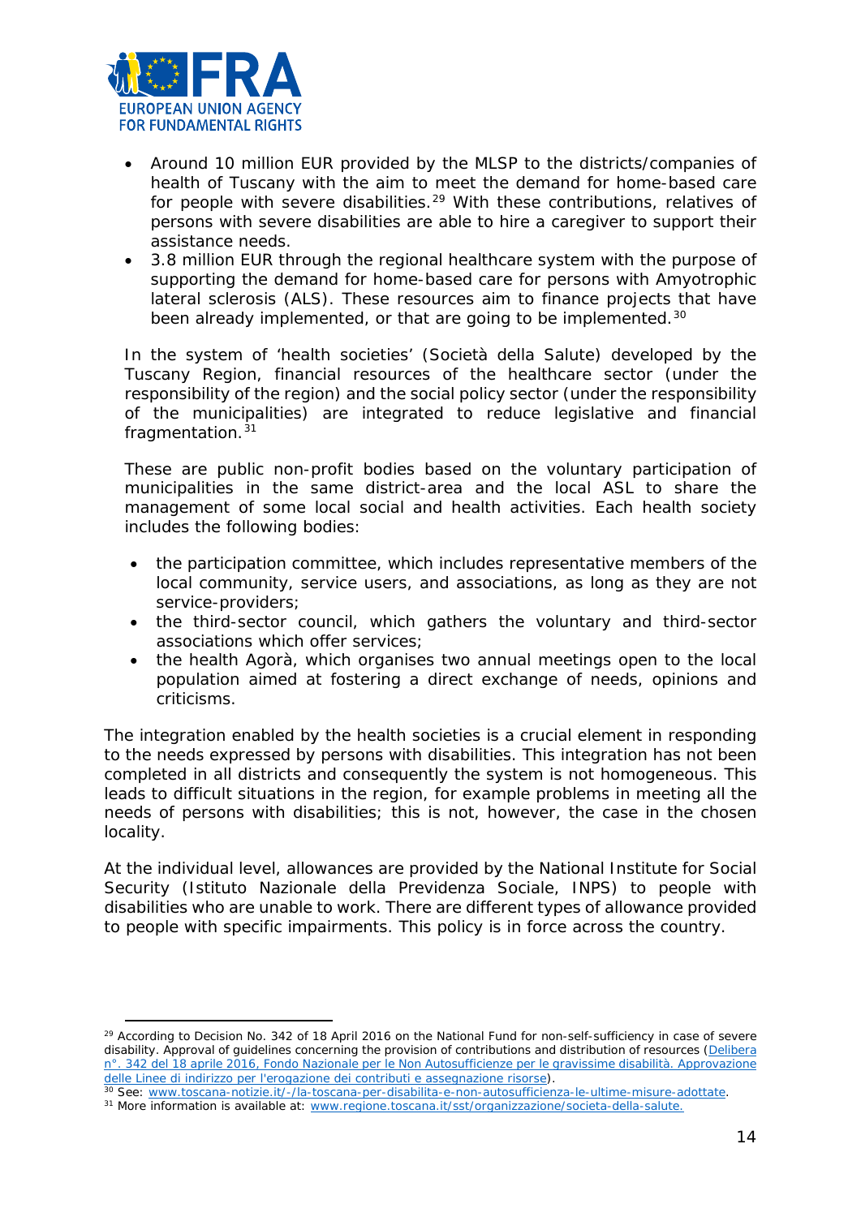- Around 10 million EUR provided by the MLSP to the districts/companies of health of Tuscany with the aim to meet the demand for home-based care for people with severe disabilities.[29] With these contributions, relatives of persons with severe disabilities are able to hire a caregiver to support their assistance needs.
- 3.8 million EUR through the regional healthcare system with the purpose of supporting the demand for home-based care for persons with Amyotrophic lateral sclerosis (ALS). These resources aim to finance projects that have been already implemented, or that are going to be implemented.[30]

In the system of 'health societies' (*Società della Salute*) developed by the Tuscany Region, financial resources of the healthcare sector (under the responsibility of the region) and the social policy sector (under the responsibility of the municipalities) are integrated to reduce legislative and financial fragmentation.[31]

These are public non-profit bodies based on the voluntary participation of municipalities in the same district-area and the local ASL to share the management of some local social and health activities. Each health society includes the following bodies:

- the participation committee, which includes representative members of the local community, service users, and associations, as long as they are not service-providers;
- the third-sector council, which gathers the voluntary and third-sector associations which offer services;
- the health Agorà, which organises two annual meetings open to the local population aimed at fostering a direct exchange of needs, opinions and criticisms.

The integration enabled by the health societies is a crucial element in responding to the needs expressed by persons with disabilities. This integration has not been completed in all districts and consequently the system is not homogeneous. This leads to difficult situations in the region, for example problems in meeting all the needs of persons with disabilities; this is not, however, the case in the chosen locality.

At the individual level, allowances are provided by the National Institute for Social Security (*Istituto Nazionale della Previdenza Sociale*, INPS) to people with disabilities who are unable to work. There are different types of allowance provided to people with specific impairments. This policy is in force across the country.

---

[29] According to Decision No. 342 of 18 April 2016 on the National Fund for non-self-sufficiency in case of severe disability. Approval of guidelines concerning the provision of contributions and distribution of resources (*Delibera n°. 342 del 18 aprile 2016, Fondo Nazionale per le Non Autosufficienze per le gravissime disabilità. Approvazione delle Linee di indirizzo per l'erogazione dei contributi e assegnazione risorse*).

[30] See: www.toscana-notizie.it/-/la-toscana-per-disabilita-e-non-autosufficienza-le-ultime-misure-adottate.

[31] More information is available at: www.regione.toscana.it/sst/organizzazione/societa-della-salute.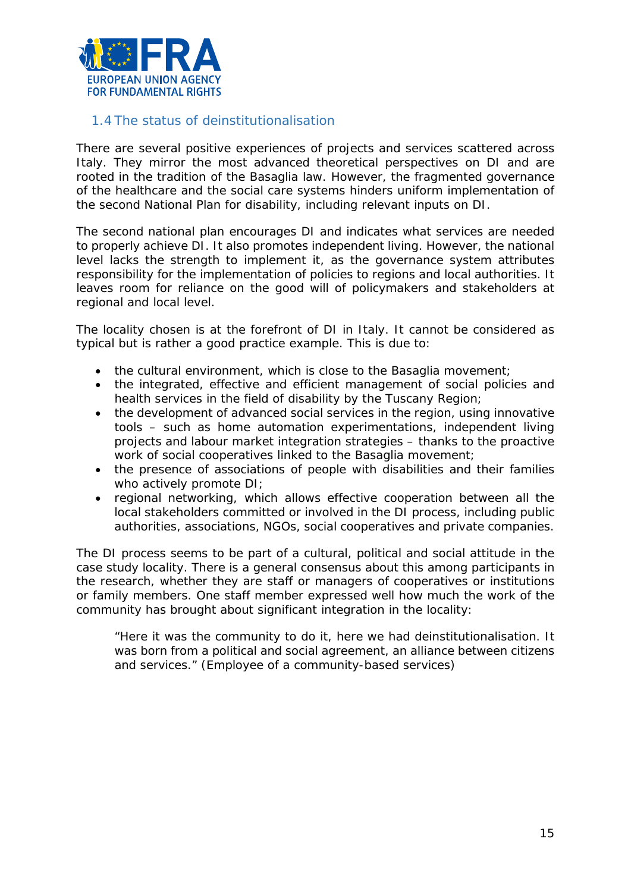## 1.4 The status of deinstitutionalisation

There are several positive experiences of projects and services scattered across Italy. They mirror the most advanced theoretical perspectives on DI and are rooted in the tradition of the Basaglia law. However, the fragmented governance of the healthcare and the social care systems hinders uniform implementation of the second National Plan for disability, including relevant inputs on DI.

The second national plan encourages DI and indicates what services are needed to properly achieve DI. It also promotes independent living. However, the national level lacks the strength to implement it, as the governance system attributes responsibility for the implementation of policies to regions and local authorities. It leaves room for reliance on the good will of policymakers and stakeholders at regional and local level.

The locality chosen is at the forefront of DI in Italy. It cannot be considered as typical but is rather a good practice example. This is due to:

- the cultural environment, which is close to the Basaglia movement;
- the integrated, effective and efficient management of social policies and health services in the field of disability by the Tuscany Region;
- the development of advanced social services in the region, using innovative tools – such as home automation experimentations, independent living projects and labour market integration strategies – thanks to the proactive work of social cooperatives linked to the Basaglia movement;
- the presence of associations of people with disabilities and their families who actively promote DI;
- regional networking, which allows effective cooperation between all the local stakeholders committed or involved in the DI process, including public authorities, associations, NGOs, social cooperatives and private companies.

The DI process seems to be part of a cultural, political and social attitude in the case study locality. There is a general consensus about this among participants in the research, whether they are staff or managers of cooperatives or institutions or family members. One staff member expressed well how much the work of the community has brought about significant integration in the locality:

> "Here it was the community to do it, here we had deinstitutionalisation. It was born from a political and social agreement, an alliance between citizens and services." (Employee of a community-based services)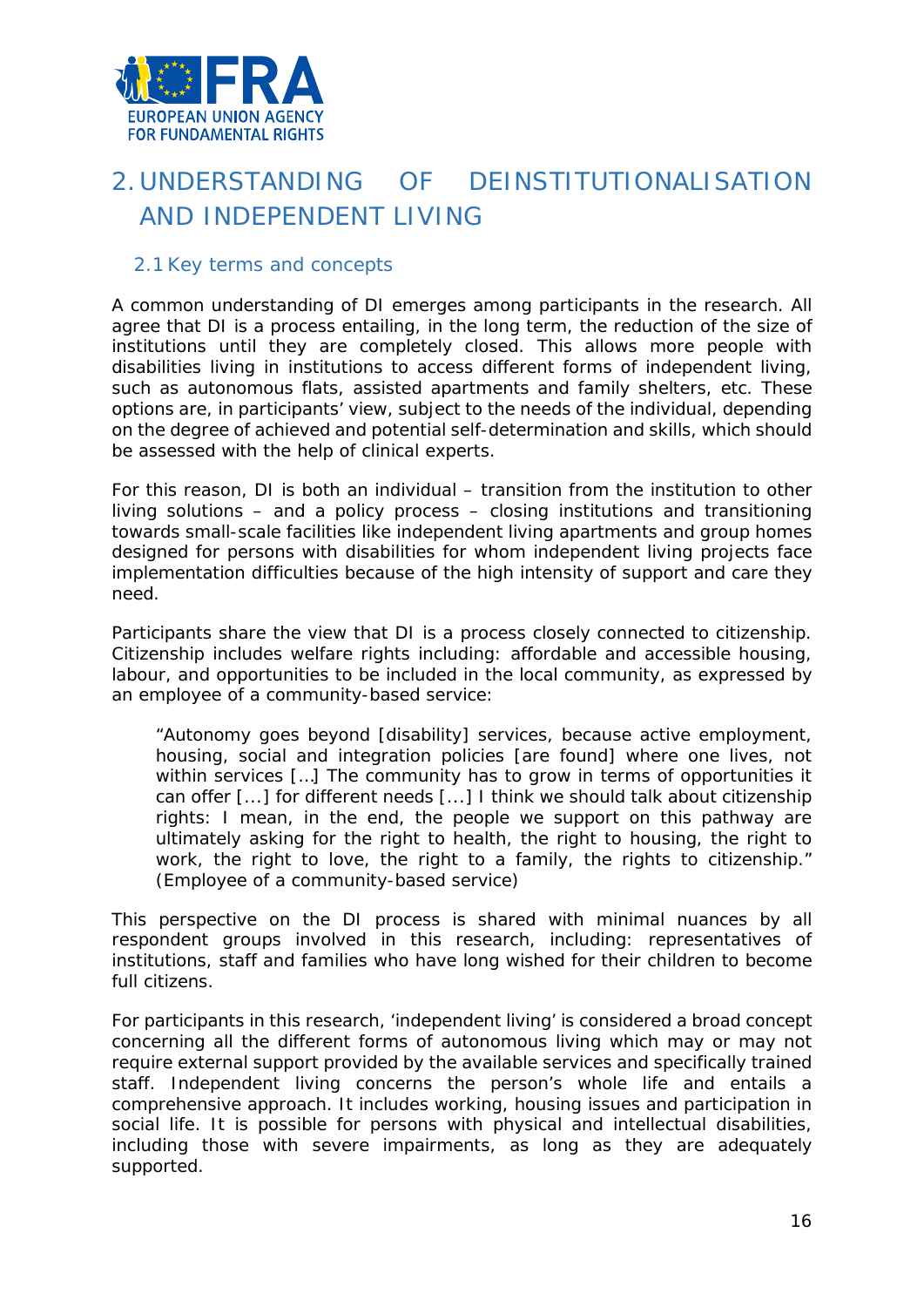# 2. UNDERSTANDING OF DEINSTITUTIONALISATION AND INDEPENDENT LIVING

## 2.1 Key terms and concepts

A common understanding of DI emerges among participants in the research. All agree that DI is a process entailing, in the long term, the reduction of the size of institutions until they are completely closed. This allows more people with disabilities living in institutions to access different forms of independent living, such as autonomous flats, assisted apartments and family shelters, etc. These options are, in participants' view, subject to the needs of the individual, depending on the degree of achieved and potential self-determination and skills, which should be assessed with the help of clinical experts.

For this reason, DI is both an individual – transition from the institution to other living solutions – and a policy process – closing institutions and transitioning towards small-scale facilities like independent living apartments and group homes designed for persons with disabilities for whom independent living projects face implementation difficulties because of the high intensity of support and care they need.

Participants share the view that DI is a process closely connected to citizenship. Citizenship includes welfare rights including: affordable and accessible housing, labour, and opportunities to be included in the local community, as expressed by an employee of a community-based service:

> "Autonomy goes beyond [disability] services, because active employment, housing, social and integration policies [are found] where one lives, not within services [...] The community has to grow in terms of opportunities it can offer [...] for different needs [...] I think we should talk about citizenship rights: I mean, in the end, the people we support on this pathway are ultimately asking for the right to health, the right to housing, the right to work, the right to love, the right to a family, the rights to citizenship." (Employee of a community-based service)

This perspective on the DI process is shared with minimal nuances by all respondent groups involved in this research, including: representatives of institutions, staff and families who have long wished for their children to become full citizens.

For participants in this research, 'independent living' is considered a broad concept concerning all the different forms of autonomous living which may or may not require external support provided by the available services and specifically trained staff. Independent living concerns the person's whole life and entails a comprehensive approach. It includes working, housing issues and participation in social life. It is possible for persons with physical and intellectual disabilities, including those with severe impairments, as long as they are adequately supported.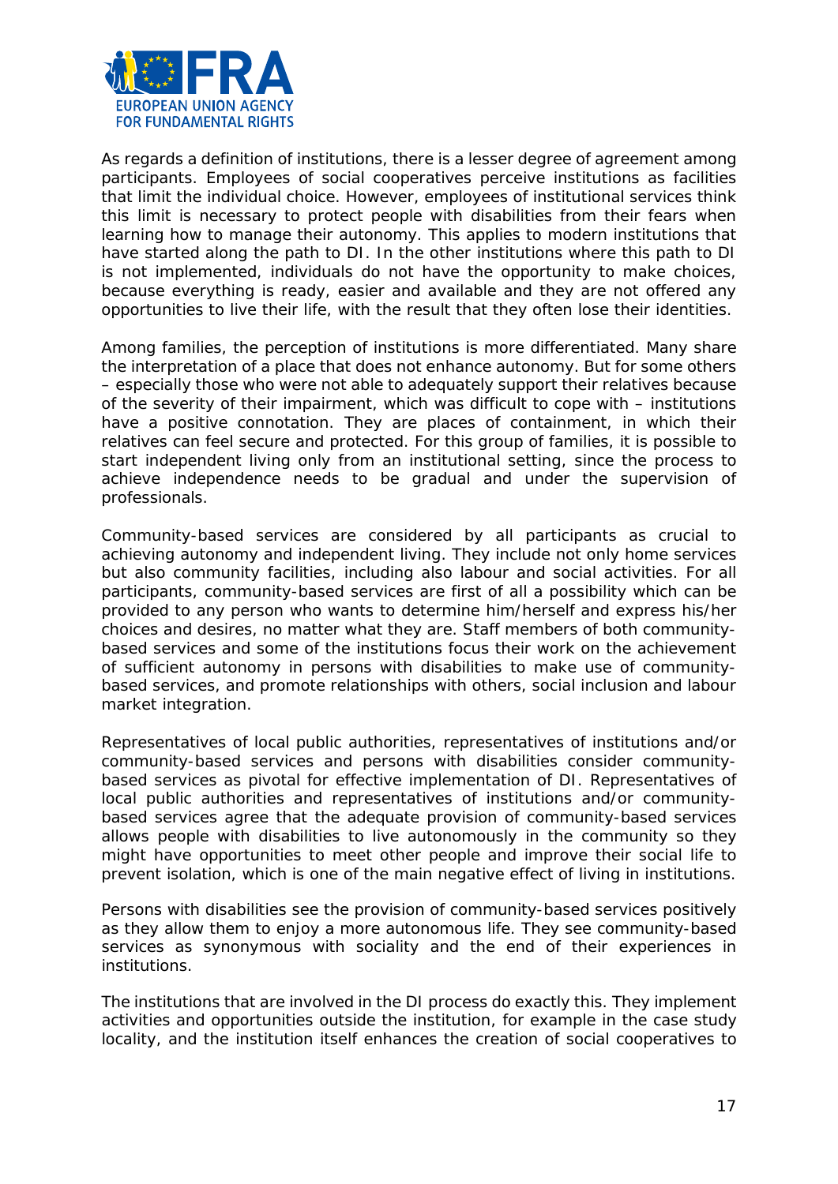As regards a definition of institutions, there is a lesser degree of agreement among participants. Employees of social cooperatives perceive institutions as facilities that limit the individual choice. However, employees of institutional services think this limit is necessary to protect people with disabilities from their fears when learning how to manage their autonomy. This applies to modern institutions that have started along the path to DI. In the other institutions where this path to DI is not implemented, individuals do not have the opportunity to make choices, because everything is ready, easier and available and they are not offered any opportunities to live their life, with the result that they often lose their identities.

Among families, the perception of institutions is more differentiated. Many share the interpretation of a place that does not enhance autonomy. But for some others – especially those who were not able to adequately support their relatives because of the severity of their impairment, which was difficult to cope with – institutions have a positive connotation. They are places of containment, in which their relatives can feel secure and protected. For this group of families, it is possible to start independent living only from an institutional setting, since the process to achieve independence needs to be gradual and under the supervision of professionals.

Community-based services are considered by all participants as crucial to achieving autonomy and independent living. They include not only home services but also community facilities, including also labour and social activities. For all participants, community-based services are first of all a possibility which can be provided to any person who wants to determine him/herself and express his/her choices and desires, no matter what they are. Staff members of both community-based services and some of the institutions focus their work on the achievement of sufficient autonomy in persons with disabilities to make use of community-based services, and promote relationships with others, social inclusion and labour market integration.

Representatives of local public authorities, representatives of institutions and/or community-based services and persons with disabilities consider community-based services as pivotal for effective implementation of DI. Representatives of local public authorities and representatives of institutions and/or community-based services agree that the adequate provision of community-based services allows people with disabilities to live autonomously in the community so they might have opportunities to meet other people and improve their social life to prevent isolation, which is one of the main negative effect of living in institutions.

Persons with disabilities see the provision of community-based services positively as they allow them to enjoy a more autonomous life. They see community-based services as synonymous with sociality and the end of their experiences in institutions.

The institutions that are involved in the DI process do exactly this. They implement activities and opportunities outside the institution, for example in the case study locality, and the institution itself enhances the creation of social cooperatives to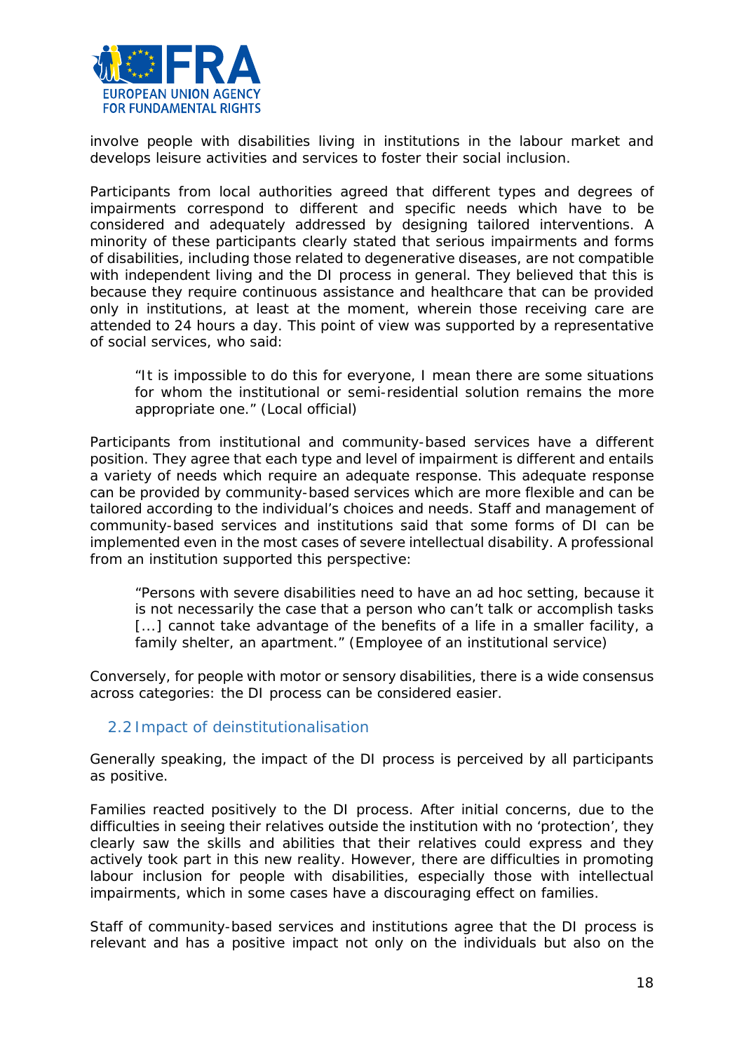involve people with disabilities living in institutions in the labour market and develops leisure activities and services to foster their social inclusion.

Participants from local authorities agreed that different types and degrees of impairments correspond to different and specific needs which have to be considered and adequately addressed by designing tailored interventions. A minority of these participants clearly stated that serious impairments and forms of disabilities, including those related to degenerative diseases, are not compatible with independent living and the DI process in general. They believed that this is because they require continuous assistance and healthcare that can be provided only in institutions, at least at the moment, wherein those receiving care are attended to 24 hours a day. This point of view was supported by a representative of social services, who said:

> "It is impossible to do this for everyone, I mean there are some situations for whom the institutional or semi-residential solution remains the more appropriate one." (Local official)

Participants from institutional and community-based services have a different position. They agree that each type and level of impairment is different and entails a variety of needs which require an adequate response. This adequate response can be provided by community-based services which are more flexible and can be tailored according to the individual's choices and needs. Staff and management of community-based services and institutions said that some forms of DI can be implemented even in the most cases of severe intellectual disability. A professional from an institution supported this perspective:

> "Persons with severe disabilities need to have an ad hoc setting, because it is not necessarily the case that a person who can't talk or accomplish tasks [...] cannot take advantage of the benefits of a life in a smaller facility, a family shelter, an apartment." (Employee of an institutional service)

Conversely, for people with motor or sensory disabilities, there is a wide consensus across categories: the DI process can be considered easier.

## 2.2 Impact of deinstitutionalisation

Generally speaking, the impact of the DI process is perceived by all participants as positive.

Families reacted positively to the DI process. After initial concerns, due to the difficulties in seeing their relatives outside the institution with no 'protection', they clearly saw the skills and abilities that their relatives could express and they actively took part in this new reality. However, there are difficulties in promoting labour inclusion for people with disabilities, especially those with intellectual impairments, which in some cases have a discouraging effect on families.

Staff of community-based services and institutions agree that the DI process is relevant and has a positive impact not only on the individuals but also on the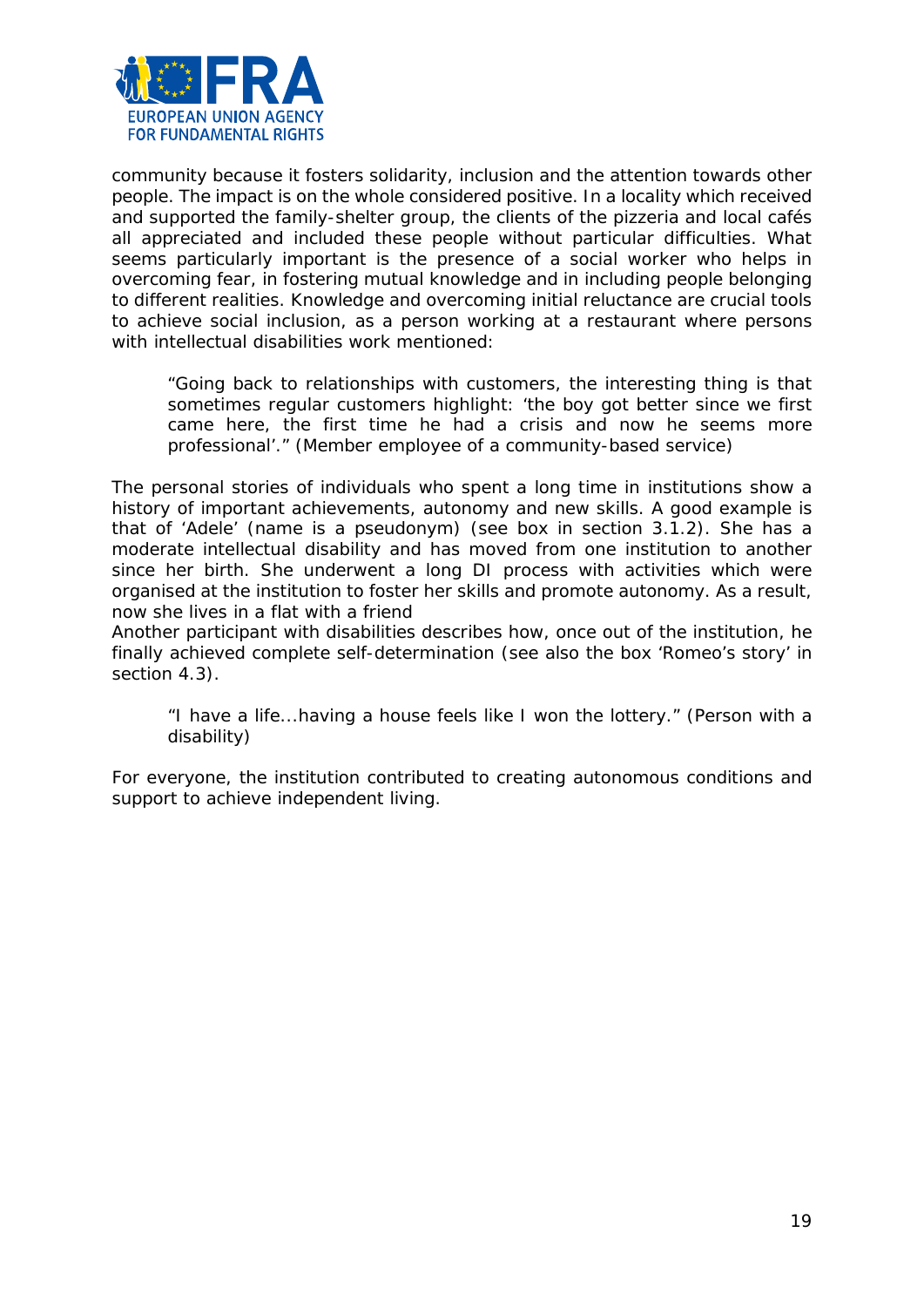community because it fosters solidarity, inclusion and the attention towards other people. The impact is on the whole considered positive. In a locality which received and supported the family-shelter group, the clients of the pizzeria and local cafés all appreciated and included these people without particular difficulties. What seems particularly important is the presence of a social worker who helps in overcoming fear, in fostering mutual knowledge and in including people belonging to different realities. Knowledge and overcoming initial reluctance are crucial tools to achieve social inclusion, as a person working at a restaurant where persons with intellectual disabilities work mentioned:

> *"Going back to relationships with customers, the interesting thing is that sometimes regular customers highlight: 'the boy got better since we first came here, the first time he had a crisis and now he seems more professional'." (Member employee of a community-based service)*

The personal stories of individuals who spent a long time in institutions show a history of important achievements, autonomy and new skills. A good example is that of 'Adele' (name is a pseudonym) (see box in section 3.1.2). She has a moderate intellectual disability and has moved from one institution to another since her birth. She underwent a long DI process with activities which were organised at the institution to foster her skills and promote autonomy. As a result, now she lives in a flat with a friend

Another participant with disabilities describes how, once out of the institution, he finally achieved complete self-determination (see also the box 'Romeo's story' in section 4.3).

> *"I have a life...having a house feels like I won the lottery." (Person with a disability)*

For everyone, the institution contributed to creating autonomous conditions and support to achieve independent living.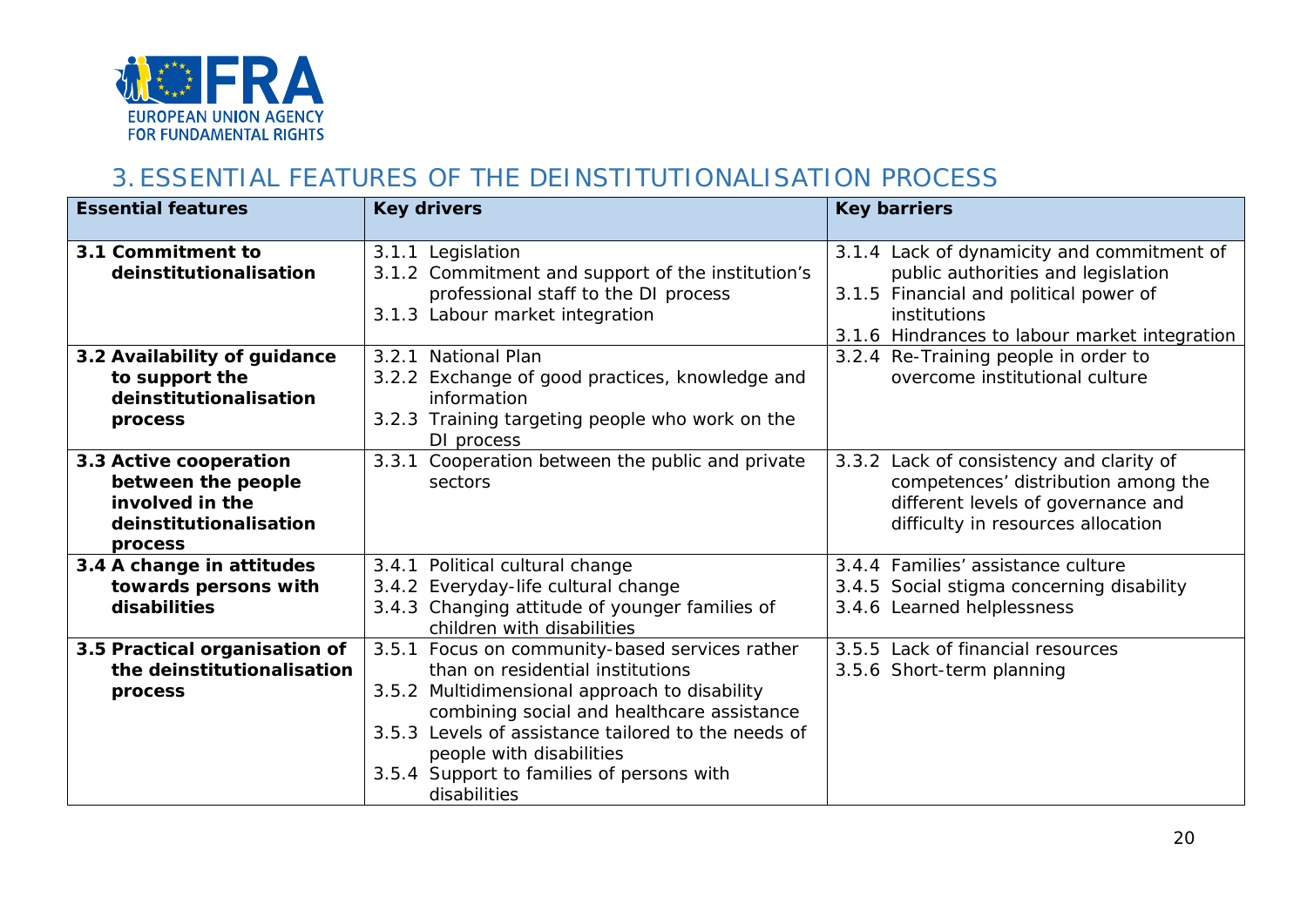## 3. ESSENTIAL FEATURES OF THE DEINSTITUTIONALISATION PROCESS

| Essential features | Key drivers | Key barriers |
|---|---|---|
| **3.1 Commitment to deinstitutionalisation** | 3.1.1 Legislation<br>3.1.2 Commitment and support of the institution's professional staff to the DI process<br>3.1.3 Labour market integration | 3.1.4 Lack of dynamicity and commitment of public authorities and legislation<br>3.1.5 Financial and political power of institutions<br>3.1.6 Hindrances to labour market integration |
| **3.2 Availability of guidance to support the deinstitutionalisation process** | 3.2.1 National Plan<br>3.2.2 Exchange of good practices, knowledge and information<br>3.2.3 Training targeting people who work on the DI process | 3.2.4 Re-Training people in order to overcome institutional culture |
| **3.3 Active cooperation between the people involved in the deinstitutionalisation process** | 3.3.1 Cooperation between the public and private sectors | 3.3.2 Lack of consistency and clarity of competences' distribution among the different levels of governance and difficulty in resources allocation |
| **3.4 A change in attitudes towards persons with disabilities** | 3.4.1 Political cultural change<br>3.4.2 Everyday-life cultural change<br>3.4.3 Changing attitude of younger families of children with disabilities | 3.4.4 Families' assistance culture<br>3.4.5 Social stigma concerning disability<br>3.4.6 Learned helplessness |
| **3.5 Practical organisation of the deinstitutionalisation process** | 3.5.1 Focus on community-based services rather than on residential institutions<br>3.5.2 Multidimensional approach to disability combining social and healthcare assistance<br>3.5.3 Levels of assistance tailored to the needs of people with disabilities<br>3.5.4 Support to families of persons with disabilities | 3.5.5 Lack of financial resources<br>3.5.6 Short-term planning |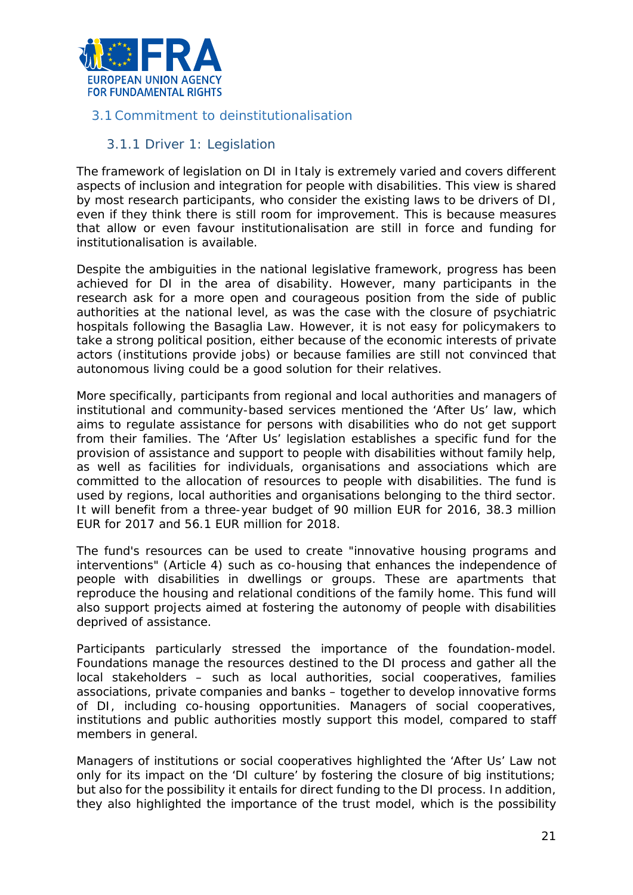## 3.1 Commitment to deinstitutionalisation

### 3.1.1 Driver 1: Legislation

The framework of legislation on DI in Italy is extremely varied and covers different aspects of inclusion and integration for people with disabilities. This view is shared by most research participants, who consider the existing laws to be drivers of DI, even if they think there is still room for improvement. This is because measures that allow or even favour institutionalisation are still in force and funding for institutionalisation is available.

Despite the ambiguities in the national legislative framework, progress has been achieved for DI in the area of disability. However, many participants in the research ask for a more open and courageous position from the side of public authorities at the national level, as was the case with the closure of psychiatric hospitals following the Basaglia Law. However, it is not easy for policymakers to take a strong political position, either because of the economic interests of private actors (institutions provide jobs) or because families are still not convinced that autonomous living could be a good solution for their relatives.

More specifically, participants from regional and local authorities and managers of institutional and community-based services mentioned the 'After Us' law, which aims to regulate assistance for persons with disabilities who do not get support from their families. The 'After Us' legislation establishes a specific fund for the provision of assistance and support to people with disabilities without family help, as well as facilities for individuals, organisations and associations which are committed to the allocation of resources to people with disabilities. The fund is used by regions, local authorities and organisations belonging to the third sector. It will benefit from a three-year budget of 90 million EUR for 2016, 38.3 million EUR for 2017 and 56.1 EUR million for 2018.

The fund's resources can be used to create "innovative housing programs and interventions" (Article 4) such as co-housing that enhances the independence of people with disabilities in dwellings or groups. These are apartments that reproduce the housing and relational conditions of the family home. This fund will also support projects aimed at fostering the autonomy of people with disabilities deprived of assistance.

Participants particularly stressed the importance of the foundation-model. Foundations manage the resources destined to the DI process and gather all the local stakeholders – such as local authorities, social cooperatives, families associations, private companies and banks – together to develop innovative forms of DI, including co-housing opportunities. Managers of social cooperatives, institutions and public authorities mostly support this model, compared to staff members in general.

Managers of institutions or social cooperatives highlighted the 'After Us' Law not only for its impact on the 'DI culture' by fostering the closure of big institutions; but also for the possibility it entails for direct funding to the DI process. In addition, they also highlighted the importance of the trust model, which is the possibility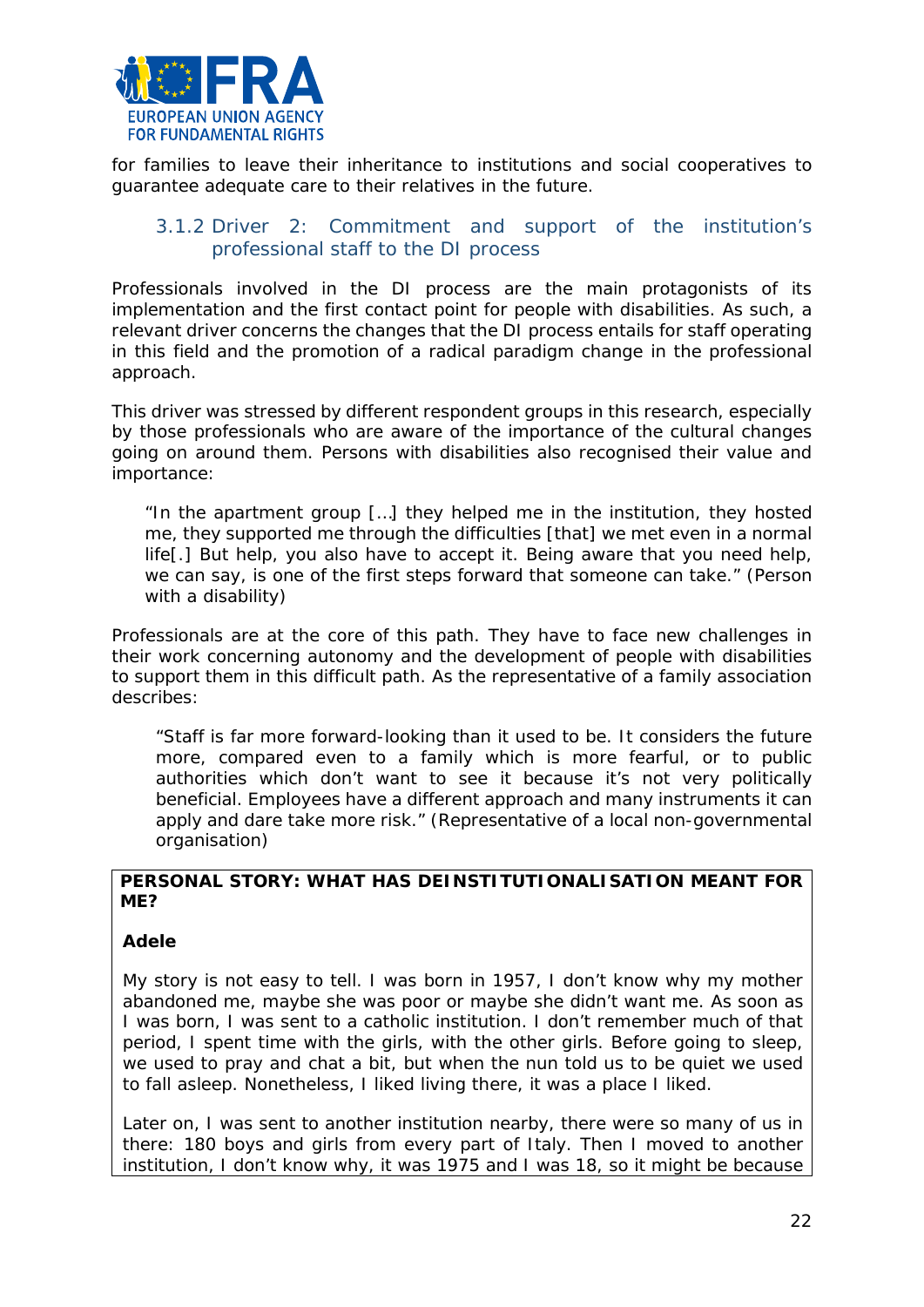for families to leave their inheritance to institutions and social cooperatives to guarantee adequate care to their relatives in the future.

### 3.1.2 Driver 2: Commitment and support of the institution's professional staff to the DI process

Professionals involved in the DI process are the main protagonists of its implementation and the first contact point for people with disabilities. As such, a relevant driver concerns the changes that the DI process entails for staff operating in this field and the promotion of a radical paradigm change in the professional approach.

This driver was stressed by different respondent groups in this research, especially by those professionals who are aware of the importance of the cultural changes going on around them. Persons with disabilities also recognised their value and importance:

> "In the apartment group […] they helped me in the institution, they hosted me, they supported me through the difficulties [that] we met even in a normal life[.] But help, you also have to accept it. Being aware that you need help, we can say, is one of the first steps forward that someone can take." (Person with a disability)

Professionals are at the core of this path. They have to face new challenges in their work concerning autonomy and the development of people with disabilities to support them in this difficult path. As the representative of a family association describes:

> "Staff is far more forward-looking than it used to be. It considers the future more, compared even to a family which is more fearful, or to public authorities which don't want to see it because it's not very politically beneficial. Employees have a different approach and many instruments it can apply and dare take more risk." (Representative of a local non-governmental organisation)

**PERSONAL STORY: WHAT HAS DEINSTITUTIONALISATION MEANT FOR ME?**

**Adele**

My story is not easy to tell. I was born in 1957, I don't know why my mother abandoned me, maybe she was poor or maybe she didn't want me. As soon as I was born, I was sent to a catholic institution. I don't remember much of that period, I spent time with the girls, with the other girls. Before going to sleep, we used to pray and chat a bit, but when the nun told us to be quiet we used to fall asleep. Nonetheless, I liked living there, it was a place I liked.

Later on, I was sent to another institution nearby, there were so many of us in there: 180 boys and girls from every part of Italy. Then I moved to another institution, I don't know why, it was 1975 and I was 18, so it might be because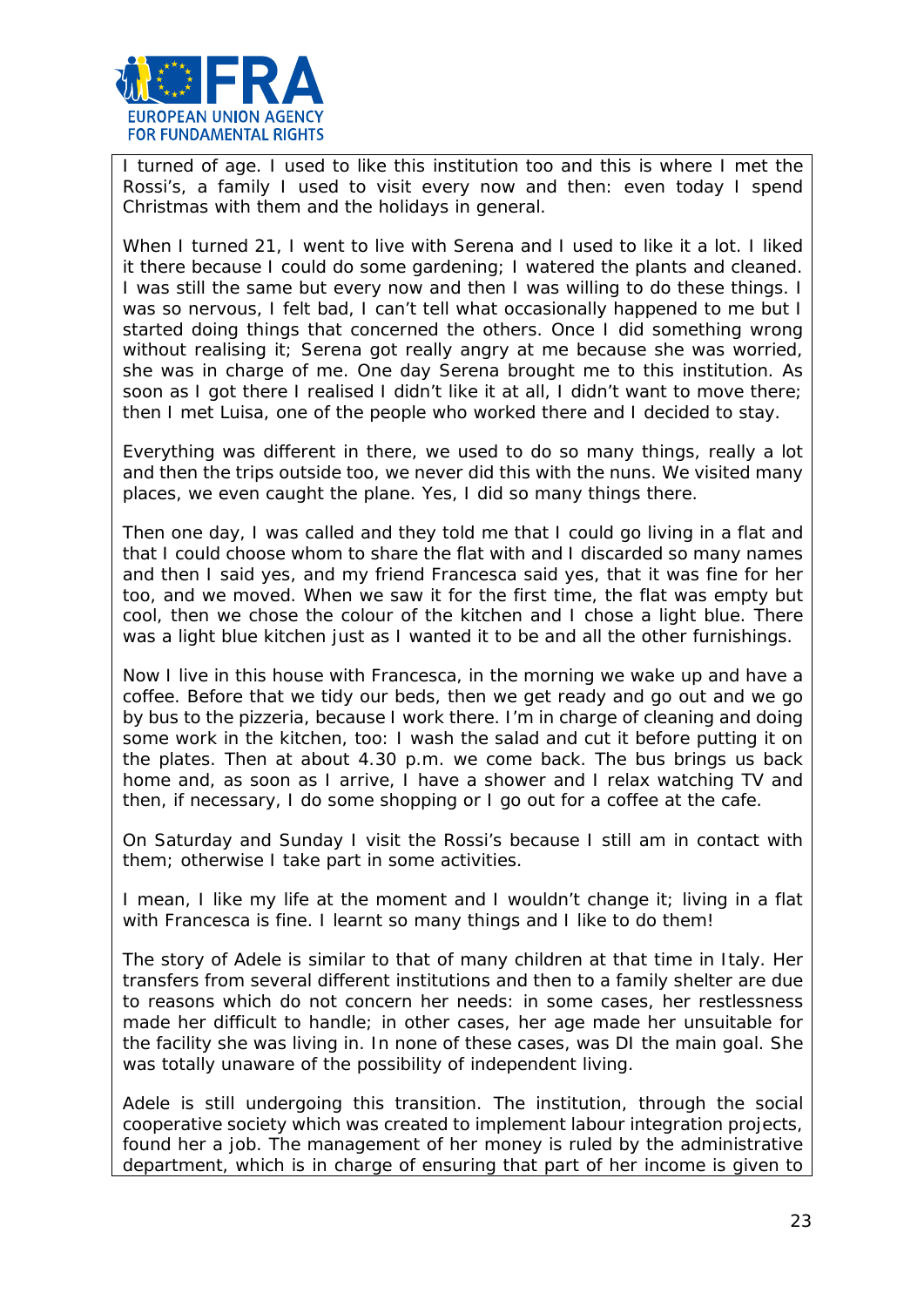I turned of age. I used to like this institution too and this is where I met the Rossi's, a family I used to visit every now and then: even today I spend Christmas with them and the holidays in general.

When I turned 21, I went to live with Serena and I used to like it a lot. I liked it there because I could do some gardening; I watered the plants and cleaned. I was still the same but every now and then I was willing to do these things. I was so nervous, I felt bad, I can't tell what occasionally happened to me but I started doing things that concerned the others. Once I did something wrong without realising it; Serena got really angry at me because she was worried, she was in charge of me. One day Serena brought me to this institution. As soon as I got there I realised I didn't like it at all, I didn't want to move there; then I met Luisa, one of the people who worked there and I decided to stay.

Everything was different in there, we used to do so many things, really a lot and then the trips outside too, we never did this with the nuns. We visited many places, we even caught the plane. Yes, I did so many things there.

Then one day, I was called and they told me that I could go living in a flat and that I could choose whom to share the flat with and I discarded so many names and then I said yes, and my friend Francesca said yes, that it was fine for her too, and we moved. When we saw it for the first time, the flat was empty but cool, then we chose the colour of the kitchen and I chose a light blue. There was a light blue kitchen just as I wanted it to be and all the other furnishings.

Now I live in this house with Francesca, in the morning we wake up and have a coffee. Before that we tidy our beds, then we get ready and go out and we go by bus to the pizzeria, because I work there. I'm in charge of cleaning and doing some work in the kitchen, too: I wash the salad and cut it before putting it on the plates. Then at about 4.30 p.m. we come back. The bus brings us back home and, as soon as I arrive, I have a shower and I relax watching TV and then, if necessary, I do some shopping or I go out for a coffee at the cafe.

On Saturday and Sunday I visit the Rossi's because I still am in contact with them; otherwise I take part in some activities.

I mean, I like my life at the moment and I wouldn't change it; living in a flat with Francesca is fine. I learnt so many things and I like to do them!

The story of Adele is similar to that of many children at that time in Italy. Her transfers from several different institutions and then to a family shelter are due to reasons which do not concern her needs: in some cases, her restlessness made her difficult to handle; in other cases, her age made her unsuitable for the facility she was living in. In none of these cases, was DI the main goal. She was totally unaware of the possibility of independent living.

Adele is still undergoing this transition. The institution, through the social cooperative society which was created to implement labour integration projects, found her a job. The management of her money is ruled by the administrative department, which is in charge of ensuring that part of her income is given to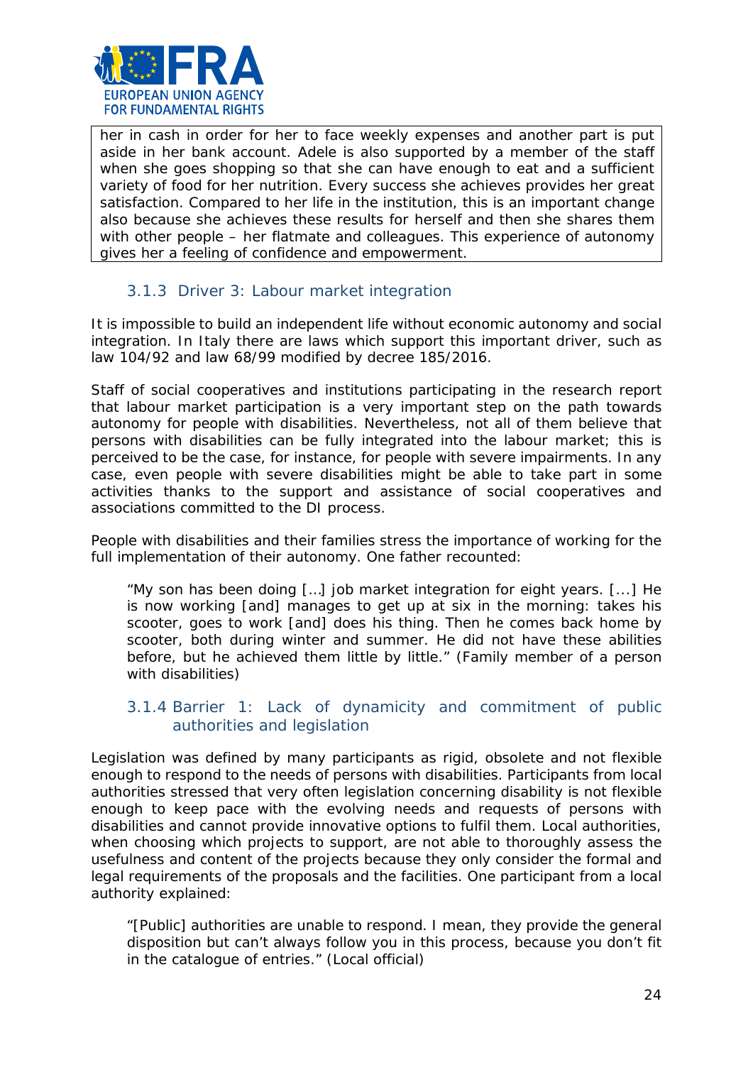her in cash in order for her to face weekly expenses and another part is put aside in her bank account. Adele is also supported by a member of the staff when she goes shopping so that she can have enough to eat and a sufficient variety of food for her nutrition. Every success she achieves provides her great satisfaction. Compared to her life in the institution, this is an important change also because she achieves these results for herself and then she shares them with other people – her flatmate and colleagues. This experience of autonomy gives her a feeling of confidence and empowerment.

### 3.1.3 Driver 3: Labour market integration

It is impossible to build an independent life without economic autonomy and social integration. In Italy there are laws which support this important driver, such as law 104/92 and law 68/99 modified by decree 185/2016.

Staff of social cooperatives and institutions participating in the research report that labour market participation is a very important step on the path towards autonomy for people with disabilities. Nevertheless, not all of them believe that persons with disabilities can be fully integrated into the labour market; this is perceived to be the case, for instance, for people with severe impairments. In any case, even people with severe disabilities might be able to take part in some activities thanks to the support and assistance of social cooperatives and associations committed to the DI process.

People with disabilities and their families stress the importance of working for the full implementation of their autonomy. One father recounted:

> "My son has been doing […] job market integration for eight years. […] He is now working [and] manages to get up at six in the morning: takes his scooter, goes to work [and] does his thing. Then he comes back home by scooter, both during winter and summer. He did not have these abilities before, but he achieved them little by little." (Family member of a person with disabilities)

### 3.1.4 Barrier 1: Lack of dynamicity and commitment of public authorities and legislation

Legislation was defined by many participants as rigid, obsolete and not flexible enough to respond to the needs of persons with disabilities. Participants from local authorities stressed that very often legislation concerning disability is not flexible enough to keep pace with the evolving needs and requests of persons with disabilities and cannot provide innovative options to fulfil them. Local authorities, when choosing which projects to support, are not able to thoroughly assess the usefulness and content of the projects because they only consider the formal and legal requirements of the proposals and the facilities. One participant from a local authority explained:

> "[Public] authorities are unable to respond. I mean, they provide the general disposition but can't always follow you in this process, because you don't fit in the catalogue of entries." (Local official)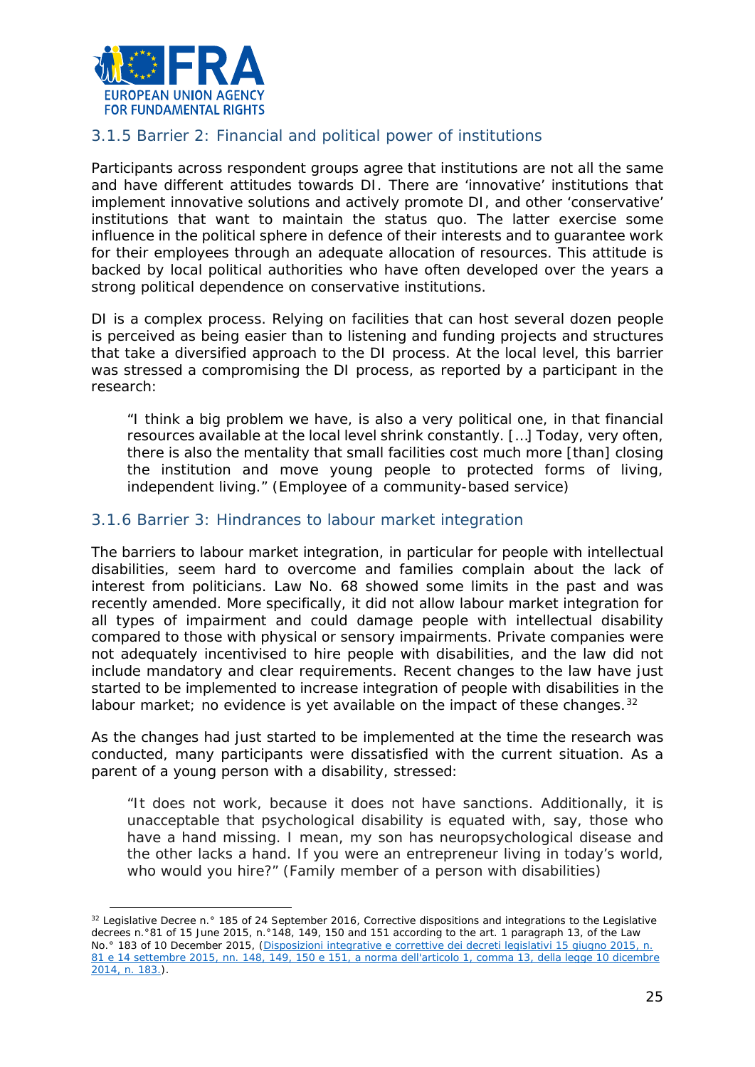### 3.1.5 Barrier 2: Financial and political power of institutions

Participants across respondent groups agree that institutions are not all the same and have different attitudes towards DI. There are 'innovative' institutions that implement innovative solutions and actively promote DI, and other 'conservative' institutions that want to maintain the status quo. The latter exercise some influence in the political sphere in defence of their interests and to guarantee work for their employees through an adequate allocation of resources. This attitude is backed by local political authorities who have often developed over the years a strong political dependence on conservative institutions.

DI is a complex process. Relying on facilities that can host several dozen people is perceived as being easier than to listening and funding projects and structures that take a diversified approach to the DI process. At the local level, this barrier was stressed a compromising the DI process, as reported by a participant in the research:

> "I think a big problem we have, is also a very political one, in that financial resources available at the local level shrink constantly. […] Today, very often, there is also the mentality that small facilities cost much more [than] closing the institution and move young people to protected forms of living, independent living." (Employee of a community-based service)

### 3.1.6 Barrier 3: Hindrances to labour market integration

The barriers to labour market integration, in particular for people with intellectual disabilities, seem hard to overcome and families complain about the lack of interest from politicians. Law No. 68 showed some limits in the past and was recently amended. More specifically, it did not allow labour market integration for all types of impairment and could damage people with intellectual disability compared to those with physical or sensory impairments. Private companies were not adequately incentivised to hire people with disabilities, and the law did not include mandatory and clear requirements. Recent changes to the law have just started to be implemented to increase integration of people with disabilities in the labour market; no evidence is yet available on the impact of these changes.[32]

As the changes had just started to be implemented at the time the research was conducted, many participants were dissatisfied with the current situation. As a parent of a young person with a disability, stressed:

> "It does not work, because it does not have sanctions. Additionally, it is unacceptable that psychological disability is equated with, say, those who have a hand missing. I mean, my son has neuropsychological disease and the other lacks a hand. If you were an entrepreneur living in today's world, who would you hire?" (Family member of a person with disabilities)

---

[32] Legislative Decree n.° 185 of 24 September 2016, Corrective dispositions and integrations to the Legislative decrees n.°81 of 15 June 2015, n.°148, 149, 150 and 151 according to the art. 1 paragraph 13, of the Law No.° 183 of 10 December 2015, (Disposizioni integrative e correttive dei decreti legislativi 15 giugno 2015, n. 81 e 14 settembre 2015, nn. 148, 149, 150 e 151, a norma dell'articolo 1, comma 13, della legge 10 dicembre 2014, n. 183.).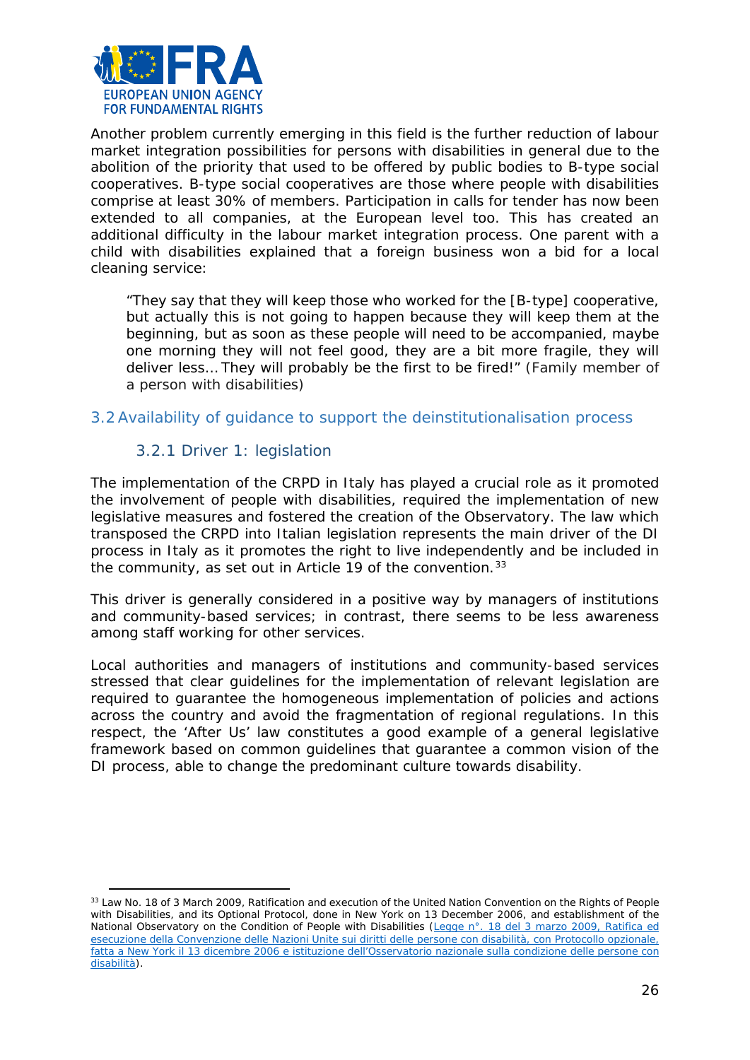Another problem currently emerging in this field is the further reduction of labour market integration possibilities for persons with disabilities in general due to the abolition of the priority that used to be offered by public bodies to B-type social cooperatives. B-type social cooperatives are those where people with disabilities comprise at least 30% of members. Participation in calls for tender has now been extended to all companies, at the European level too. This has created an additional difficulty in the labour market integration process. One parent with a child with disabilities explained that a foreign business won a bid for a local cleaning service:

> "They say that they will keep those who worked for the [B-type] cooperative, but actually this is not going to happen because they will keep them at the beginning, but as soon as these people will need to be accompanied, maybe one morning they will not feel good, they are a bit more fragile, they will deliver less… They will probably be the first to be fired!" (Family member of a person with disabilities)

## 3.2 Availability of guidance to support the deinstitutionalisation process

### 3.2.1 Driver 1: legislation

The implementation of the CRPD in Italy has played a crucial role as it promoted the involvement of people with disabilities, required the implementation of new legislative measures and fostered the creation of the Observatory. The law which transposed the CRPD into Italian legislation represents the main driver of the DI process in Italy as it promotes the right to live independently and be included in the community, as set out in Article 19 of the convention.[33]

This driver is generally considered in a positive way by managers of institutions and community-based services; in contrast, there seems to be less awareness among staff working for other services.

Local authorities and managers of institutions and community-based services stressed that clear guidelines for the implementation of relevant legislation are required to guarantee the homogeneous implementation of policies and actions across the country and avoid the fragmentation of regional regulations. In this respect, the 'After Us' law constitutes a good example of a general legislative framework based on common guidelines that guarantee a common vision of the DI process, able to change the predominant culture towards disability.

---

[33] Law No. 18 of 3 March 2009, Ratification and execution of the United Nation Convention on the Rights of People with Disabilities, and its Optional Protocol, done in New York on 13 December 2006, and establishment of the National Observatory on the Condition of People with Disabilities (Legge n°. 18 del 3 marzo 2009, Ratifica ed esecuzione della Convenzione delle Nazioni Unite sui diritti delle persone con disabilità, con Protocollo opzionale, fatta a New York il 13 dicembre 2006 e istituzione dell'Osservatorio nazionale sulla condizione delle persone con disabilità).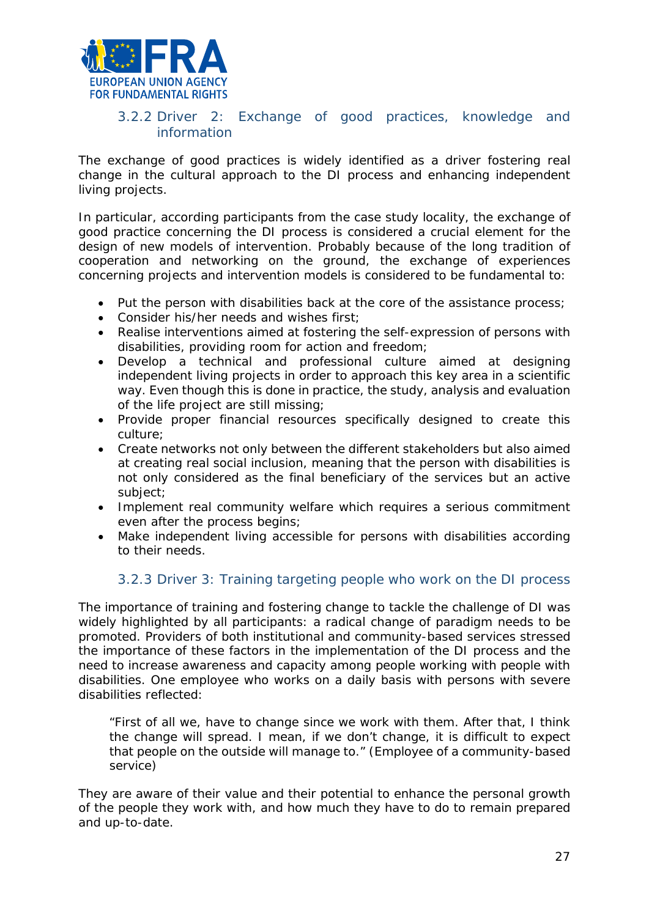### 3.2.2 Driver 2: Exchange of good practices, knowledge and information

The exchange of good practices is widely identified as a driver fostering real change in the cultural approach to the DI process and enhancing independent living projects.

In particular, according participants from the case study locality, the exchange of good practice concerning the DI process is considered a crucial element for the design of new models of intervention. Probably because of the long tradition of cooperation and networking on the ground, the exchange of experiences concerning projects and intervention models is considered to be fundamental to:

- Put the person with disabilities back at the core of the assistance process;
- Consider his/her needs and wishes first;
- Realise interventions aimed at fostering the self-expression of persons with disabilities, providing room for action and freedom;
- Develop a technical and professional culture aimed at designing independent living projects in order to approach this key area in a scientific way. Even though this is done in practice, the study, analysis and evaluation of the life project are still missing;
- Provide proper financial resources specifically designed to create this culture;
- Create networks not only between the different stakeholders but also aimed at creating real social inclusion, meaning that the person with disabilities is not only considered as the final beneficiary of the services but an active subject;
- Implement real community welfare which requires a serious commitment even after the process begins;
- Make independent living accessible for persons with disabilities according to their needs.

### 3.2.3 Driver 3: Training targeting people who work on the DI process

The importance of training and fostering change to tackle the challenge of DI was widely highlighted by all participants: a radical change of paradigm needs to be promoted. Providers of both institutional and community-based services stressed the importance of these factors in the implementation of the DI process and the need to increase awareness and capacity among people working with people with disabilities. One employee who works on a daily basis with persons with severe disabilities reflected:

> "First of all we, have to change since we work with them. After that, I think the change will spread. I mean, if we don't change, it is difficult to expect that people on the outside will manage to." (Employee of a community-based service)

They are aware of their value and their potential to enhance the personal growth of the people they work with, and how much they have to do to remain prepared and up-to-date.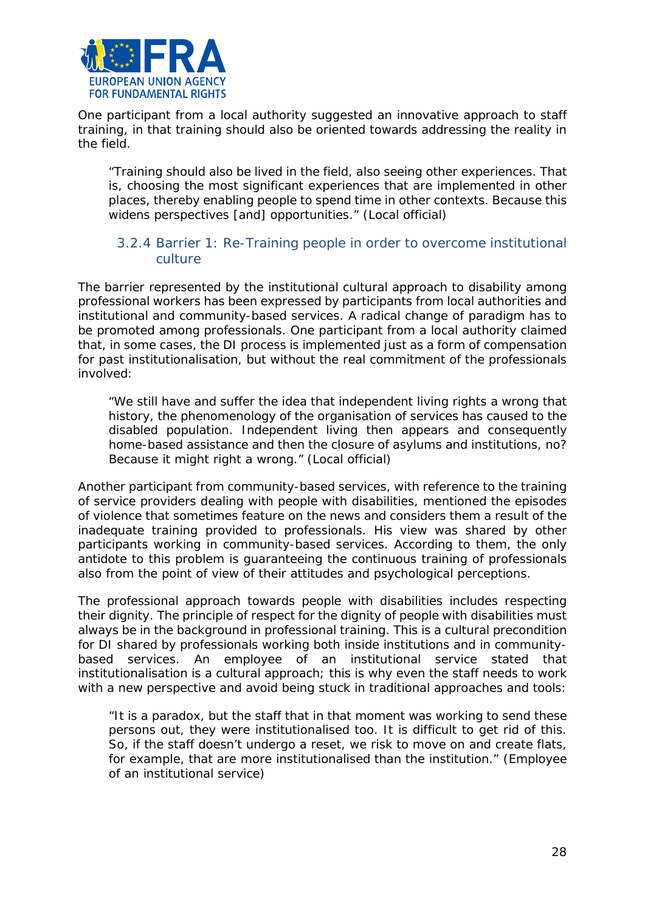One participant from a local authority suggested an innovative approach to staff training, in that training should also be oriented towards addressing the reality in the field.

> "Training should also be lived in the field, also seeing other experiences. That is, choosing the most significant experiences that are implemented in other places, thereby enabling people to spend time in other contexts. Because this widens perspectives [and] opportunities." (Local official)

### 3.2.4 Barrier 1: Re-Training people in order to overcome institutional culture

The barrier represented by the institutional cultural approach to disability among professional workers has been expressed by participants from local authorities and institutional and community-based services. A radical change of paradigm has to be promoted among professionals. One participant from a local authority claimed that, in some cases, the DI process is implemented just as a form of compensation for past institutionalisation, but without the real commitment of the professionals involved:

> "We still have and suffer the idea that independent living rights a wrong that history, the phenomenology of the organisation of services has caused to the disabled population. Independent living then appears and consequently home-based assistance and then the closure of asylums and institutions, no? Because it might right a wrong." (Local official)

Another participant from community-based services, with reference to the training of service providers dealing with people with disabilities, mentioned the episodes of violence that sometimes feature on the news and considers them a result of the inadequate training provided to professionals. His view was shared by other participants working in community-based services. According to them, the only antidote to this problem is guaranteeing the continuous training of professionals also from the point of view of their attitudes and psychological perceptions.

The professional approach towards people with disabilities includes respecting their dignity. The principle of respect for the dignity of people with disabilities must always be in the background in professional training. This is a cultural precondition for DI shared by professionals working both inside institutions and in community-based services. An employee of an institutional service stated that institutionalisation is a cultural approach; this is why even the staff needs to work with a new perspective and avoid being stuck in traditional approaches and tools:

> "It is a paradox, but the staff that in that moment was working to send these persons out, they were institutionalised too. It is difficult to get rid of this. So, if the staff doesn't undergo a reset, we risk to move on and create flats, for example, that are more institutionalised than the institution." (Employee of an institutional service)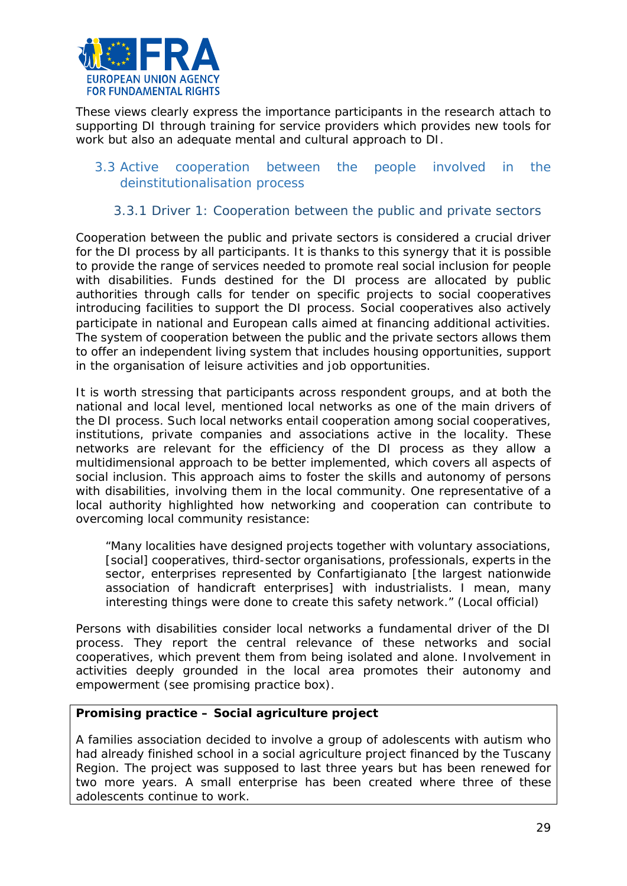These views clearly express the importance participants in the research attach to supporting DI through training for service providers which provides new tools for work but also an adequate mental and cultural approach to DI.

## 3.3 Active cooperation between the people involved in the deinstitutionalisation process

### 3.3.1 Driver 1: Cooperation between the public and private sectors

Cooperation between the public and private sectors is considered a crucial driver for the DI process by all participants. It is thanks to this synergy that it is possible to provide the range of services needed to promote real social inclusion for people with disabilities. Funds destined for the DI process are allocated by public authorities through calls for tender on specific projects to social cooperatives introducing facilities to support the DI process. Social cooperatives also actively participate in national and European calls aimed at financing additional activities. The system of cooperation between the public and the private sectors allows them to offer an independent living system that includes housing opportunities, support in the organisation of leisure activities and job opportunities.

It is worth stressing that participants across respondent groups, and at both the national and local level, mentioned local networks as one of the main drivers of the DI process. Such local networks entail cooperation among social cooperatives, institutions, private companies and associations active in the locality. These networks are relevant for the efficiency of the DI process as they allow a multidimensional approach to be better implemented, which covers all aspects of social inclusion. This approach aims to foster the skills and autonomy of persons with disabilities, involving them in the local community. One representative of a local authority highlighted how networking and cooperation can contribute to overcoming local community resistance:

> "Many localities have designed projects together with voluntary associations, [social] cooperatives, third-sector organisations, professionals, experts in the sector, enterprises represented by Confartigianato [the largest nationwide association of handicraft enterprises] with industrialists. I mean, many interesting things were done to create this safety network." (Local official)

Persons with disabilities consider local networks a fundamental driver of the DI process. They report the central relevance of these networks and social cooperatives, which prevent them from being isolated and alone. Involvement in activities deeply grounded in the local area promotes their autonomy and empowerment (see promising practice box).

> **Promising practice – Social agriculture project**
>
> A families association decided to involve a group of adolescents with autism who had already finished school in a social agriculture project financed by the Tuscany Region. The project was supposed to last three years but has been renewed for two more years. A small enterprise has been created where three of these adolescents continue to work.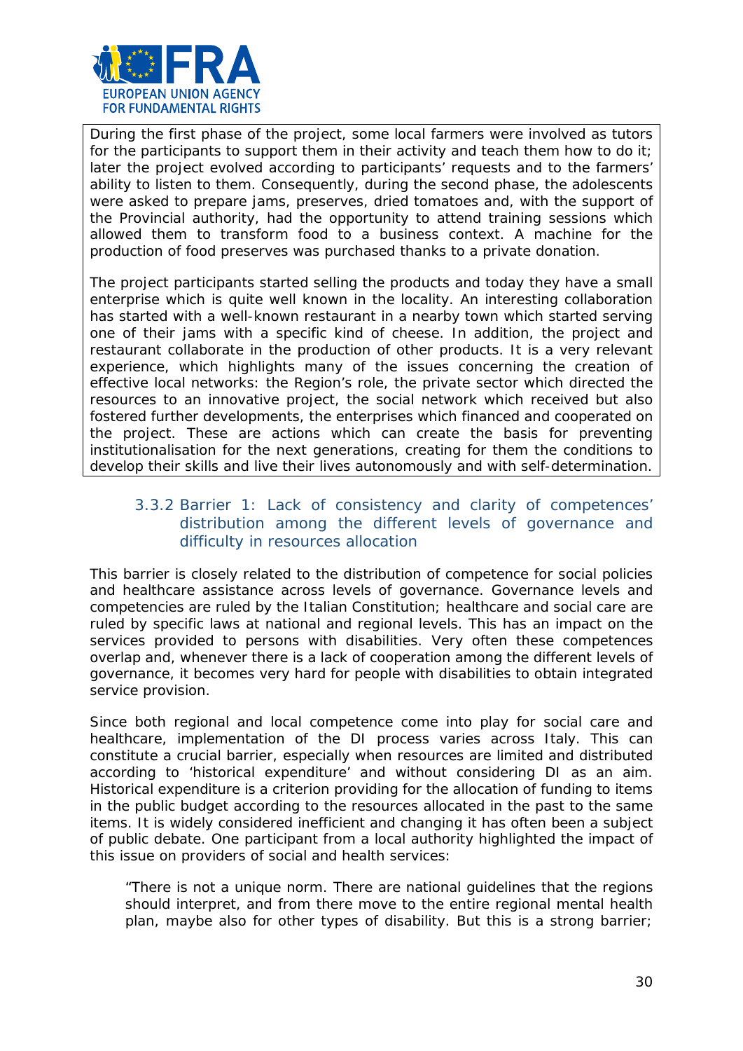During the first phase of the project, some local farmers were involved as tutors for the participants to support them in their activity and teach them how to do it; later the project evolved according to participants' requests and to the farmers' ability to listen to them. Consequently, during the second phase, the adolescents were asked to prepare jams, preserves, dried tomatoes and, with the support of the Provincial authority, had the opportunity to attend training sessions which allowed them to transform food to a business context. A machine for the production of food preserves was purchased thanks to a private donation.

The project participants started selling the products and today they have a small enterprise which is quite well known in the locality. An interesting collaboration has started with a well-known restaurant in a nearby town which started serving one of their jams with a specific kind of cheese. In addition, the project and restaurant collaborate in the production of other products. It is a very relevant experience, which highlights many of the issues concerning the creation of effective local networks: the Region's role, the private sector which directed the resources to an innovative project, the social network which received but also fostered further developments, the enterprises which financed and cooperated on the project. These are actions which can create the basis for preventing institutionalisation for the next generations, creating for them the conditions to develop their skills and live their lives autonomously and with self-determination.

### 3.3.2 Barrier 1: Lack of consistency and clarity of competences' distribution among the different levels of governance and difficulty in resources allocation

This barrier is closely related to the distribution of competence for social policies and healthcare assistance across levels of governance. Governance levels and competencies are ruled by the Italian Constitution; healthcare and social care are ruled by specific laws at national and regional levels. This has an impact on the services provided to persons with disabilities. Very often these competences overlap and, whenever there is a lack of cooperation among the different levels of governance, it becomes very hard for people with disabilities to obtain integrated service provision.

Since both regional and local competence come into play for social care and healthcare, implementation of the DI process varies across Italy. This can constitute a crucial barrier, especially when resources are limited and distributed according to 'historical expenditure' and without considering DI as an aim. Historical expenditure is a criterion providing for the allocation of funding to items in the public budget according to the resources allocated in the past to the same items. It is widely considered inefficient and changing it has often been a subject of public debate. One participant from a local authority highlighted the impact of this issue on providers of social and health services:

> "There is not a unique norm. There are national guidelines that the regions should interpret, and from there move to the entire regional mental health plan, maybe also for other types of disability. But this is a strong barrier;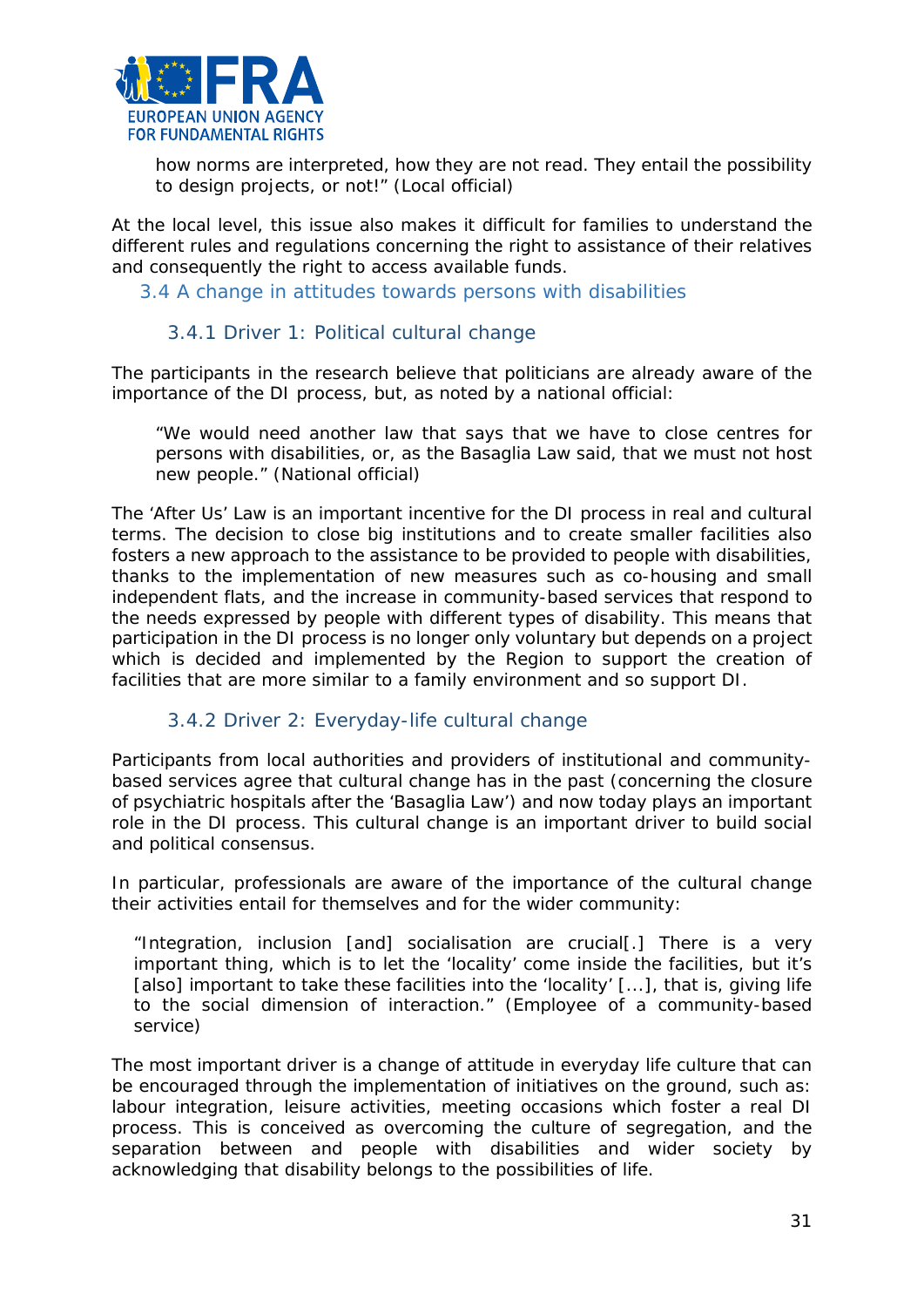> how norms are interpreted, how they are not read. They entail the possibility to design projects, or not!" (Local official)

At the local level, this issue also makes it difficult for families to understand the different rules and regulations concerning the right to assistance of their relatives and consequently the right to access available funds.

## 3.4 A change in attitudes towards persons with disabilities

### 3.4.1 Driver 1: Political cultural change

The participants in the research believe that politicians are already aware of the importance of the DI process, but, as noted by a national official:

> "We would need another law that says that we have to close centres for persons with disabilities, or, as the Basaglia Law said, that we must not host new people." (National official)

The 'After Us' Law is an important incentive for the DI process in real and cultural terms. The decision to close big institutions and to create smaller facilities also fosters a new approach to the assistance to be provided to people with disabilities, thanks to the implementation of new measures such as co-housing and small independent flats, and the increase in community-based services that respond to the needs expressed by people with different types of disability. This means that participation in the DI process is no longer only voluntary but depends on a project which is decided and implemented by the Region to support the creation of facilities that are more similar to a family environment and so support DI.

### 3.4.2 Driver 2: Everyday-life cultural change

Participants from local authorities and providers of institutional and community-based services agree that cultural change has in the past (concerning the closure of psychiatric hospitals after the 'Basaglia Law') and now today plays an important role in the DI process. This cultural change is an important driver to build social and political consensus.

In particular, professionals are aware of the importance of the cultural change their activities entail for themselves and for the wider community:

> "Integration, inclusion [and] socialisation are crucial[.] There is a very important thing, which is to let the 'locality' come inside the facilities, but it's [also] important to take these facilities into the 'locality' [...], that is, giving life to the social dimension of interaction." (Employee of a community-based service)

The most important driver is a change of attitude in everyday life culture that can be encouraged through the implementation of initiatives on the ground, such as: labour integration, leisure activities, meeting occasions which foster a real DI process. This is conceived as overcoming the culture of segregation, and the separation between and people with disabilities and wider society by acknowledging that disability belongs to the possibilities of life.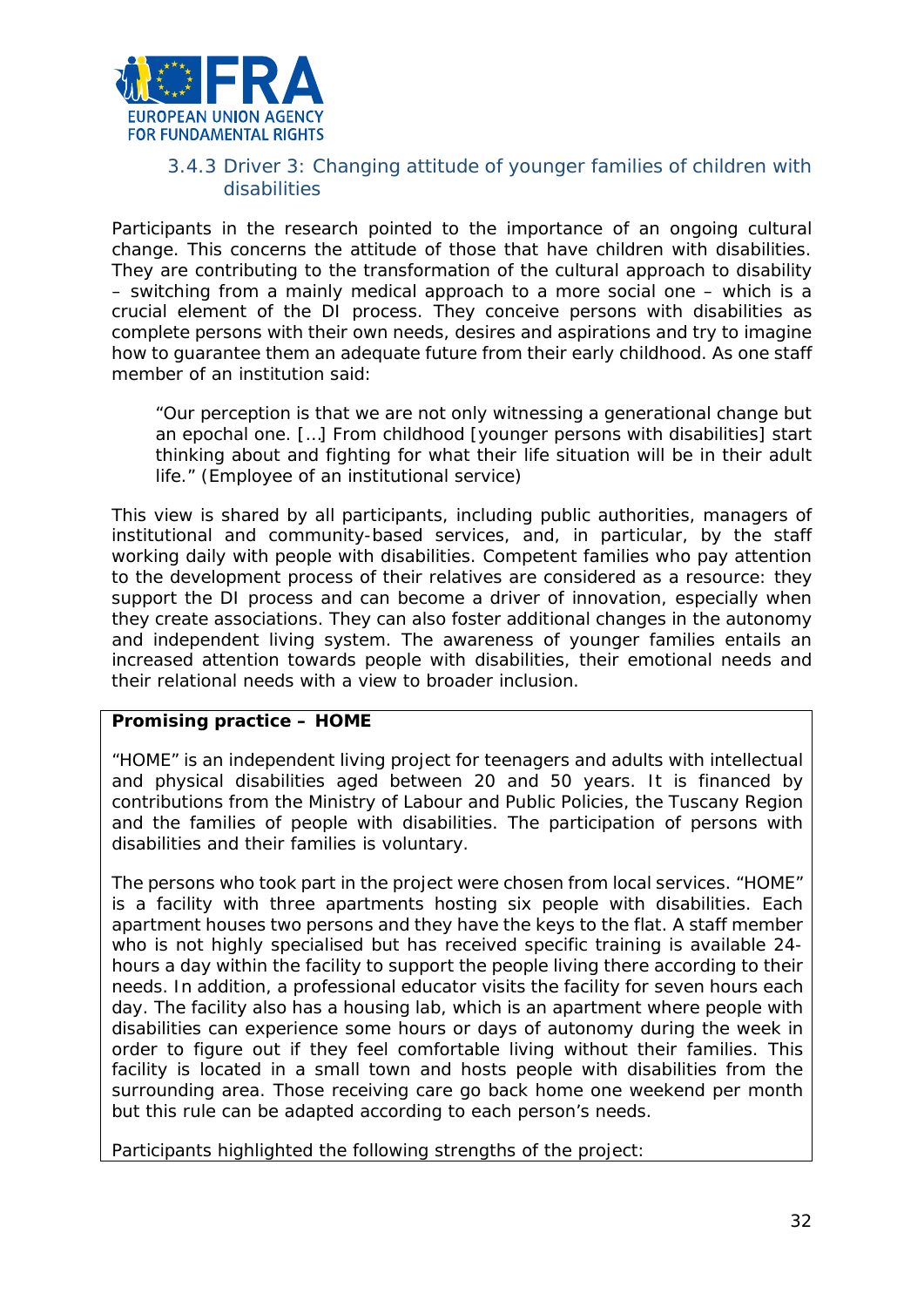### 3.4.3 Driver 3: Changing attitude of younger families of children with disabilities

Participants in the research pointed to the importance of an ongoing cultural change. This concerns the attitude of those that have children with disabilities. They are contributing to the transformation of the cultural approach to disability – switching from a mainly medical approach to a more social one – which is a crucial element of the DI process. They conceive persons with disabilities as complete persons with their own needs, desires and aspirations and try to imagine how to guarantee them an adequate future from their early childhood. As one staff member of an institution said:

> "Our perception is that we are not only witnessing a generational change but an epochal one. […] From childhood [younger persons with disabilities] start thinking about and fighting for what their life situation will be in their adult life." (Employee of an institutional service)

This view is shared by all participants, including public authorities, managers of institutional and community-based services, and, in particular, by the staff working daily with people with disabilities. Competent families who pay attention to the development process of their relatives are considered as a resource: they support the DI process and can become a driver of innovation, especially when they create associations. They can also foster additional changes in the autonomy and independent living system. The awareness of younger families entails an increased attention towards people with disabilities, their emotional needs and their relational needs with a view to broader inclusion.

**Promising practice – HOME**

"HOME" is an independent living project for teenagers and adults with intellectual and physical disabilities aged between 20 and 50 years. It is financed by contributions from the Ministry of Labour and Public Policies, the Tuscany Region and the families of people with disabilities. The participation of persons with disabilities and their families is voluntary.

The persons who took part in the project were chosen from local services. "HOME" is a facility with three apartments hosting six people with disabilities. Each apartment houses two persons and they have the keys to the flat. A staff member who is not highly specialised but has received specific training is available 24-hours a day within the facility to support the people living there according to their needs. In addition, a professional educator visits the facility for seven hours each day. The facility also has a housing lab, which is an apartment where people with disabilities can experience some hours or days of autonomy during the week in order to figure out if they feel comfortable living without their families. This facility is located in a small town and hosts people with disabilities from the surrounding area. Those receiving care go back home one weekend per month but this rule can be adapted according to each person's needs.

Participants highlighted the following strengths of the project: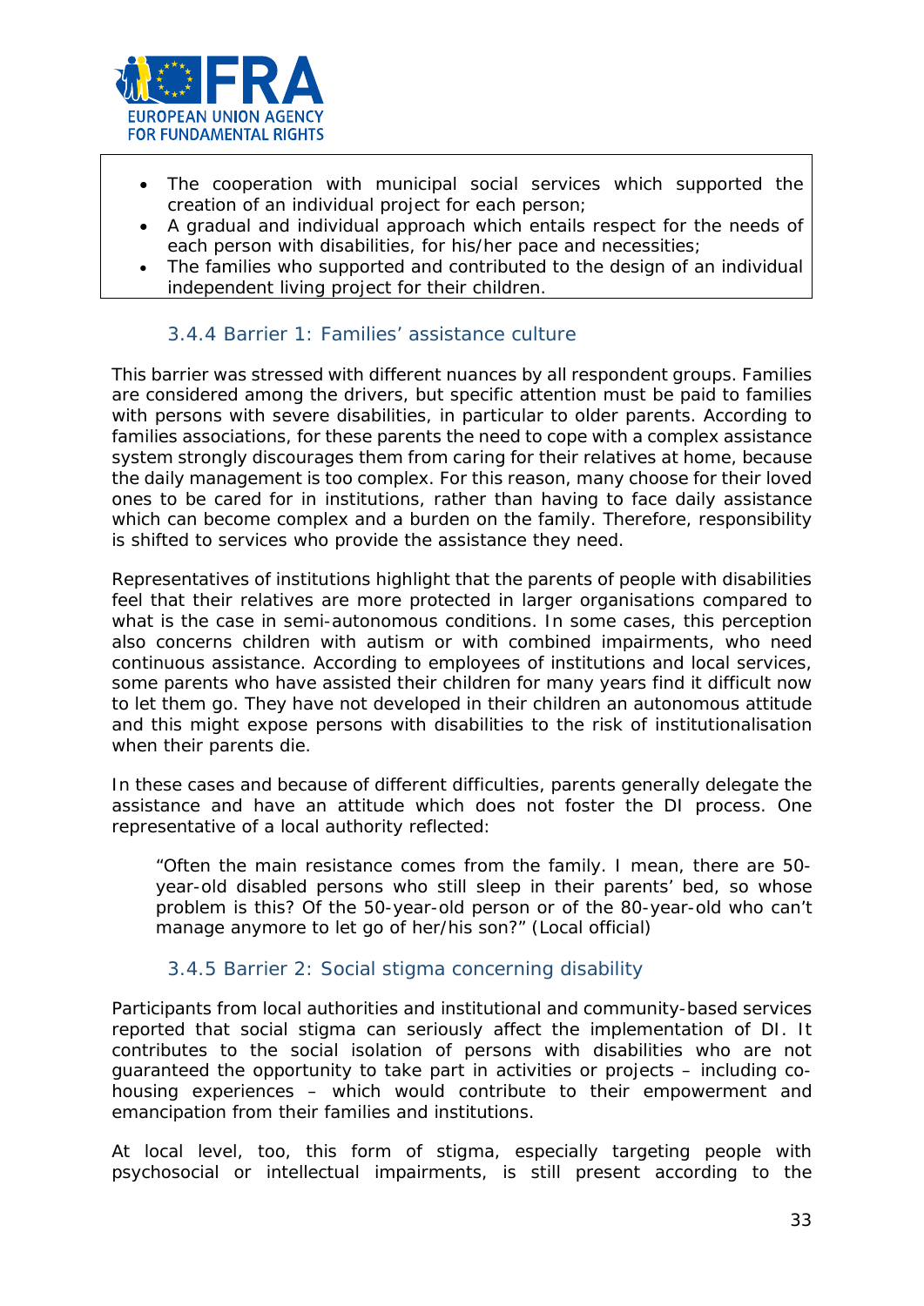- The cooperation with municipal social services which supported the creation of an individual project for each person;
- A gradual and individual approach which entails respect for the needs of each person with disabilities, for his/her pace and necessities;
- The families who supported and contributed to the design of an individual independent living project for their children.

### 3.4.4 Barrier 1: Families' assistance culture

This barrier was stressed with different nuances by all respondent groups. Families are considered among the drivers, but specific attention must be paid to families with persons with severe disabilities, in particular to older parents. According to families associations, for these parents the need to cope with a complex assistance system strongly discourages them from caring for their relatives at home, because the daily management is too complex. For this reason, many choose for their loved ones to be cared for in institutions, rather than having to face daily assistance which can become complex and a burden on the family. Therefore, responsibility is shifted to services who provide the assistance they need.

Representatives of institutions highlight that the parents of people with disabilities feel that their relatives are more protected in larger organisations compared to what is the case in semi-autonomous conditions. In some cases, this perception also concerns children with autism or with combined impairments, who need continuous assistance. According to employees of institutions and local services, some parents who have assisted their children for many years find it difficult now to let them go. They have not developed in their children an autonomous attitude and this might expose persons with disabilities to the risk of institutionalisation when their parents die.

In these cases and because of different difficulties, parents generally delegate the assistance and have an attitude which does not foster the DI process. One representative of a local authority reflected:

> "Often the main resistance comes from the family. I mean, there are 50-year-old disabled persons who still sleep in their parents' bed, so whose problem is this? Of the 50-year-old person or of the 80-year-old who can't manage anymore to let go of her/his son?" (Local official)

### 3.4.5 Barrier 2: Social stigma concerning disability

Participants from local authorities and institutional and community-based services reported that social stigma can seriously affect the implementation of DI. It contributes to the social isolation of persons with disabilities who are not guaranteed the opportunity to take part in activities or projects – including co-housing experiences – which would contribute to their empowerment and emancipation from their families and institutions.

At local level, too, this form of stigma, especially targeting people with psychosocial or intellectual impairments, is still present according to the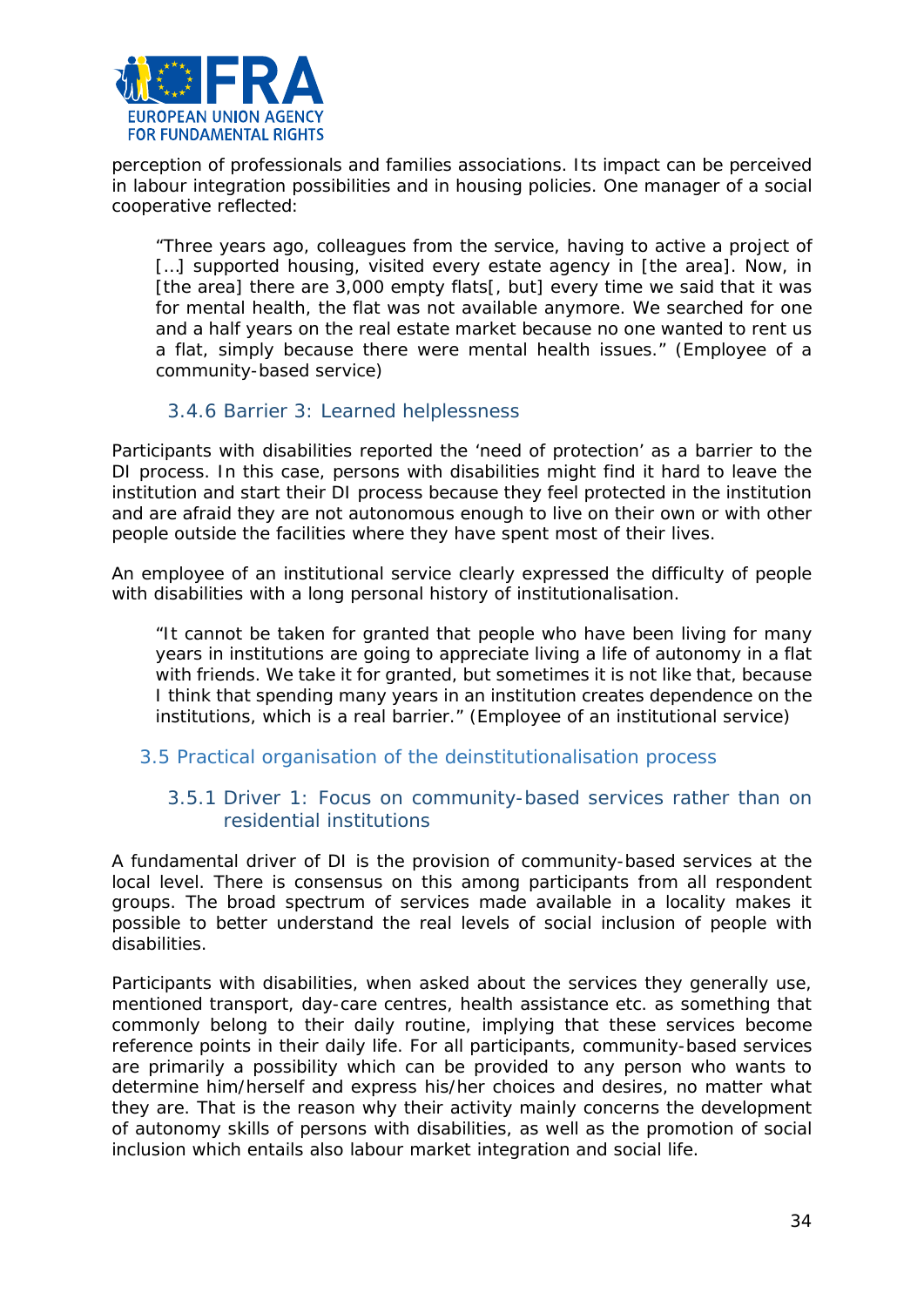perception of professionals and families associations. Its impact can be perceived in labour integration possibilities and in housing policies. One manager of a social cooperative reflected:

> "Three years ago, colleagues from the service, having to active a project of […] supported housing, visited every estate agency in [the area]. Now, in [the area] there are 3,000 empty flats[, but] every time we said that it was for mental health, the flat was not available anymore. We searched for one and a half years on the real estate market because no one wanted to rent us a flat, simply because there were mental health issues." (Employee of a community-based service)

### 3.4.6 Barrier 3: Learned helplessness

Participants with disabilities reported the 'need of protection' as a barrier to the DI process. In this case, persons with disabilities might find it hard to leave the institution and start their DI process because they feel protected in the institution and are afraid they are not autonomous enough to live on their own or with other people outside the facilities where they have spent most of their lives.

An employee of an institutional service clearly expressed the difficulty of people with disabilities with a long personal history of institutionalisation.

> "It cannot be taken for granted that people who have been living for many years in institutions are going to appreciate living a life of autonomy in a flat with friends. We take it for granted, but sometimes it is not like that, because I think that spending many years in an institution creates dependence on the institutions, which is a real barrier." (Employee of an institutional service)

## 3.5 Practical organisation of the deinstitutionalisation process

### 3.5.1 Driver 1: Focus on community-based services rather than on residential institutions

A fundamental driver of DI is the provision of community-based services at the local level. There is consensus on this among participants from all respondent groups. The broad spectrum of services made available in a locality makes it possible to better understand the real levels of social inclusion of people with disabilities.

Participants with disabilities, when asked about the services they generally use, mentioned transport, day-care centres, health assistance etc. as something that commonly belong to their daily routine, implying that these services become reference points in their daily life. For all participants, community-based services are primarily a possibility which can be provided to any person who wants to determine him/herself and express his/her choices and desires, no matter what they are. That is the reason why their activity mainly concerns the development of autonomy skills of persons with disabilities, as well as the promotion of social inclusion which entails also labour market integration and social life.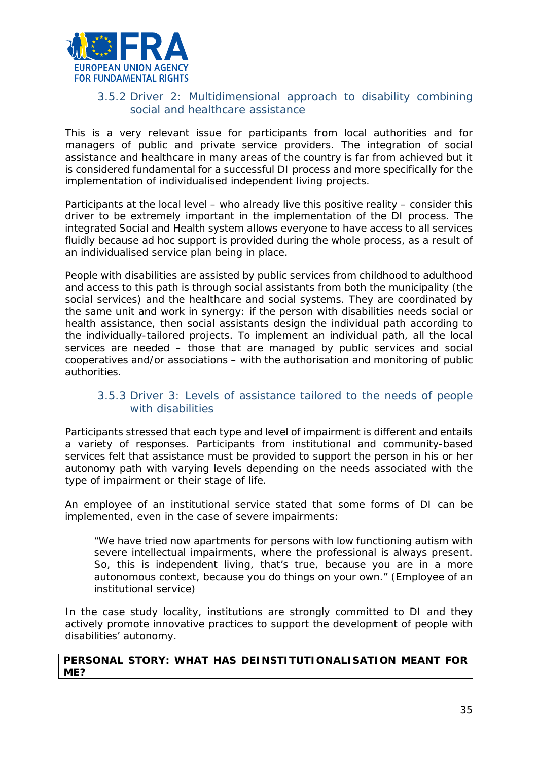### 3.5.2 Driver 2: Multidimensional approach to disability combining social and healthcare assistance

This is a very relevant issue for participants from local authorities and for managers of public and private service providers. The integration of social assistance and healthcare in many areas of the country is far from achieved but it is considered fundamental for a successful DI process and more specifically for the implementation of individualised independent living projects.

Participants at the local level – who already live this positive reality – consider this driver to be extremely important in the implementation of the DI process. The integrated Social and Health system allows everyone to have access to all services fluidly because ad hoc support is provided during the whole process, as a result of an individualised service plan being in place.

People with disabilities are assisted by public services from childhood to adulthood and access to this path is through social assistants from both the municipality (the social services) and the healthcare and social systems. They are coordinated by the same unit and work in synergy: if the person with disabilities needs social or health assistance, then social assistants design the individual path according to the individually-tailored projects. To implement an individual path, all the local services are needed – those that are managed by public services and social cooperatives and/or associations – with the authorisation and monitoring of public authorities.

### 3.5.3 Driver 3: Levels of assistance tailored to the needs of people with disabilities

Participants stressed that each type and level of impairment is different and entails a variety of responses. Participants from institutional and community-based services felt that assistance must be provided to support the person in his or her autonomy path with varying levels depending on the needs associated with the type of impairment or their stage of life.

An employee of an institutional service stated that some forms of DI can be implemented, even in the case of severe impairments:

> "We have tried now apartments for persons with low functioning autism with severe intellectual impairments, where the professional is always present. So, this is independent living, that's true, because you are in a more autonomous context, because you do things on your own." (Employee of an institutional service)

In the case study locality, institutions are strongly committed to DI and they actively promote innovative practices to support the development of people with disabilities' autonomy.

**PERSONAL STORY: WHAT HAS DEINSTITUTIONALISATION MEANT FOR ME?**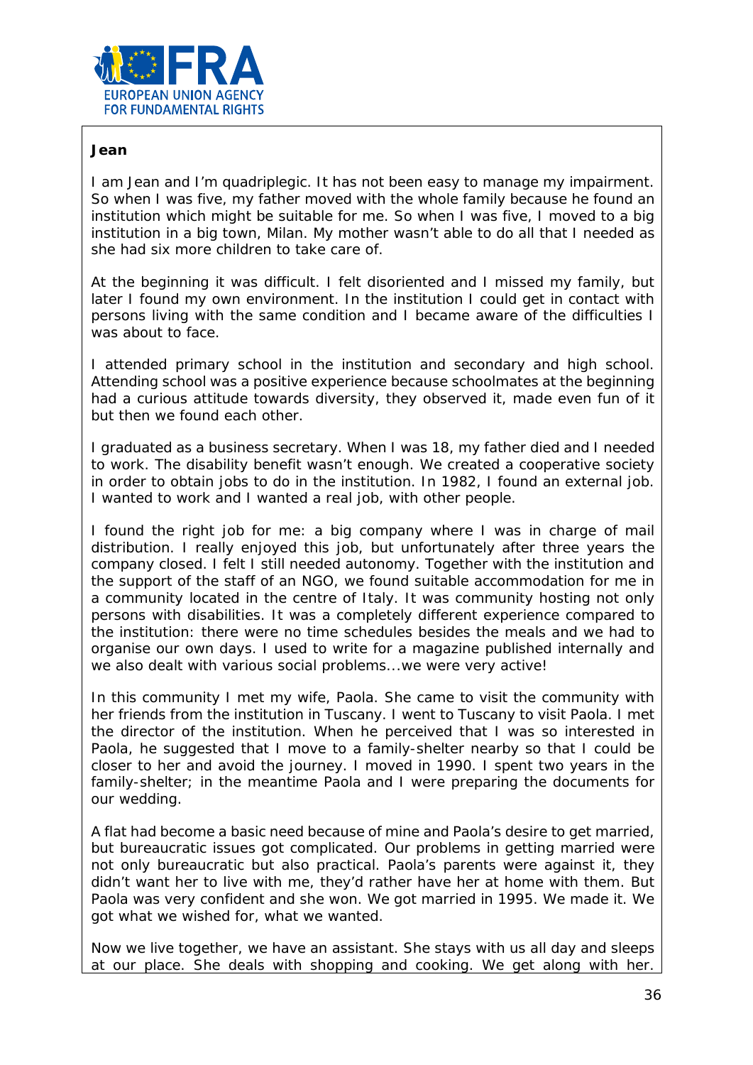**Jean**

I am Jean and I'm quadriplegic. It has not been easy to manage my impairment. So when I was five, my father moved with the whole family because he found an institution which might be suitable for me. So when I was five, I moved to a big institution in a big town, Milan. My mother wasn't able to do all that I needed as she had six more children to take care of.

At the beginning it was difficult. I felt disoriented and I missed my family, but later I found my own environment. In the institution I could get in contact with persons living with the same condition and I became aware of the difficulties I was about to face.

I attended primary school in the institution and secondary and high school. Attending school was a positive experience because schoolmates at the beginning had a curious attitude towards diversity, they observed it, made even fun of it but then we found each other.

I graduated as a business secretary. When I was 18, my father died and I needed to work. The disability benefit wasn't enough. We created a cooperative society in order to obtain jobs to do in the institution. In 1982, I found an external job. I wanted to work and I wanted a real job, with other people.

I found the right job for me: a big company where I was in charge of mail distribution. I really enjoyed this job, but unfortunately after three years the company closed. I felt I still needed autonomy. Together with the institution and the support of the staff of an NGO, we found suitable accommodation for me in a community located in the centre of Italy. It was community hosting not only persons with disabilities. It was a completely different experience compared to the institution: there were no time schedules besides the meals and we had to organise our own days. I used to write for a magazine published internally and we also dealt with various social problems...we were very active!

In this community I met my wife, Paola. She came to visit the community with her friends from the institution in Tuscany. I went to Tuscany to visit Paola. I met the director of the institution. When he perceived that I was so interested in Paola, he suggested that I move to a family-shelter nearby so that I could be closer to her and avoid the journey. I moved in 1990. I spent two years in the family-shelter; in the meantime Paola and I were preparing the documents for our wedding.

A flat had become a basic need because of mine and Paola's desire to get married, but bureaucratic issues got complicated. Our problems in getting married were not only bureaucratic but also practical. Paola's parents were against it, they didn't want her to live with me, they'd rather have her at home with them. But Paola was very confident and she won. We got married in 1995. We made it. We got what we wished for, what we wanted.

Now we live together, we have an assistant. She stays with us all day and sleeps at our place. She deals with shopping and cooking. We get along with her.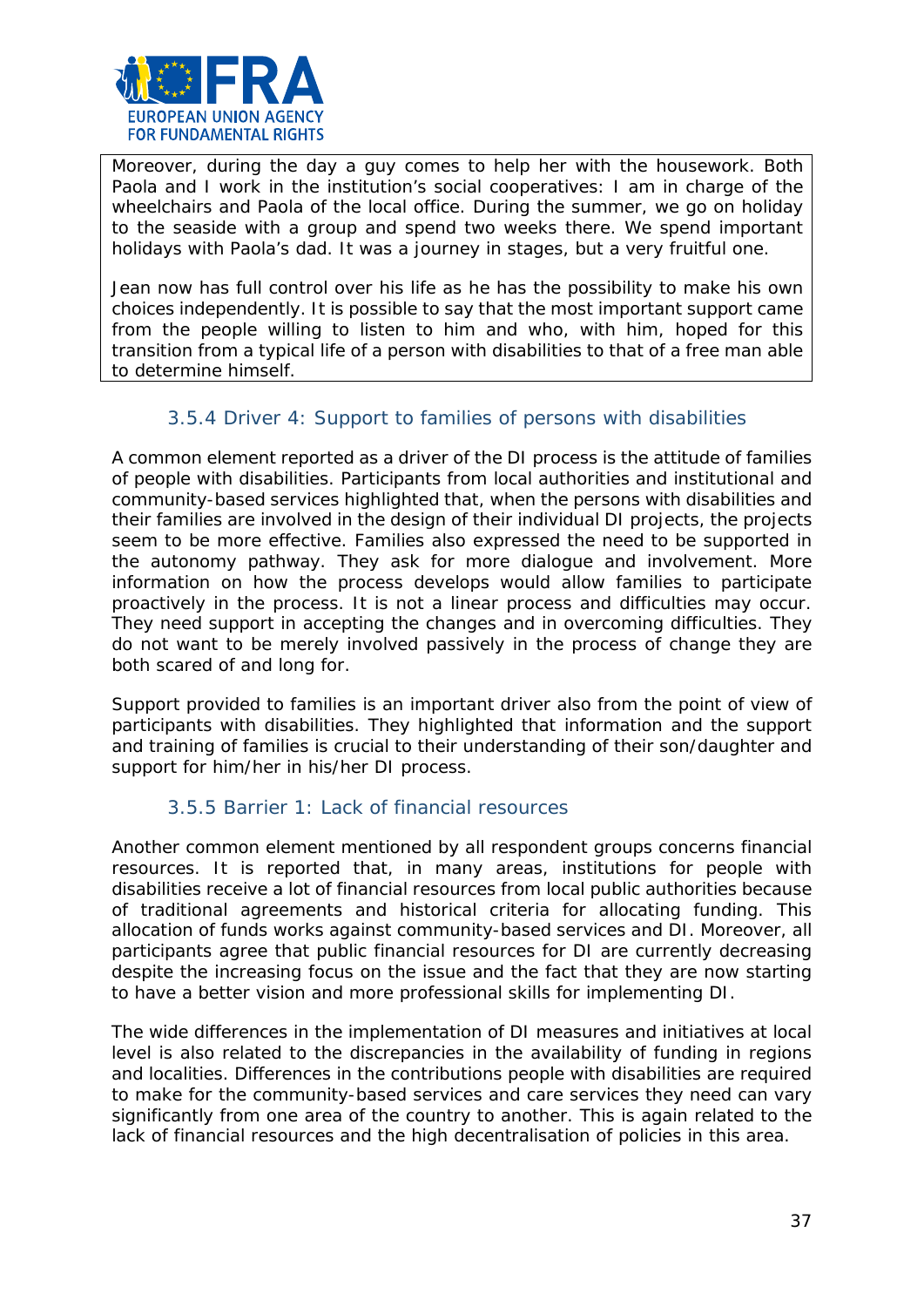> Moreover, during the day a guy comes to help her with the housework. Both Paola and I work in the institution's social cooperatives: I am in charge of the wheelchairs and Paola of the local office. During the summer, we go on holiday to the seaside with a group and spend two weeks there. We spend important holidays with Paola's dad. It was a journey in stages, but a very fruitful one.
>
> Jean now has full control over his life as he has the possibility to make his own choices independently. It is possible to say that the most important support came from the people willing to listen to him and who, with him, hoped for this transition from a typical life of a person with disabilities to that of a free man able to determine himself.

### 3.5.4 Driver 4: Support to families of persons with disabilities

A common element reported as a driver of the DI process is the attitude of families of people with disabilities. Participants from local authorities and institutional and community-based services highlighted that, when the persons with disabilities and their families are involved in the design of their individual DI projects, the projects seem to be more effective. Families also expressed the need to be supported in the autonomy pathway. They ask for more dialogue and involvement. More information on how the process develops would allow families to participate proactively in the process. It is not a linear process and difficulties may occur. They need support in accepting the changes and in overcoming difficulties. They do not want to be merely involved passively in the process of change they are both scared of and long for.

Support provided to families is an important driver also from the point of view of participants with disabilities. They highlighted that information and the support and training of families is crucial to their understanding of their son/daughter and support for him/her in his/her DI process.

### 3.5.5 Barrier 1: Lack of financial resources

Another common element mentioned by all respondent groups concerns financial resources. It is reported that, in many areas, institutions for people with disabilities receive a lot of financial resources from local public authorities because of traditional agreements and historical criteria for allocating funding. This allocation of funds works against community-based services and DI. Moreover, all participants agree that public financial resources for DI are currently decreasing despite the increasing focus on the issue and the fact that they are now starting to have a better vision and more professional skills for implementing DI.

The wide differences in the implementation of DI measures and initiatives at local level is also related to the discrepancies in the availability of funding in regions and localities. Differences in the contributions people with disabilities are required to make for the community-based services and care services they need can vary significantly from one area of the country to another. This is again related to the lack of financial resources and the high decentralisation of policies in this area.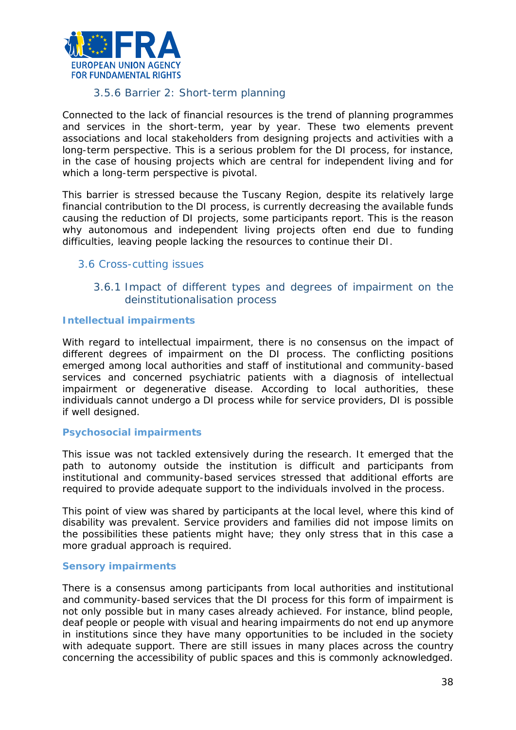#### 3.5.6 Barrier 2: Short-term planning

Connected to the lack of financial resources is the trend of planning programmes and services in the short-term, year by year. These two elements prevent associations and local stakeholders from designing projects and activities with a long-term perspective. This is a serious problem for the DI process, for instance, in the case of housing projects which are central for independent living and for which a long-term perspective is pivotal.

This barrier is stressed because the Tuscany Region, despite its relatively large financial contribution to the DI process, is currently decreasing the available funds causing the reduction of DI projects, some participants report. This is the reason why autonomous and independent living projects often end due to funding difficulties, leaving people lacking the resources to continue their DI.

### 3.6 Cross-cutting issues

#### 3.6.1 Impact of different types and degrees of impairment on the deinstitutionalisation process

**Intellectual impairments**

With regard to intellectual impairment, there is no consensus on the impact of different degrees of impairment on the DI process. The conflicting positions emerged among local authorities and staff of institutional and community-based services and concerned psychiatric patients with a diagnosis of intellectual impairment or degenerative disease. According to local authorities, these individuals cannot undergo a DI process while for service providers, DI is possible if well designed.

**Psychosocial impairments**

This issue was not tackled extensively during the research. It emerged that the path to autonomy outside the institution is difficult and participants from institutional and community-based services stressed that additional efforts are required to provide adequate support to the individuals involved in the process.

This point of view was shared by participants at the local level, where this kind of disability was prevalent. Service providers and families did not impose limits on the possibilities these patients might have; they only stress that in this case a more gradual approach is required.

**Sensory impairments**

There is a consensus among participants from local authorities and institutional and community-based services that the DI process for this form of impairment is not only possible but in many cases already achieved. For instance, blind people, deaf people or people with visual and hearing impairments do not end up anymore in institutions since they have many opportunities to be included in the society with adequate support. There are still issues in many places across the country concerning the accessibility of public spaces and this is commonly acknowledged.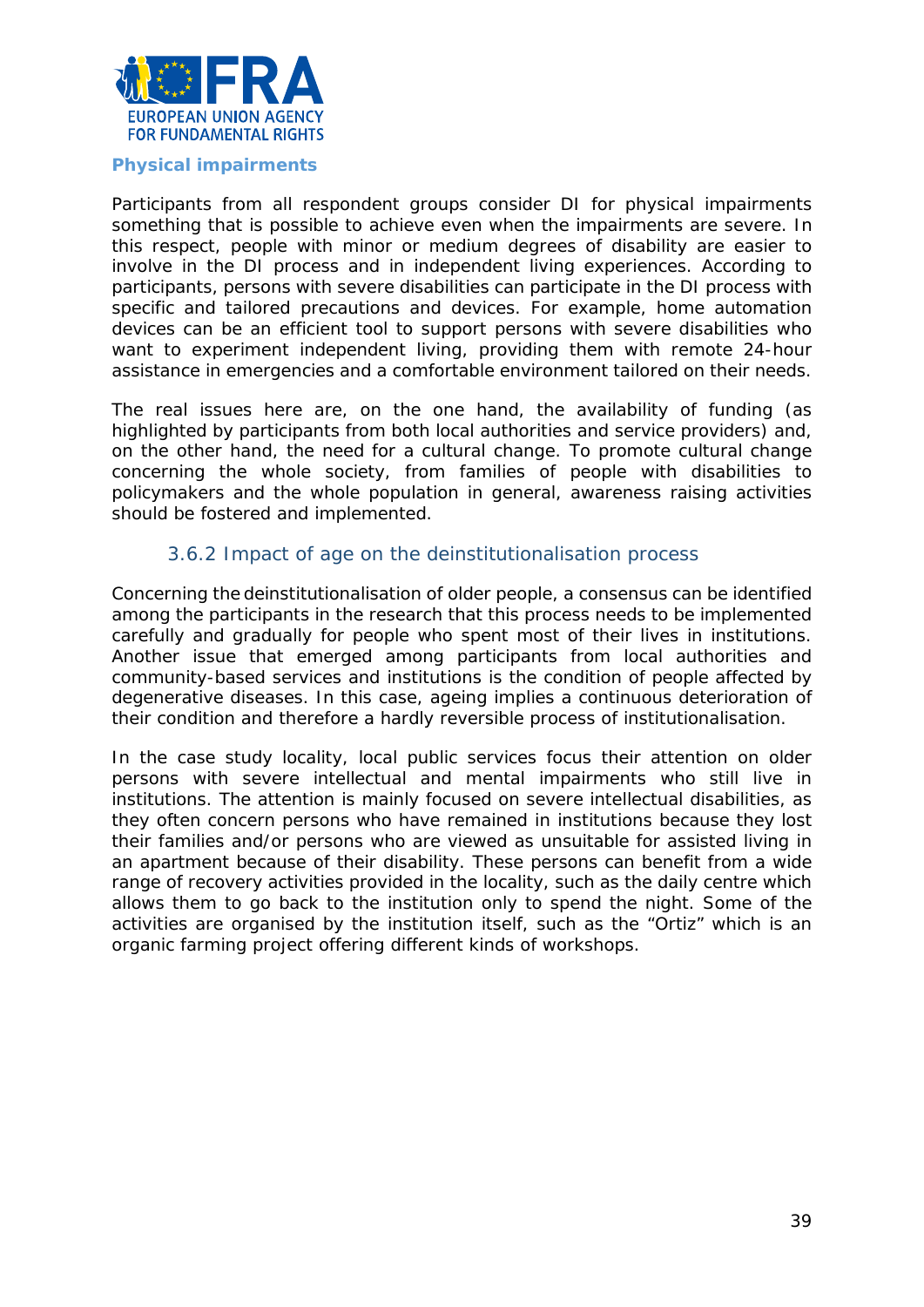**Physical impairments**

Participants from all respondent groups consider DI for physical impairments something that is possible to achieve even when the impairments are severe. In this respect, people with minor or medium degrees of disability are easier to involve in the DI process and in independent living experiences. According to participants, persons with severe disabilities can participate in the DI process with specific and tailored precautions and devices. For example, home automation devices can be an efficient tool to support persons with severe disabilities who want to experiment independent living, providing them with remote 24-hour assistance in emergencies and a comfortable environment tailored on their needs.

The real issues here are, on the one hand, the availability of funding (as highlighted by participants from both local authorities and service providers) and, on the other hand, the need for a cultural change. To promote cultural change concerning the whole society, from families of people with disabilities to policymakers and the whole population in general, awareness raising activities should be fostered and implemented.

### 3.6.2 Impact of age on the deinstitutionalisation process

Concerning the deinstitutionalisation of older people, a consensus can be identified among the participants in the research that this process needs to be implemented carefully and gradually for people who spent most of their lives in institutions. Another issue that emerged among participants from local authorities and community-based services and institutions is the condition of people affected by degenerative diseases. In this case, ageing implies a continuous deterioration of their condition and therefore a hardly reversible process of institutionalisation.

In the case study locality, local public services focus their attention on older persons with severe intellectual and mental impairments who still live in institutions. The attention is mainly focused on severe intellectual disabilities, as they often concern persons who have remained in institutions because they lost their families and/or persons who are viewed as unsuitable for assisted living in an apartment because of their disability. These persons can benefit from a wide range of recovery activities provided in the locality, such as the daily centre which allows them to go back to the institution only to spend the night. Some of the activities are organised by the institution itself, such as the "Ortiz" which is an organic farming project offering different kinds of workshops.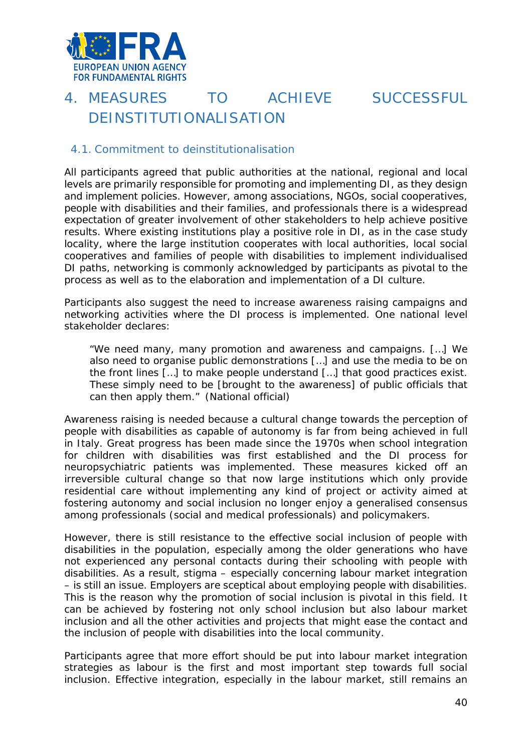# 4. MEASURES TO ACHIEVE SUCCESSFUL DEINSTITUTIONALISATION

## 4.1. Commitment to deinstitutionalisation

All participants agreed that public authorities at the national, regional and local levels are primarily responsible for promoting and implementing DI, as they design and implement policies. However, among associations, NGOs, social cooperatives, people with disabilities and their families, and professionals there is a widespread expectation of greater involvement of other stakeholders to help achieve positive results. Where existing institutions play a positive role in DI, as in the case study locality, where the large institution cooperates with local authorities, local social cooperatives and families of people with disabilities to implement individualised DI paths, networking is commonly acknowledged by participants as pivotal to the process as well as to the elaboration and implementation of a DI culture.

Participants also suggest the need to increase awareness raising campaigns and networking activities where the DI process is implemented. One national level stakeholder declares:

> "We need many, many promotion and awareness and campaigns. […] We also need to organise public demonstrations […] and use the media to be on the front lines […] to make people understand […] that good practices exist. These simply need to be [brought to the awareness] of public officials that can then apply them." (National official)

Awareness raising is needed because a cultural change towards the perception of people with disabilities as capable of autonomy is far from being achieved in full in Italy. Great progress has been made since the 1970s when school integration for children with disabilities was first established and the DI process for neuropsychiatric patients was implemented. These measures kicked off an irreversible cultural change so that now large institutions which only provide residential care without implementing any kind of project or activity aimed at fostering autonomy and social inclusion no longer enjoy a generalised consensus among professionals (social and medical professionals) and policymakers.

However, there is still resistance to the effective social inclusion of people with disabilities in the population, especially among the older generations who have not experienced any personal contacts during their schooling with people with disabilities. As a result, stigma – especially concerning labour market integration – is still an issue. Employers are sceptical about employing people with disabilities. This is the reason why the promotion of social inclusion is pivotal in this field. It can be achieved by fostering not only school inclusion but also labour market inclusion and all the other activities and projects that might ease the contact and the inclusion of people with disabilities into the local community.

Participants agree that more effort should be put into labour market integration strategies as labour is the first and most important step towards full social inclusion. Effective integration, especially in the labour market, still remains an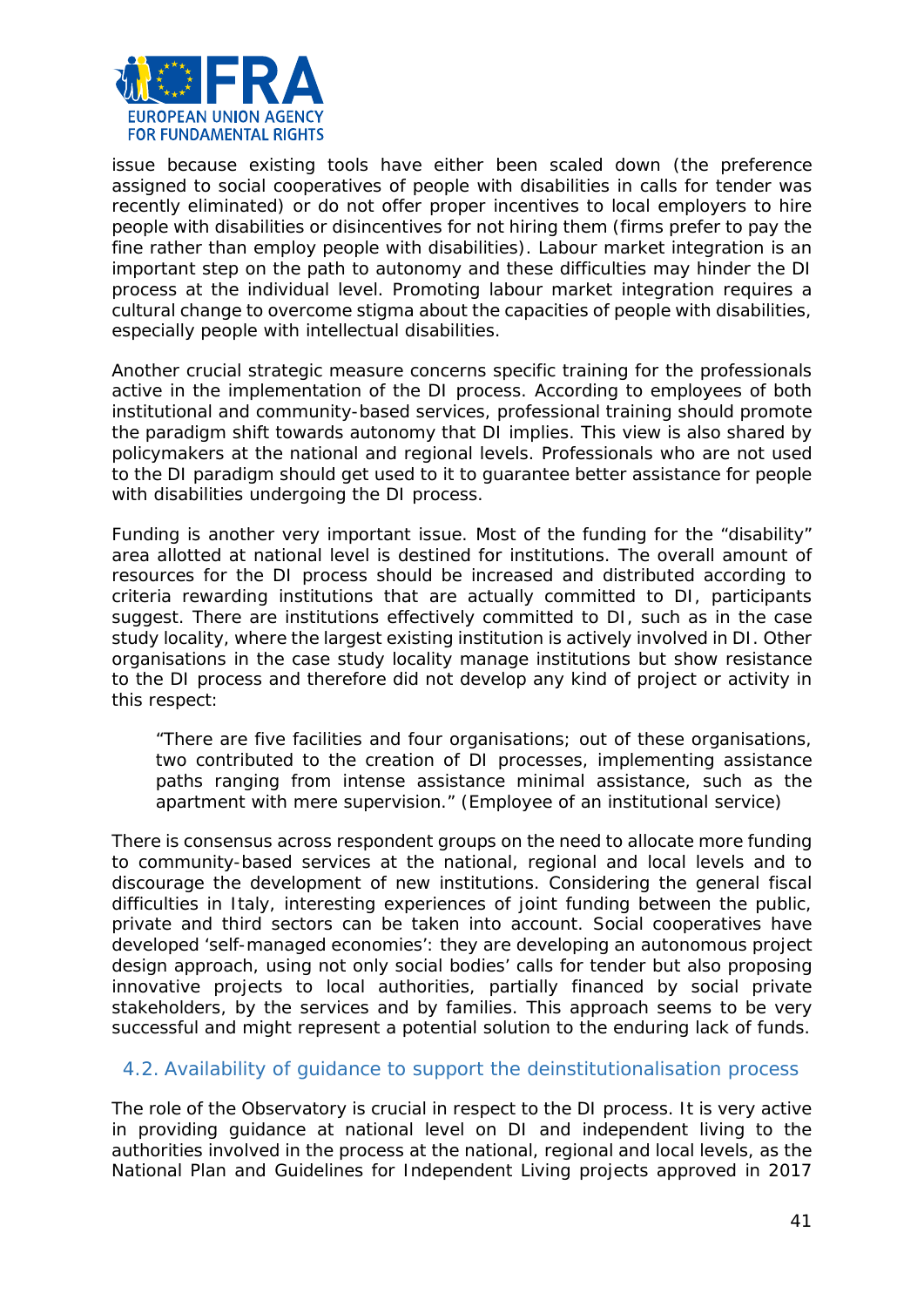issue because existing tools have either been scaled down (the preference assigned to social cooperatives of people with disabilities in calls for tender was recently eliminated) or do not offer proper incentives to local employers to hire people with disabilities or disincentives for not hiring them (firms prefer to pay the fine rather than employ people with disabilities). Labour market integration is an important step on the path to autonomy and these difficulties may hinder the DI process at the individual level. Promoting labour market integration requires a cultural change to overcome stigma about the capacities of people with disabilities, especially people with intellectual disabilities.

Another crucial strategic measure concerns specific training for the professionals active in the implementation of the DI process. According to employees of both institutional and community-based services, professional training should promote the paradigm shift towards autonomy that DI implies. This view is also shared by policymakers at the national and regional levels. Professionals who are not used to the DI paradigm should get used to it to guarantee better assistance for people with disabilities undergoing the DI process.

Funding is another very important issue. Most of the funding for the "disability" area allotted at national level is destined for institutions. The overall amount of resources for the DI process should be increased and distributed according to criteria rewarding institutions that are actually committed to DI, participants suggest. There are institutions effectively committed to DI, such as in the case study locality, where the largest existing institution is actively involved in DI. Other organisations in the case study locality manage institutions but show resistance to the DI process and therefore did not develop any kind of project or activity in this respect:

> "There are five facilities and four organisations; out of these organisations, two contributed to the creation of DI processes, implementing assistance paths ranging from intense assistance minimal assistance, such as the apartment with mere supervision." (Employee of an institutional service)

There is consensus across respondent groups on the need to allocate more funding to community-based services at the national, regional and local levels and to discourage the development of new institutions. Considering the general fiscal difficulties in Italy, interesting experiences of joint funding between the public, private and third sectors can be taken into account. Social cooperatives have developed 'self-managed economies': they are developing an autonomous project design approach, using not only social bodies' calls for tender but also proposing innovative projects to local authorities, partially financed by social private stakeholders, by the services and by families. This approach seems to be very successful and might represent a potential solution to the enduring lack of funds.

## 4.2. Availability of guidance to support the deinstitutionalisation process

The role of the Observatory is crucial in respect to the DI process. It is very active in providing guidance at national level on DI and independent living to the authorities involved in the process at the national, regional and local levels, as the National Plan and Guidelines for Independent Living projects approved in 2017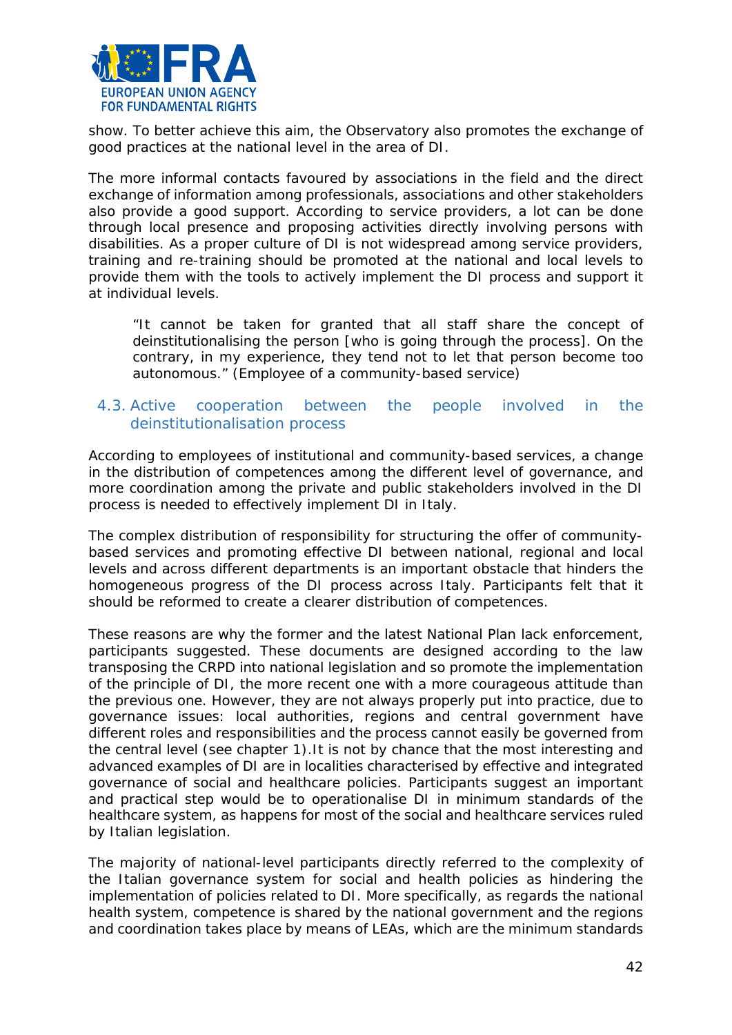show. To better achieve this aim, the Observatory also promotes the exchange of good practices at the national level in the area of DI.

The more informal contacts favoured by associations in the field and the direct exchange of information among professionals, associations and other stakeholders also provide a good support. According to service providers, a lot can be done through local presence and proposing activities directly involving persons with disabilities. As a proper culture of DI is not widespread among service providers, training and re-training should be promoted at the national and local levels to provide them with the tools to actively implement the DI process and support it at individual levels.

> "It cannot be taken for granted that all staff share the concept of deinstitutionalising the person [who is going through the process]. On the contrary, in my experience, they tend not to let that person become too autonomous." (Employee of a community-based service)

### 4.3. Active cooperation between the people involved in the deinstitutionalisation process

According to employees of institutional and community-based services, a change in the distribution of competences among the different level of governance, and more coordination among the private and public stakeholders involved in the DI process is needed to effectively implement DI in Italy.

The complex distribution of responsibility for structuring the offer of community-based services and promoting effective DI between national, regional and local levels and across different departments is an important obstacle that hinders the homogeneous progress of the DI process across Italy. Participants felt that it should be reformed to create a clearer distribution of competences.

These reasons are why the former and the latest National Plan lack enforcement, participants suggested. These documents are designed according to the law transposing the CRPD into national legislation and so promote the implementation of the principle of DI, the more recent one with a more courageous attitude than the previous one. However, they are not always properly put into practice, due to governance issues: local authorities, regions and central government have different roles and responsibilities and the process cannot easily be governed from the central level (see chapter 1).It is not by chance that the most interesting and advanced examples of DI are in localities characterised by effective and integrated governance of social and healthcare policies. Participants suggest an important and practical step would be to operationalise DI in minimum standards of the healthcare system, as happens for most of the social and healthcare services ruled by Italian legislation.

The majority of national-level participants directly referred to the complexity of the Italian governance system for social and health policies as hindering the implementation of policies related to DI. More specifically, as regards the national health system, competence is shared by the national government and the regions and coordination takes place by means of LEAs, which are the minimum standards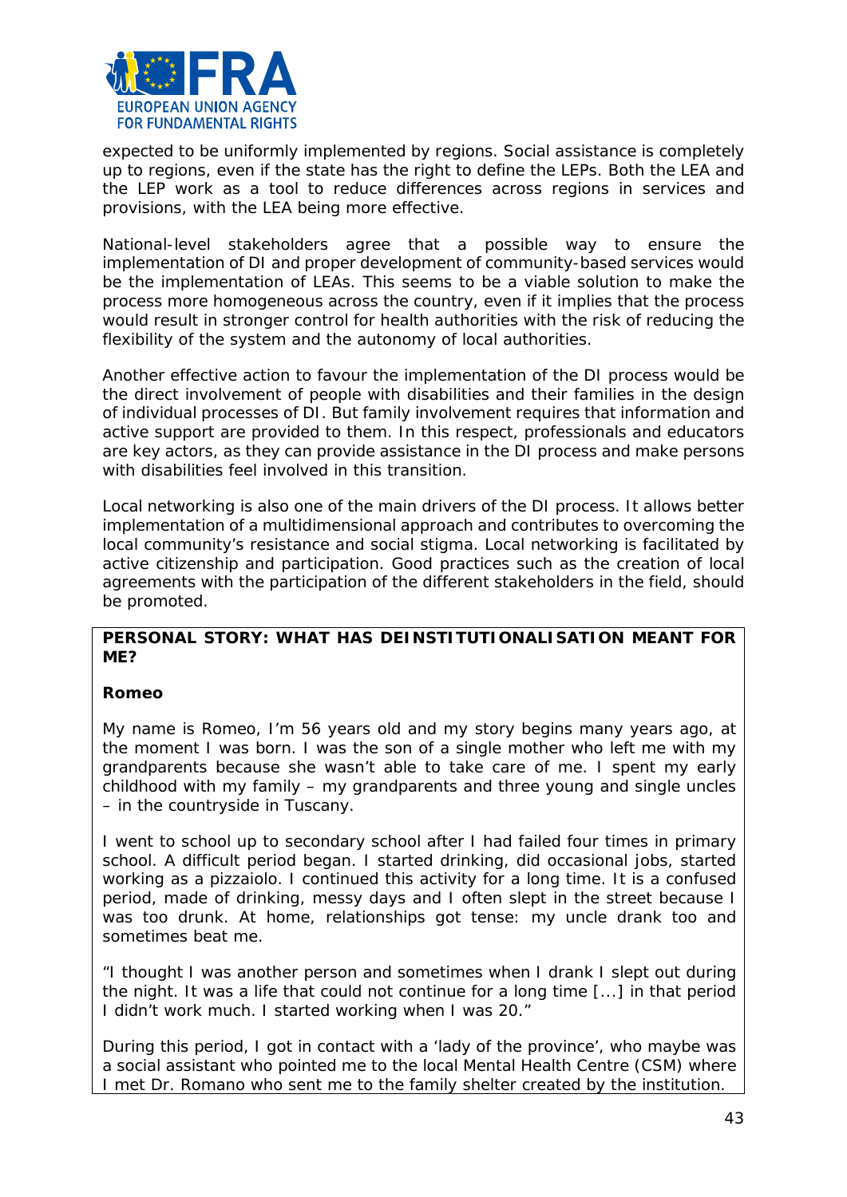expected to be uniformly implemented by regions. Social assistance is completely up to regions, even if the state has the right to define the LEPs. Both the LEA and the LEP work as a tool to reduce differences across regions in services and provisions, with the LEA being more effective.

National-level stakeholders agree that a possible way to ensure the implementation of DI and proper development of community-based services would be the implementation of LEAs. This seems to be a viable solution to make the process more homogeneous across the country, even if it implies that the process would result in stronger control for health authorities with the risk of reducing the flexibility of the system and the autonomy of local authorities.

Another effective action to favour the implementation of the DI process would be the direct involvement of people with disabilities and their families in the design of individual processes of DI. But family involvement requires that information and active support are provided to them. In this respect, professionals and educators are key actors, as they can provide assistance in the DI process and make persons with disabilities feel involved in this transition.

Local networking is also one of the main drivers of the DI process. It allows better implementation of a multidimensional approach and contributes to overcoming the local community's resistance and social stigma. Local networking is facilitated by active citizenship and participation. Good practices such as the creation of local agreements with the participation of the different stakeholders in the field, should be promoted.

**PERSONAL STORY: WHAT HAS DEINSTITUTIONALISATION MEANT FOR ME?**

**Romeo**

*My name is Romeo, I'm 56 years old and my story begins many years ago, at the moment I was born. I was the son of a single mother who left me with my grandparents because she wasn't able to take care of me. I spent my early childhood with my family – my grandparents and three young and single uncles – in the countryside in Tuscany.*

*I went to school up to secondary school after I had failed four times in primary school. A difficult period began. I started drinking, did occasional jobs, started working as a pizzaiolo. I continued this activity for a long time. It is a confused period, made of drinking, messy days and I often slept in the street because I was too drunk. At home, relationships got tense: my uncle drank too and sometimes beat me.*

*"I thought I was another person and sometimes when I drank I slept out during the night. It was a life that could not continue for a long time [...] in that period I didn't work much. I started working when I was 20."*

*During this period, I got in contact with a 'lady of the province', who maybe was a social assistant who pointed me to the local Mental Health Centre (CSM) where I met Dr. Romano who sent me to the family shelter created by the institution.*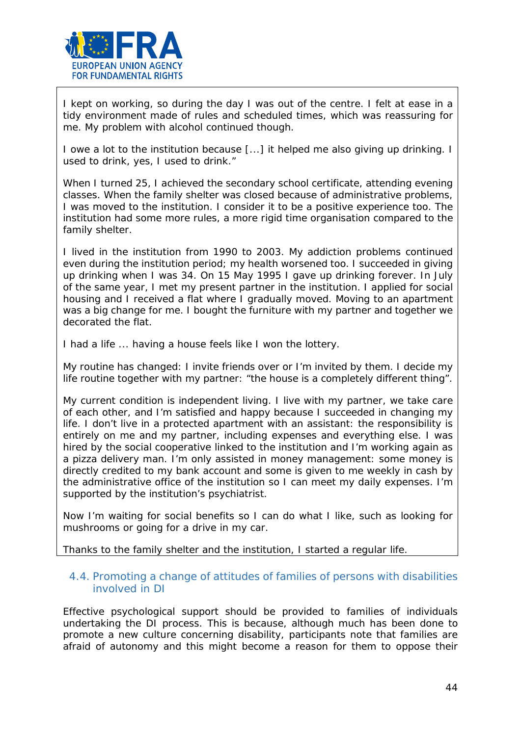I kept on working, so during the day I was out of the centre. I felt at ease in a tidy environment made of rules and scheduled times, which was reassuring for me. My problem with alcohol continued though.

I owe a lot to the institution because [...] it helped me also giving up drinking. I used to drink, yes, I used to drink."

When I turned 25, I achieved the secondary school certificate, attending evening classes. When the family shelter was closed because of administrative problems, I was moved to the institution. I consider it to be a positive experience too. The institution had some more rules, a more rigid time organisation compared to the family shelter.

I lived in the institution from 1990 to 2003. My addiction problems continued even during the institution period; my health worsened too. I succeeded in giving up drinking when I was 34. On 15 May 1995 I gave up drinking forever. In July of the same year, I met my present partner in the institution. I applied for social housing and I received a flat where I gradually moved. Moving to an apartment was a big change for me. I bought the furniture with my partner and together we decorated the flat.

I had a life ... having a house feels like I won the lottery.

My routine has changed: I invite friends over or I'm invited by them. I decide my life routine together with my partner: "the house is a completely different thing".

My current condition is independent living. I live with my partner, we take care of each other, and I'm satisfied and happy because I succeeded in changing my life. I don't live in a protected apartment with an assistant: the responsibility is entirely on me and my partner, including expenses and everything else. I was hired by the social cooperative linked to the institution and I'm working again as a pizza delivery man. I'm only assisted in money management: some money is directly credited to my bank account and some is given to me weekly in cash by the administrative office of the institution so I can meet my daily expenses. I'm supported by the institution's psychiatrist.

Now I'm waiting for social benefits so I can do what I like, such as looking for mushrooms or going for a drive in my car.

Thanks to the family shelter and the institution, I started a regular life.

### 4.4. Promoting a change of attitudes of families of persons with disabilities involved in DI

Effective psychological support should be provided to families of individuals undertaking the DI process. This is because, although much has been done to promote a new culture concerning disability, participants note that families are afraid of autonomy and this might become a reason for them to oppose their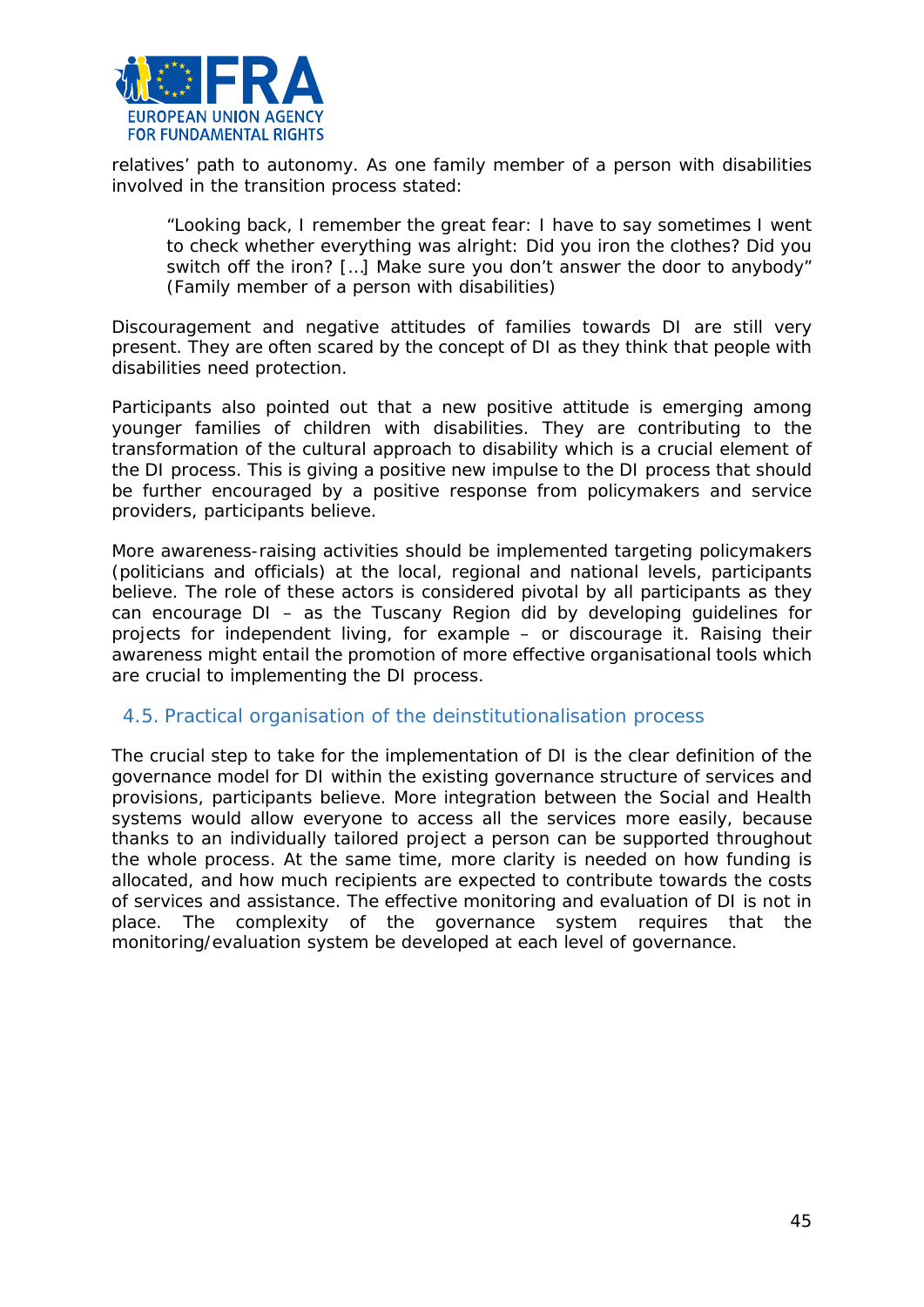relatives' path to autonomy. As one family member of a person with disabilities involved in the transition process stated:

> "Looking back, I remember the great fear: I have to say sometimes I went to check whether everything was alright: Did you iron the clothes? Did you switch off the iron? […] Make sure you don't answer the door to anybody" (Family member of a person with disabilities)

Discouragement and negative attitudes of families towards DI are still very present. They are often scared by the concept of DI as they think that people with disabilities need protection.

Participants also pointed out that a new positive attitude is emerging among younger families of children with disabilities. They are contributing to the transformation of the cultural approach to disability which is a crucial element of the DI process. This is giving a positive new impulse to the DI process that should be further encouraged by a positive response from policymakers and service providers, participants believe.

More awareness-raising activities should be implemented targeting policymakers (politicians and officials) at the local, regional and national levels, participants believe. The role of these actors is considered pivotal by all participants as they can encourage DI – as the Tuscany Region did by developing guidelines for projects for independent living, for example – or discourage it. Raising their awareness might entail the promotion of more effective organisational tools which are crucial to implementing the DI process.

## 4.5. Practical organisation of the deinstitutionalisation process

The crucial step to take for the implementation of DI is the clear definition of the governance model for DI within the existing governance structure of services and provisions, participants believe. More integration between the Social and Health systems would allow everyone to access all the services more easily, because thanks to an individually tailored project a person can be supported throughout the whole process. At the same time, more clarity is needed on how funding is allocated, and how much recipients are expected to contribute towards the costs of services and assistance. The effective monitoring and evaluation of DI is not in place. The complexity of the governance system requires that the monitoring/evaluation system be developed at each level of governance.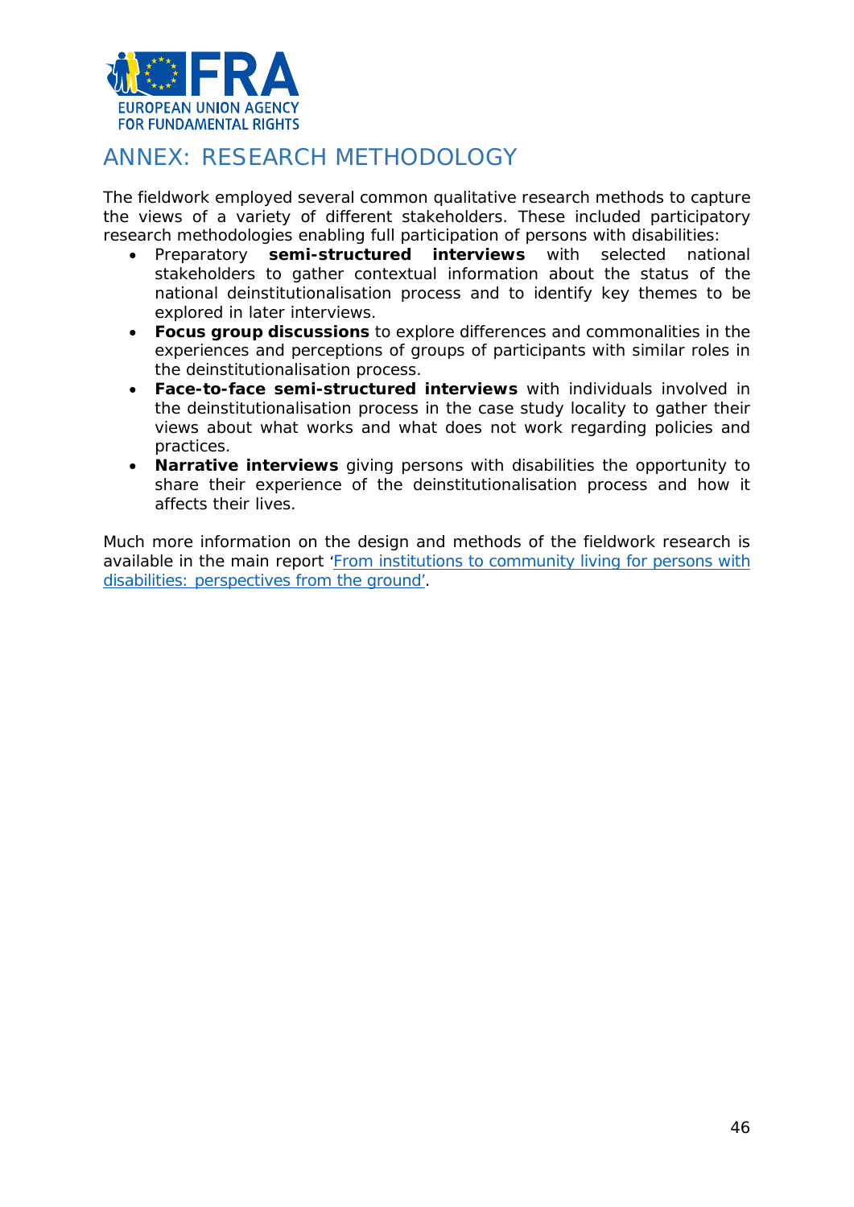# ANNEX: RESEARCH METHODOLOGY

The fieldwork employed several common qualitative research methods to capture the views of a variety of different stakeholders. These included participatory research methodologies enabling full participation of persons with disabilities:

- Preparatory **semi-structured interviews** with selected national stakeholders to gather contextual information about the status of the national deinstitutionalisation process and to identify key themes to be explored in later interviews.
- **Focus group discussions** to explore differences and commonalities in the experiences and perceptions of groups of participants with similar roles in the deinstitutionalisation process.
- **Face-to-face semi-structured interviews** with individuals involved in the deinstitutionalisation process in the case study locality to gather their views about what works and what does not work regarding policies and practices.
- **Narrative interviews** giving persons with disabilities the opportunity to share their experience of the deinstitutionalisation process and how it affects their lives.

Much more information on the design and methods of the fieldwork research is available in the main report 'From institutions to community living for persons with disabilities: perspectives from the ground'.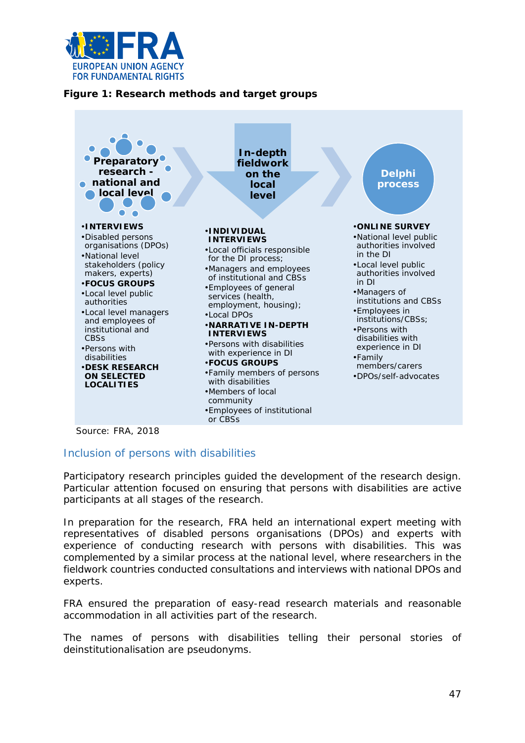**Figure 1: Research methods and target groups**

**Preparatory research - national and local level**

- **INTERVIEWS**
- Disabled persons organisations (DPOs)
- National level stakeholders (policy makers, experts)
- **FOCUS GROUPS**
- Local level public authorities
- Local level managers and employees of institutional and CBSs
- Persons with disabilities
- **DESK RESEARCH ON SELECTED LOCALITIES**

**In-depth fieldwork on the local level**

- **INDIVIDUAL INTERVIEWS**
- Local officials responsible for the DI process;
- Managers and employees of institutional and CBSs
- Employees of general services (health, employment, housing);
- Local DPOs
- **NARRATIVE IN-DEPTH INTERVIEWS**
- Persons with disabilities with experience in DI
- **FOCUS GROUPS**
- Family members of persons with disabilities
- Members of local community
- Employees of institutional or CBSs

**Delphi process**

- **ONLINE SURVEY**
- National level public authorities involved in the DI
- Local level public authorities involved in DI
- Managers of institutions and CBSs
- Employees in institutions/CBSs;
- Persons with disabilities with experience in DI
- Family members/carers
- DPOs/self-advocates

Source: FRA, 2018

## Inclusion of persons with disabilities

Participatory research principles guided the development of the research design. Particular attention focused on ensuring that persons with disabilities are active participants at all stages of the research.

In preparation for the research, FRA held an international expert meeting with representatives of disabled persons organisations (DPOs) and experts with experience of conducting research with persons with disabilities. This was complemented by a similar process at the national level, where researchers in the fieldwork countries conducted consultations and interviews with national DPOs and experts.

FRA ensured the preparation of easy-read research materials and reasonable accommodation in all activities part of the research.

The names of persons with disabilities telling their personal stories of deinstitutionalisation are pseudonyms.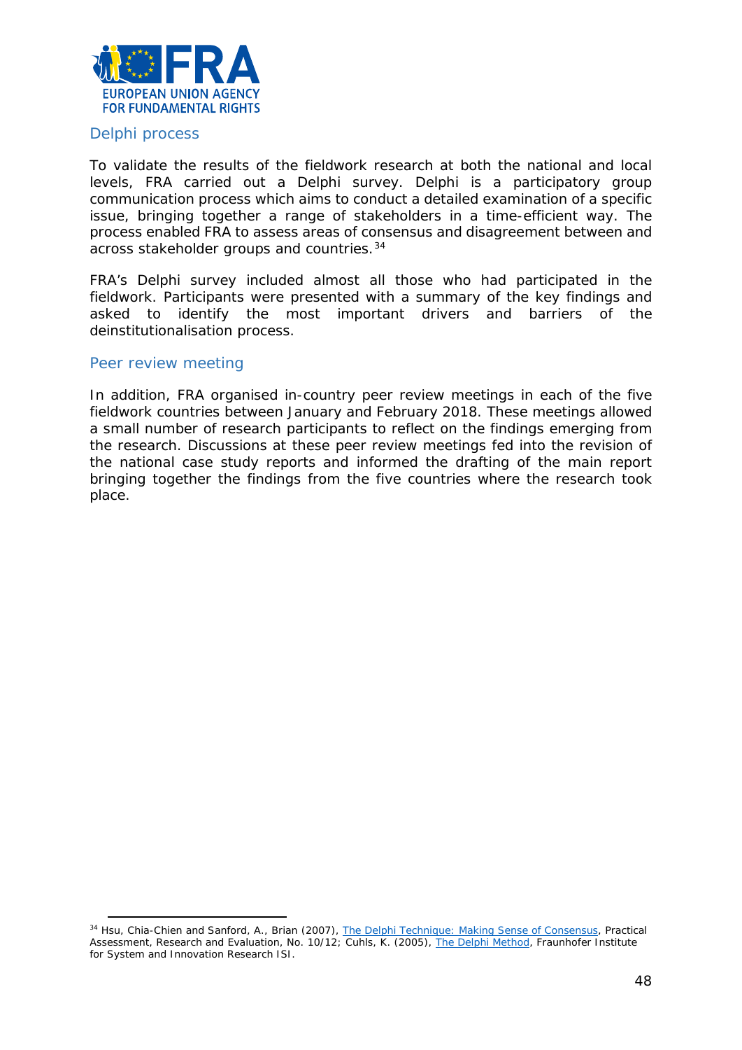## Delphi process

To validate the results of the fieldwork research at both the national and local levels, FRA carried out a Delphi survey. Delphi is a participatory group communication process which aims to conduct a detailed examination of a specific issue, bringing together a range of stakeholders in a time-efficient way. The process enabled FRA to assess areas of consensus and disagreement between and across stakeholder groups and countries.[34]

FRA's Delphi survey included almost all those who had participated in the fieldwork. Participants were presented with a summary of the key findings and asked to identify the most important drivers and barriers of the deinstitutionalisation process.

## Peer review meeting

In addition, FRA organised in-country peer review meetings in each of the five fieldwork countries between January and February 2018. These meetings allowed a small number of research participants to reflect on the findings emerging from the research. Discussions at these peer review meetings fed into the revision of the national case study reports and informed the drafting of the main report bringing together the findings from the five countries where the research took place.

---

[34] Hsu, Chia-Chien and Sanford, A., Brian (2007), The Delphi Technique: Making Sense of Consensus, Practical Assessment, Research and Evaluation, No. 10/12; Cuhls, K. (2005), The Delphi Method, Fraunhofer Institute for System and Innovation Research ISI.